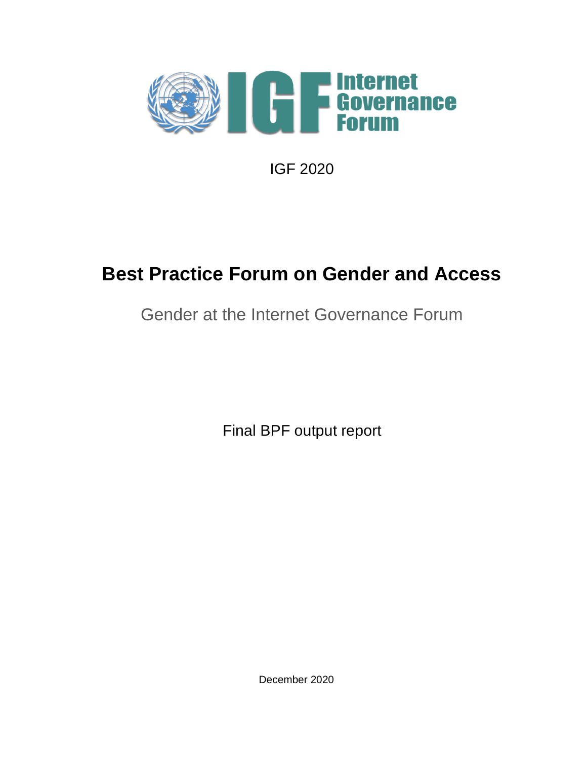Internet Governance Forum

IGF 2020

# Best Practice Forum on Gender and Access

## Gender at the Internet Governance Forum

Final BPF output report

December 2020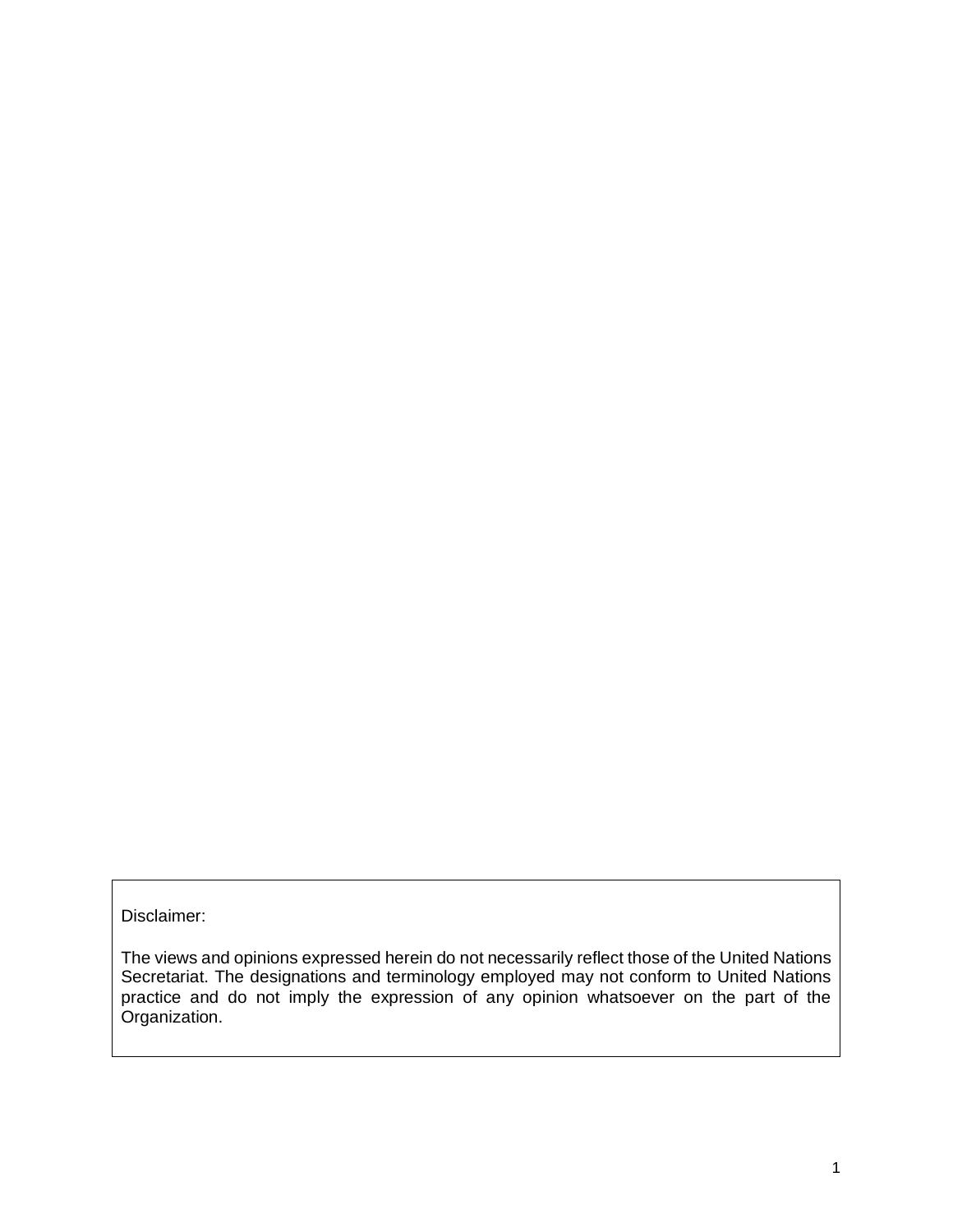Disclaimer:

The views and opinions expressed herein do not necessarily reflect those of the United Nations Secretariat. The designations and terminology employed may not conform to United Nations practice and do not imply the expression of any opinion whatsoever on the part of the Organization.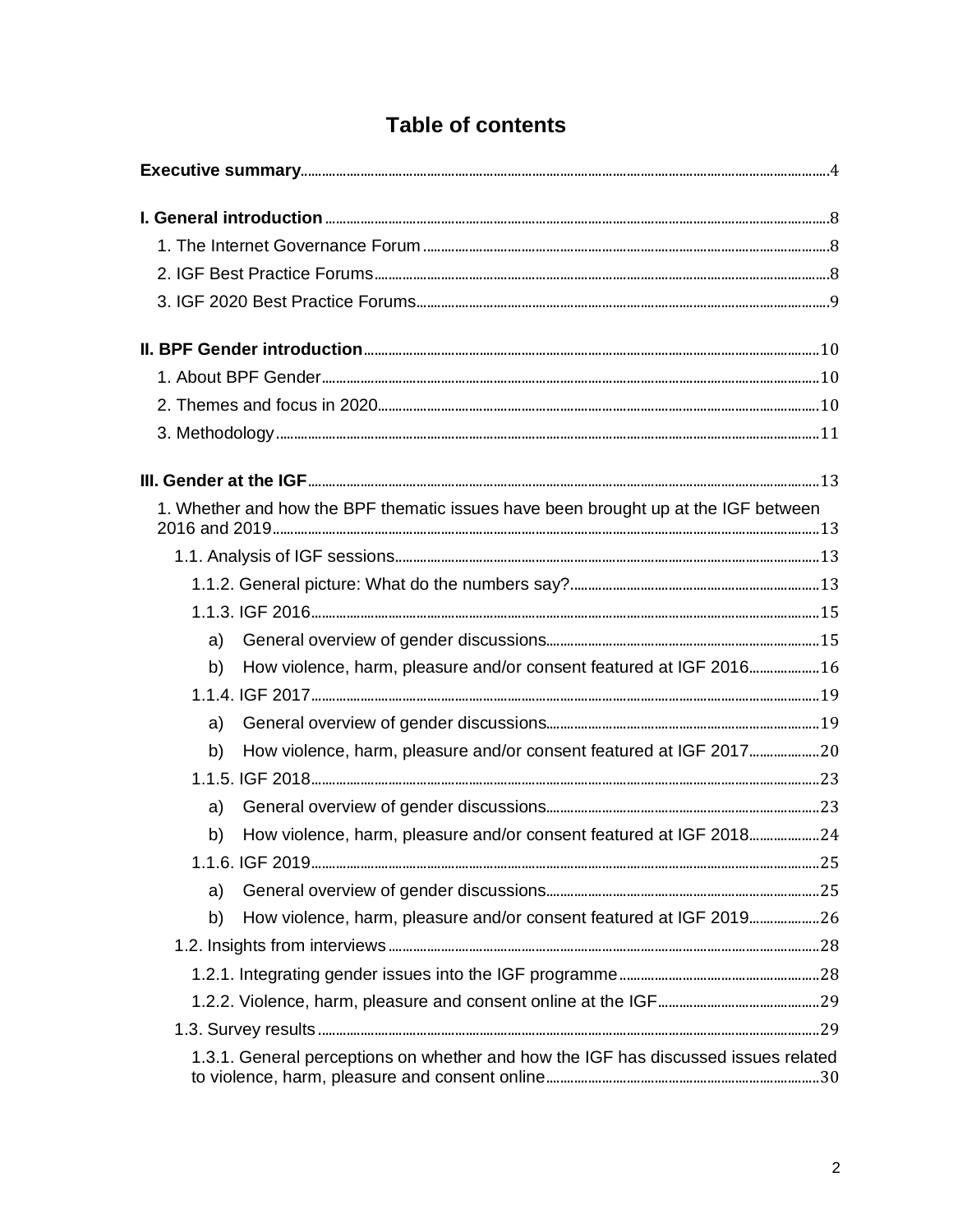# Table of contents

**Executive summary** 4

**I. General introduction** 8

1. The Internet Governance Forum 8
2. IGF Best Practice Forums 8
3. IGF 2020 Best Practice Forums 9

**II. BPF Gender introduction** 10

1. About BPF Gender 10
2. Themes and focus in 2020 10
3. Methodology 11

**III. Gender at the IGF** 13

1. Whether and how the BPF thematic issues have been brought up at the IGF between 2016 and 2019 13
   - 1.1. Analysis of IGF sessions 13
     - 1.1.2. General picture: What do the numbers say? 13
     - 1.1.3. IGF 2016 15
       - a) General overview of gender discussions 15
       - b) How violence, harm, pleasure and/or consent featured at IGF 2016 16
     - 1.1.4. IGF 2017 19
       - a) General overview of gender discussions 19
       - b) How violence, harm, pleasure and/or consent featured at IGF 2017 20
     - 1.1.5. IGF 2018 23
       - a) General overview of gender discussions 23
       - b) How violence, harm, pleasure and/or consent featured at IGF 2018 24
     - 1.1.6. IGF 2019 25
       - a) General overview of gender discussions 25
       - b) How violence, harm, pleasure and/or consent featured at IGF 2019 26
   - 1.2. Insights from interviews 28
     - 1.2.1. Integrating gender issues into the IGF programme 28
     - 1.2.2. Violence, harm, pleasure and consent online at the IGF 29
   - 1.3. Survey results 29
     - 1.3.1. General perceptions on whether and how the IGF has discussed issues related to violence, harm, pleasure and consent online 30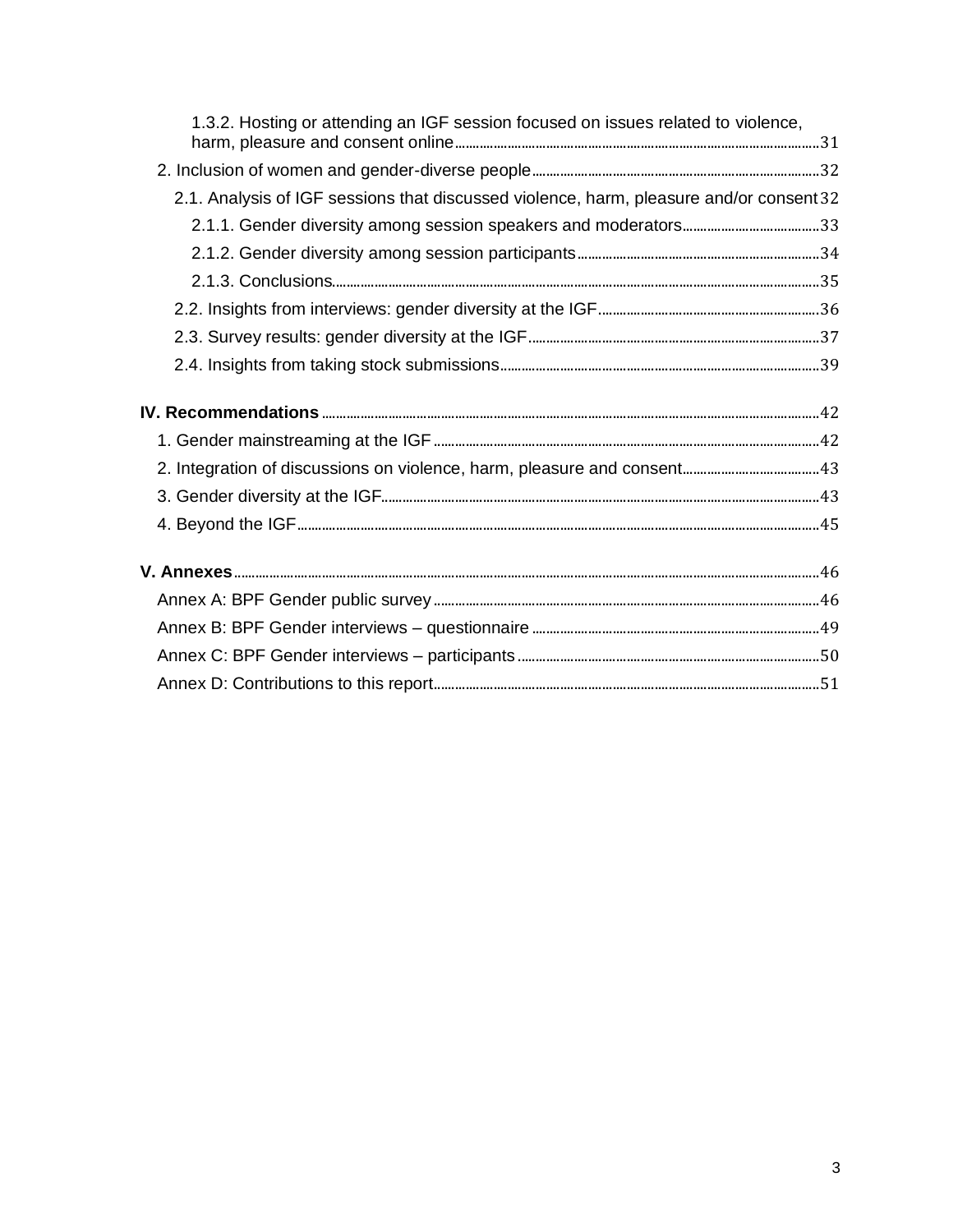1.3.2. Hosting or attending an IGF session focused on issues related to violence, harm, pleasure and consent online ..... 31

2. Inclusion of women and gender-diverse people ..... 32

2.1. Analysis of IGF sessions that discussed violence, harm, pleasure and/or consent ..... 32

2.1.1. Gender diversity among session speakers and moderators ..... 33

2.1.2. Gender diversity among session participants ..... 34

2.1.3. Conclusions ..... 35

2.2. Insights from interviews: gender diversity at the IGF ..... 36

2.3. Survey results: gender diversity at the IGF ..... 37

2.4. Insights from taking stock submissions ..... 39

**IV. Recommendations** ..... 42

1. Gender mainstreaming at the IGF ..... 42

2. Integration of discussions on violence, harm, pleasure and consent ..... 43

3. Gender diversity at the IGF ..... 43

4. Beyond the IGF ..... 45

**V. Annexes** ..... 46

Annex A: BPF Gender public survey ..... 46

Annex B: BPF Gender interviews – questionnaire ..... 49

Annex C: BPF Gender interviews – participants ..... 50

Annex D: Contributions to this report ..... 51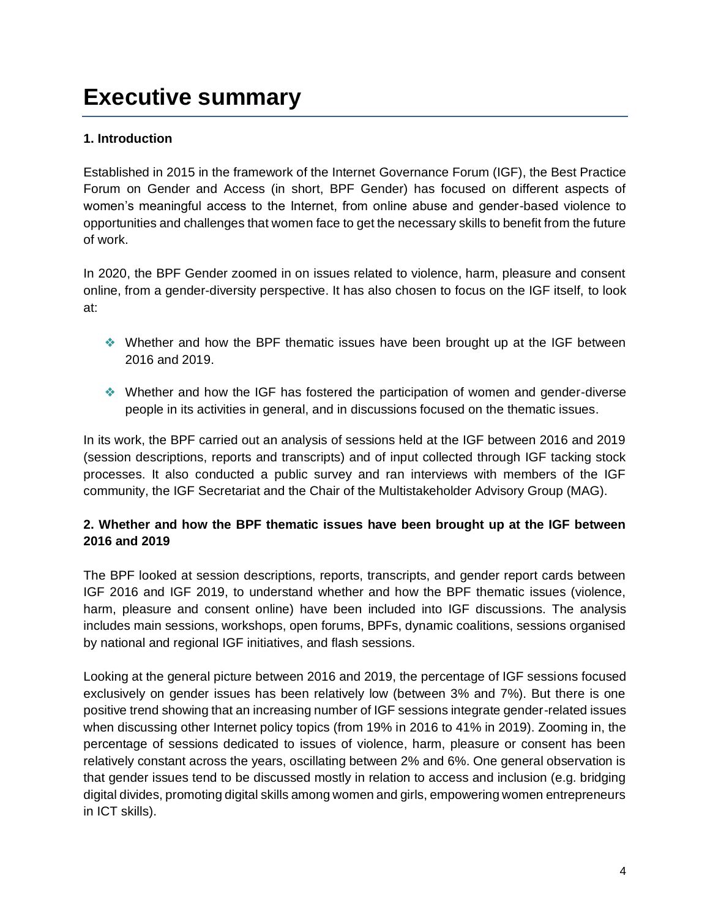# Executive summary

**1. Introduction**

Established in 2015 in the framework of the Internet Governance Forum (IGF), the Best Practice Forum on Gender and Access (in short, BPF Gender) has focused on different aspects of women's meaningful access to the Internet, from online abuse and gender-based violence to opportunities and challenges that women face to get the necessary skills to benefit from the future of work.

In 2020, the BPF Gender zoomed in on issues related to violence, harm, pleasure and consent online, from a gender-diversity perspective. It has also chosen to focus on the IGF itself, to look at:

- Whether and how the BPF thematic issues have been brought up at the IGF between 2016 and 2019.
- Whether and how the IGF has fostered the participation of women and gender-diverse people in its activities in general, and in discussions focused on the thematic issues.

In its work, the BPF carried out an analysis of sessions held at the IGF between 2016 and 2019 (session descriptions, reports and transcripts) and of input collected through IGF tacking stock processes. It also conducted a public survey and ran interviews with members of the IGF community, the IGF Secretariat and the Chair of the Multistakeholder Advisory Group (MAG).

**2. Whether and how the BPF thematic issues have been brought up at the IGF between 2016 and 2019**

The BPF looked at session descriptions, reports, transcripts, and gender report cards between IGF 2016 and IGF 2019, to understand whether and how the BPF thematic issues (violence, harm, pleasure and consent online) have been included into IGF discussions. The analysis includes main sessions, workshops, open forums, BPFs, dynamic coalitions, sessions organised by national and regional IGF initiatives, and flash sessions.

Looking at the general picture between 2016 and 2019, the percentage of IGF sessions focused exclusively on gender issues has been relatively low (between 3% and 7%). But there is one positive trend showing that an increasing number of IGF sessions integrate gender-related issues when discussing other Internet policy topics (from 19% in 2016 to 41% in 2019). Zooming in, the percentage of sessions dedicated to issues of violence, harm, pleasure or consent has been relatively constant across the years, oscillating between 2% and 6%. One general observation is that gender issues tend to be discussed mostly in relation to access and inclusion (e.g. bridging digital divides, promoting digital skills among women and girls, empowering women entrepreneurs in ICT skills).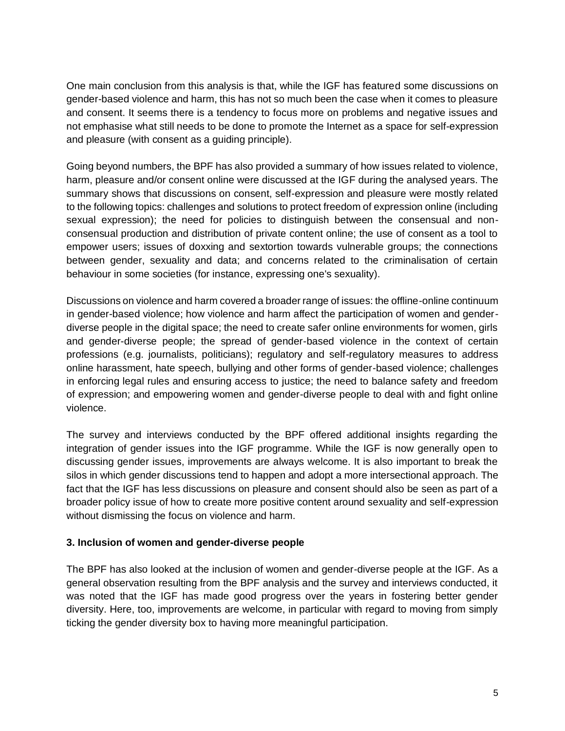One main conclusion from this analysis is that, while the IGF has featured some discussions on gender-based violence and harm, this has not so much been the case when it comes to pleasure and consent. It seems there is a tendency to focus more on problems and negative issues and not emphasise what still needs to be done to promote the Internet as a space for self-expression and pleasure (with consent as a guiding principle).

Going beyond numbers, the BPF has also provided a summary of how issues related to violence, harm, pleasure and/or consent online were discussed at the IGF during the analysed years. The summary shows that discussions on consent, self-expression and pleasure were mostly related to the following topics: challenges and solutions to protect freedom of expression online (including sexual expression); the need for policies to distinguish between the consensual and non-consensual production and distribution of private content online; the use of consent as a tool to empower users; issues of doxxing and sextortion towards vulnerable groups; the connections between gender, sexuality and data; and concerns related to the criminalisation of certain behaviour in some societies (for instance, expressing one's sexuality).

Discussions on violence and harm covered a broader range of issues: the offline-online continuum in gender-based violence; how violence and harm affect the participation of women and gender-diverse people in the digital space; the need to create safer online environments for women, girls and gender-diverse people; the spread of gender-based violence in the context of certain professions (e.g. journalists, politicians); regulatory and self-regulatory measures to address online harassment, hate speech, bullying and other forms of gender-based violence; challenges in enforcing legal rules and ensuring access to justice; the need to balance safety and freedom of expression; and empowering women and gender-diverse people to deal with and fight online violence.

The survey and interviews conducted by the BPF offered additional insights regarding the integration of gender issues into the IGF programme. While the IGF is now generally open to discussing gender issues, improvements are always welcome. It is also important to break the silos in which gender discussions tend to happen and adopt a more intersectional approach. The fact that the IGF has less discussions on pleasure and consent should also be seen as part of a broader policy issue of how to create more positive content around sexuality and self-expression without dismissing the focus on violence and harm.

### 3. Inclusion of women and gender-diverse people

The BPF has also looked at the inclusion of women and gender-diverse people at the IGF. As a general observation resulting from the BPF analysis and the survey and interviews conducted, it was noted that the IGF has made good progress over the years in fostering better gender diversity. Here, too, improvements are welcome, in particular with regard to moving from simply ticking the gender diversity box to having more meaningful participation.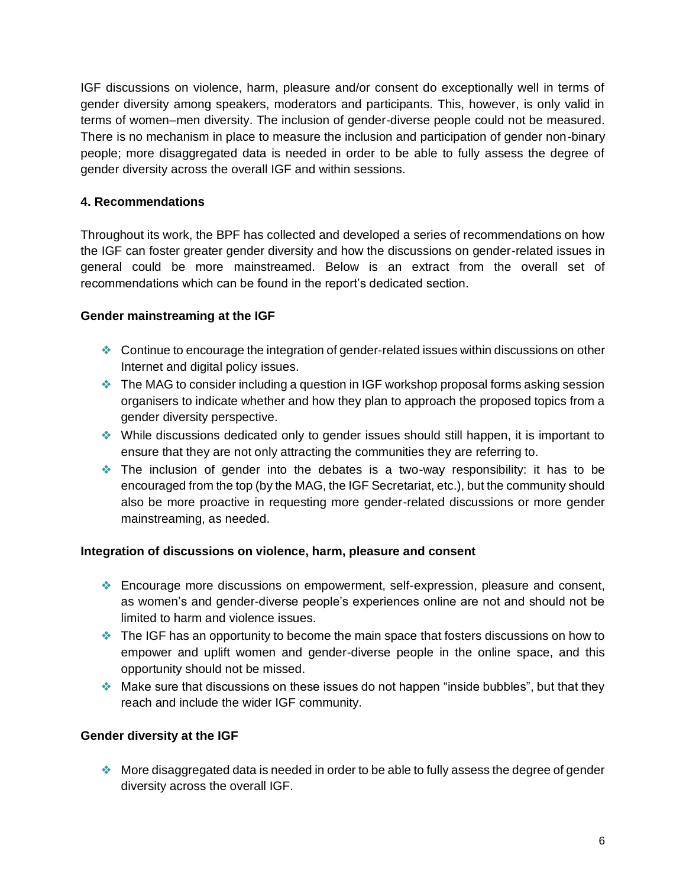IGF discussions on violence, harm, pleasure and/or consent do exceptionally well in terms of gender diversity among speakers, moderators and participants. This, however, is only valid in terms of women–men diversity. The inclusion of gender-diverse people could not be measured. There is no mechanism in place to measure the inclusion and participation of gender non-binary people; more disaggregated data is needed in order to be able to fully assess the degree of gender diversity across the overall IGF and within sessions.

## 4. Recommendations

Throughout its work, the BPF has collected and developed a series of recommendations on how the IGF can foster greater gender diversity and how the discussions on gender-related issues in general could be more mainstreamed. Below is an extract from the overall set of recommendations which can be found in the report's dedicated section.

### Gender mainstreaming at the IGF

- Continue to encourage the integration of gender-related issues within discussions on other Internet and digital policy issues.
- The MAG to consider including a question in IGF workshop proposal forms asking session organisers to indicate whether and how they plan to approach the proposed topics from a gender diversity perspective.
- While discussions dedicated only to gender issues should still happen, it is important to ensure that they are not only attracting the communities they are referring to.
- The inclusion of gender into the debates is a two-way responsibility: it has to be encouraged from the top (by the MAG, the IGF Secretariat, etc.), but the community should also be more proactive in requesting more gender-related discussions or more gender mainstreaming, as needed.

### Integration of discussions on violence, harm, pleasure and consent

- Encourage more discussions on empowerment, self-expression, pleasure and consent, as women's and gender-diverse people's experiences online are not and should not be limited to harm and violence issues.
- The IGF has an opportunity to become the main space that fosters discussions on how to empower and uplift women and gender-diverse people in the online space, and this opportunity should not be missed.
- Make sure that discussions on these issues do not happen "inside bubbles", but that they reach and include the wider IGF community.

### Gender diversity at the IGF

- More disaggregated data is needed in order to be able to fully assess the degree of gender diversity across the overall IGF.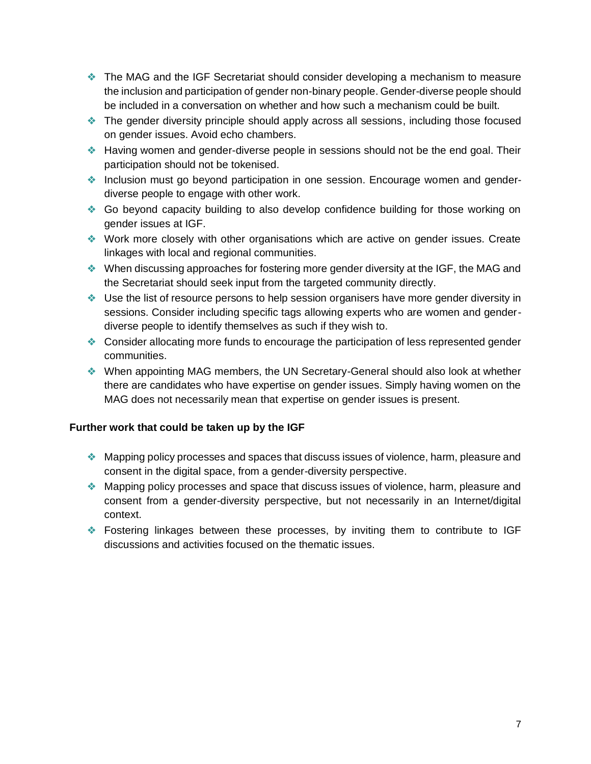- The MAG and the IGF Secretariat should consider developing a mechanism to measure the inclusion and participation of gender non-binary people. Gender-diverse people should be included in a conversation on whether and how such a mechanism could be built.
- The gender diversity principle should apply across all sessions, including those focused on gender issues. Avoid echo chambers.
- Having women and gender-diverse people in sessions should not be the end goal. Their participation should not be tokenised.
- Inclusion must go beyond participation in one session. Encourage women and gender-diverse people to engage with other work.
- Go beyond capacity building to also develop confidence building for those working on gender issues at IGF.
- Work more closely with other organisations which are active on gender issues. Create linkages with local and regional communities.
- When discussing approaches for fostering more gender diversity at the IGF, the MAG and the Secretariat should seek input from the targeted community directly.
- Use the list of resource persons to help session organisers have more gender diversity in sessions. Consider including specific tags allowing experts who are women and gender-diverse people to identify themselves as such if they wish to.
- Consider allocating more funds to encourage the participation of less represented gender communities.
- When appointing MAG members, the UN Secretary-General should also look at whether there are candidates who have expertise on gender issues. Simply having women on the MAG does not necessarily mean that expertise on gender issues is present.

**Further work that could be taken up by the IGF**

- Mapping policy processes and spaces that discuss issues of violence, harm, pleasure and consent in the digital space, from a gender-diversity perspective.
- Mapping policy processes and space that discuss issues of violence, harm, pleasure and consent from a gender-diversity perspective, but not necessarily in an Internet/digital context.
- Fostering linkages between these processes, by inviting them to contribute to IGF discussions and activities focused on the thematic issues.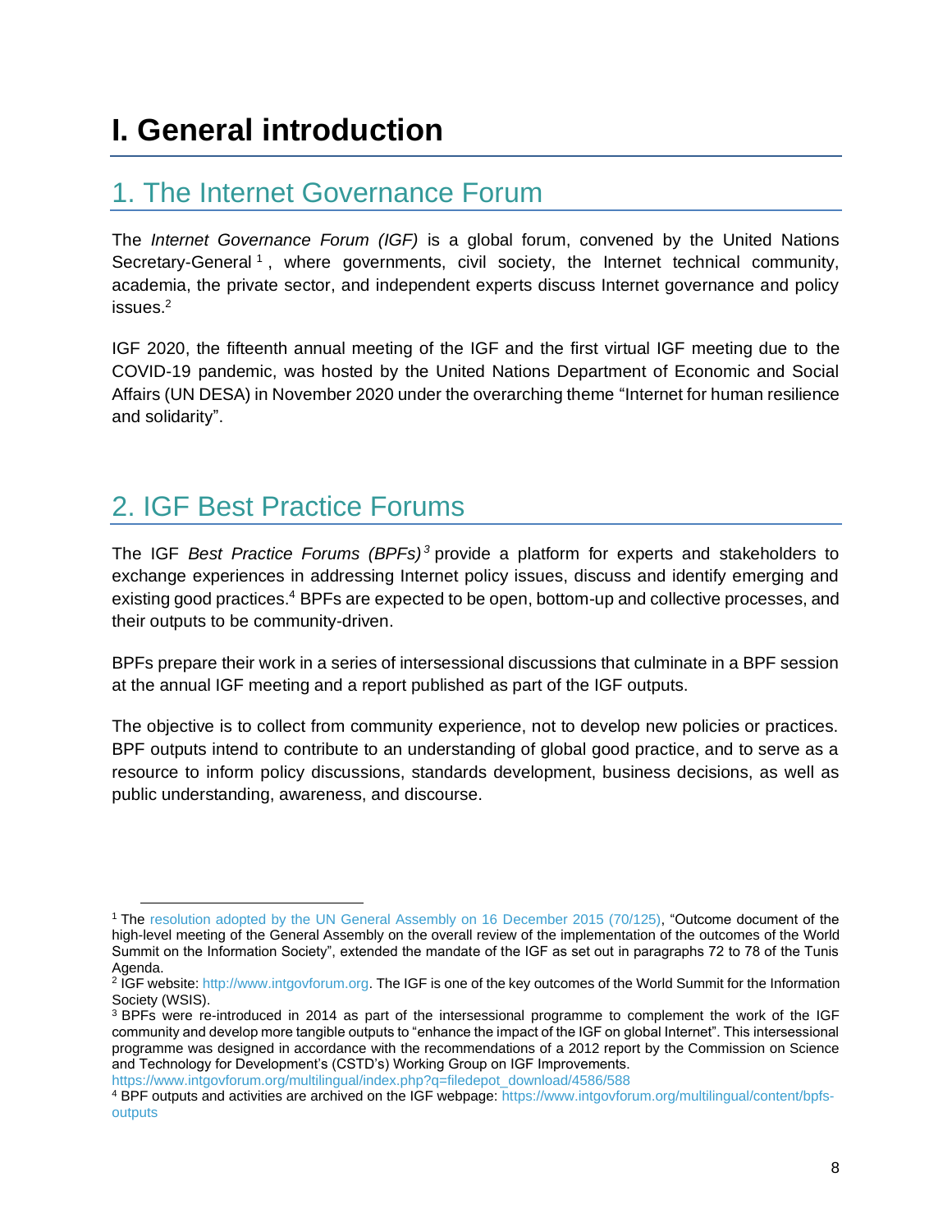# I. General introduction

## 1. The Internet Governance Forum

The *Internet Governance Forum (IGF)* is a global forum, convened by the United Nations Secretary-General [1], where governments, civil society, the Internet technical community, academia, the private sector, and independent experts discuss Internet governance and policy issues.[2]

IGF 2020, the fifteenth annual meeting of the IGF and the first virtual IGF meeting due to the COVID-19 pandemic, was hosted by the United Nations Department of Economic and Social Affairs (UN DESA) in November 2020 under the overarching theme "Internet for human resilience and solidarity".

## 2. IGF Best Practice Forums

The IGF *Best Practice Forums (BPFs)*[3] provide a platform for experts and stakeholders to exchange experiences in addressing Internet policy issues, discuss and identify emerging and existing good practices.[4] BPFs are expected to be open, bottom-up and collective processes, and their outputs to be community-driven.

BPFs prepare their work in a series of intersessional discussions that culminate in a BPF session at the annual IGF meeting and a report published as part of the IGF outputs.

The objective is to collect from community experience, not to develop new policies or practices. BPF outputs intend to contribute to an understanding of global good practice, and to serve as a resource to inform policy discussions, standards development, business decisions, as well as public understanding, awareness, and discourse.

---

[1] The resolution adopted by the UN General Assembly on 16 December 2015 (70/125), "Outcome document of the high-level meeting of the General Assembly on the overall review of the implementation of the outcomes of the World Summit on the Information Society", extended the mandate of the IGF as set out in paragraphs 72 to 78 of the Tunis Agenda.

[2] IGF website: http://www.intgovforum.org. The IGF is one of the key outcomes of the World Summit for the Information Society (WSIS).

[3] BPFs were re-introduced in 2014 as part of the intersessional programme to complement the work of the IGF community and develop more tangible outputs to "enhance the impact of the IGF on global Internet". This intersessional programme was designed in accordance with the recommendations of a 2012 report by the Commission on Science and Technology for Development's (CSTD's) Working Group on IGF Improvements. https://www.intgovforum.org/multilingual/index.php?q=filedepot_download/4586/588

[4] BPF outputs and activities are archived on the IGF webpage: https://www.intgovforum.org/multilingual/content/bpfs-outputs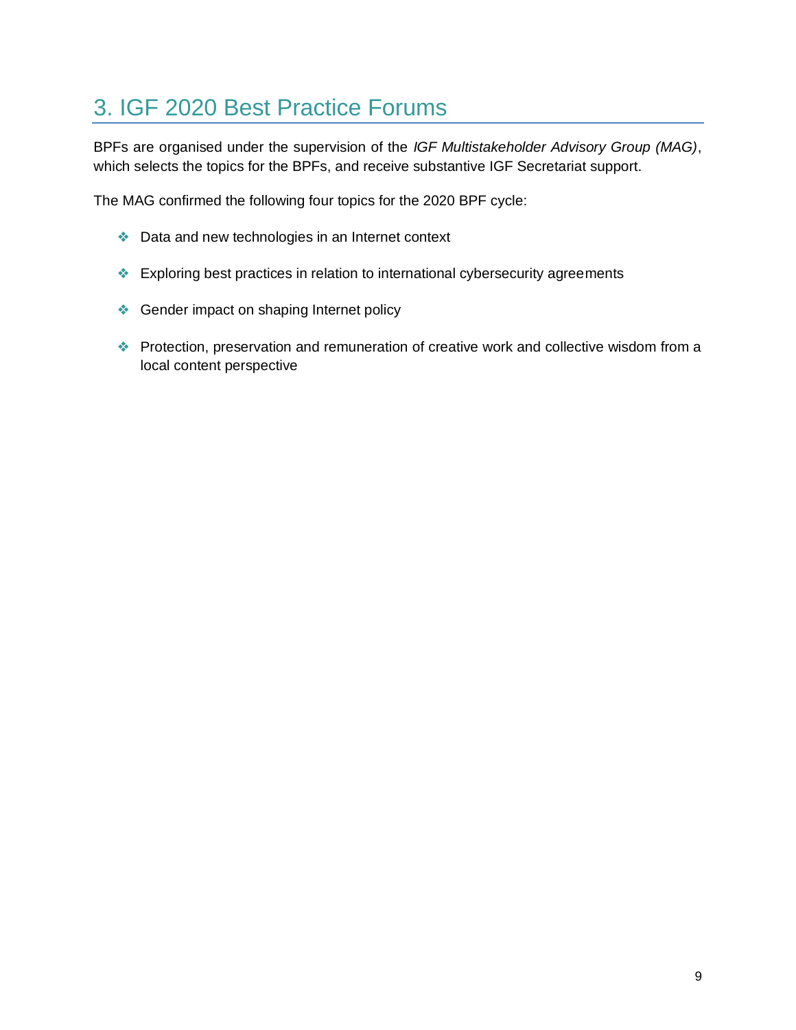# 3. IGF 2020 Best Practice Forums

BPFs are organised under the supervision of the *IGF Multistakeholder Advisory Group (MAG)*, which selects the topics for the BPFs, and receive substantive IGF Secretariat support.

The MAG confirmed the following four topics for the 2020 BPF cycle:

- Data and new technologies in an Internet context
- Exploring best practices in relation to international cybersecurity agreements
- Gender impact on shaping Internet policy
- Protection, preservation and remuneration of creative work and collective wisdom from a local content perspective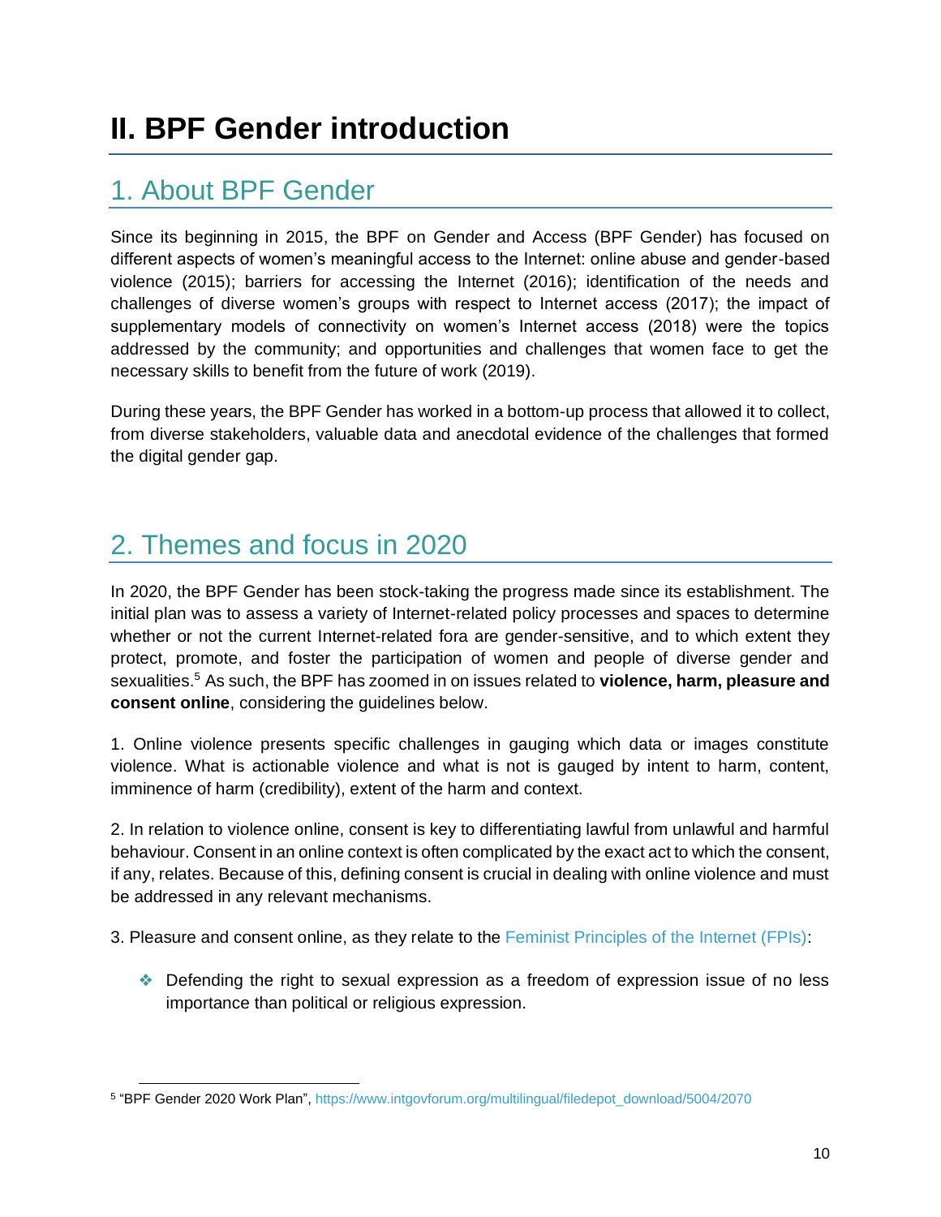# II. BPF Gender introduction

## 1. About BPF Gender

Since its beginning in 2015, the BPF on Gender and Access (BPF Gender) has focused on different aspects of women's meaningful access to the Internet: online abuse and gender-based violence (2015); barriers for accessing the Internet (2016); identification of the needs and challenges of diverse women's groups with respect to Internet access (2017); the impact of supplementary models of connectivity on women's Internet access (2018) were the topics addressed by the community; and opportunities and challenges that women face to get the necessary skills to benefit from the future of work (2019).

During these years, the BPF Gender has worked in a bottom-up process that allowed it to collect, from diverse stakeholders, valuable data and anecdotal evidence of the challenges that formed the digital gender gap.

## 2. Themes and focus in 2020

In 2020, the BPF Gender has been stock-taking the progress made since its establishment. The initial plan was to assess a variety of Internet-related policy processes and spaces to determine whether or not the current Internet-related fora are gender-sensitive, and to which extent they protect, promote, and foster the participation of women and people of diverse gender and sexualities.[5] As such, the BPF has zoomed in on issues related to **violence, harm, pleasure and consent online**, considering the guidelines below.

1. Online violence presents specific challenges in gauging which data or images constitute violence. What is actionable violence and what is not is gauged by intent to harm, content, imminence of harm (credibility), extent of the harm and context.

2. In relation to violence online, consent is key to differentiating lawful from unlawful and harmful behaviour. Consent in an online context is often complicated by the exact act to which the consent, if any, relates. Because of this, defining consent is crucial in dealing with online violence and must be addressed in any relevant mechanisms.

3. Pleasure and consent online, as they relate to the Feminist Principles of the Internet (FPIs):

- Defending the right to sexual expression as a freedom of expression issue of no less importance than political or religious expression.

[5] "BPF Gender 2020 Work Plan", https://www.intgovforum.org/multilingual/filedepot_download/5004/2070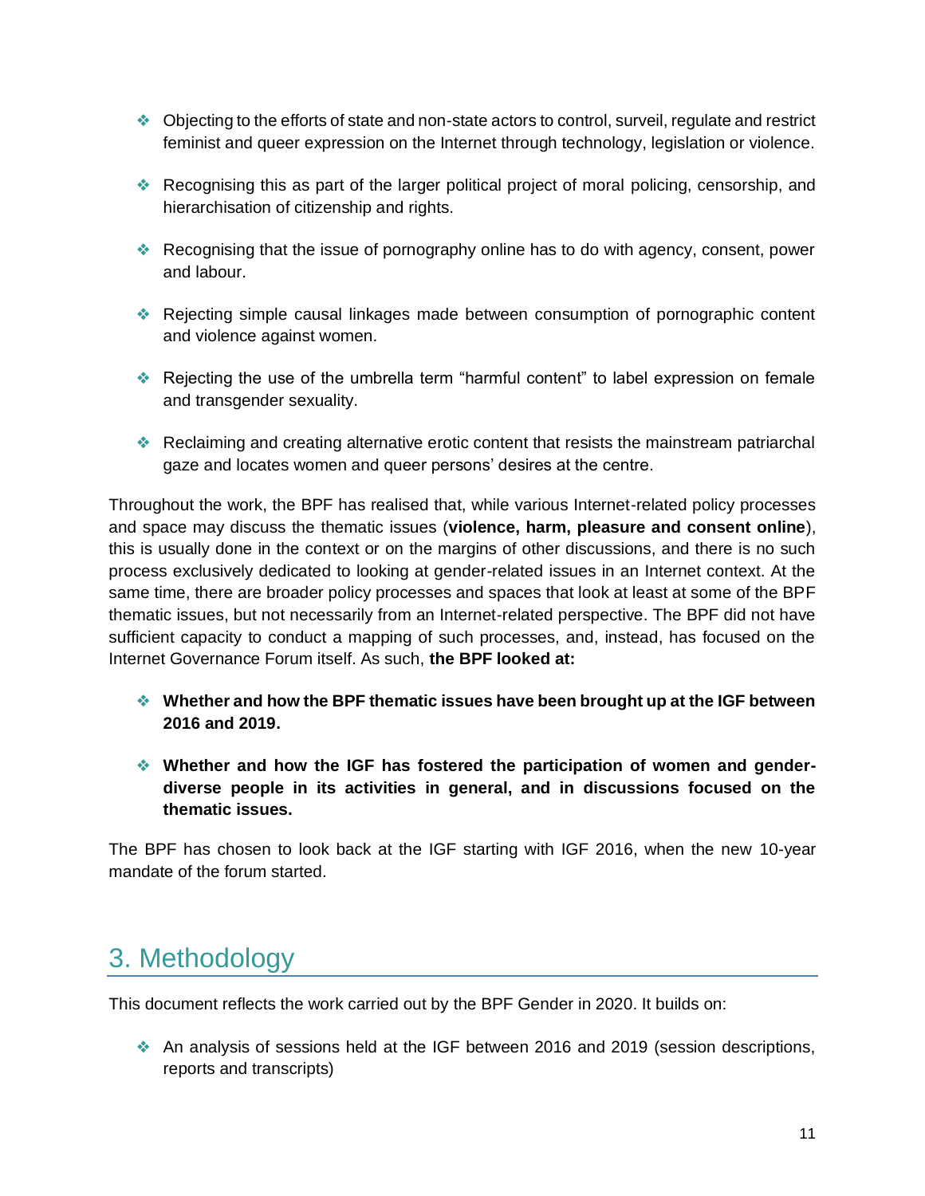- Objecting to the efforts of state and non-state actors to control, surveil, regulate and restrict feminist and queer expression on the Internet through technology, legislation or violence.
- Recognising this as part of the larger political project of moral policing, censorship, and hierarchisation of citizenship and rights.
- Recognising that the issue of pornography online has to do with agency, consent, power and labour.
- Rejecting simple causal linkages made between consumption of pornographic content and violence against women.
- Rejecting the use of the umbrella term "harmful content" to label expression on female and transgender sexuality.
- Reclaiming and creating alternative erotic content that resists the mainstream patriarchal gaze and locates women and queer persons' desires at the centre.

Throughout the work, the BPF has realised that, while various Internet-related policy processes and space may discuss the thematic issues (**violence, harm, pleasure and consent online**), this is usually done in the context or on the margins of other discussions, and there is no such process exclusively dedicated to looking at gender-related issues in an Internet context. At the same time, there are broader policy processes and spaces that look at least at some of the BPF thematic issues, but not necessarily from an Internet-related perspective. The BPF did not have sufficient capacity to conduct a mapping of such processes, and, instead, has focused on the Internet Governance Forum itself. As such, **the BPF looked at:**

- **Whether and how the BPF thematic issues have been brought up at the IGF between 2016 and 2019.**
- **Whether and how the IGF has fostered the participation of women and gender-diverse people in its activities in general, and in discussions focused on the thematic issues.**

The BPF has chosen to look back at the IGF starting with IGF 2016, when the new 10-year mandate of the forum started.

## 3. Methodology

This document reflects the work carried out by the BPF Gender in 2020. It builds on:

- An analysis of sessions held at the IGF between 2016 and 2019 (session descriptions, reports and transcripts)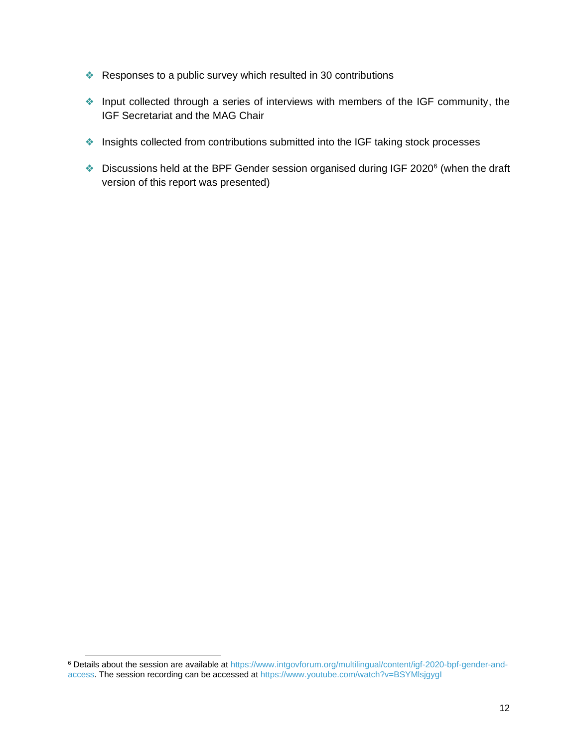- Responses to a public survey which resulted in 30 contributions
- Input collected through a series of interviews with members of the IGF community, the IGF Secretariat and the MAG Chair
- Insights collected from contributions submitted into the IGF taking stock processes
- Discussions held at the BPF Gender session organised during IGF 2020[6] (when the draft version of this report was presented)

[6] Details about the session are available at https://www.intgovforum.org/multilingual/content/igf-2020-bpf-gender-and-access. The session recording can be accessed at https://www.youtube.com/watch?v=BSYMlsjgygI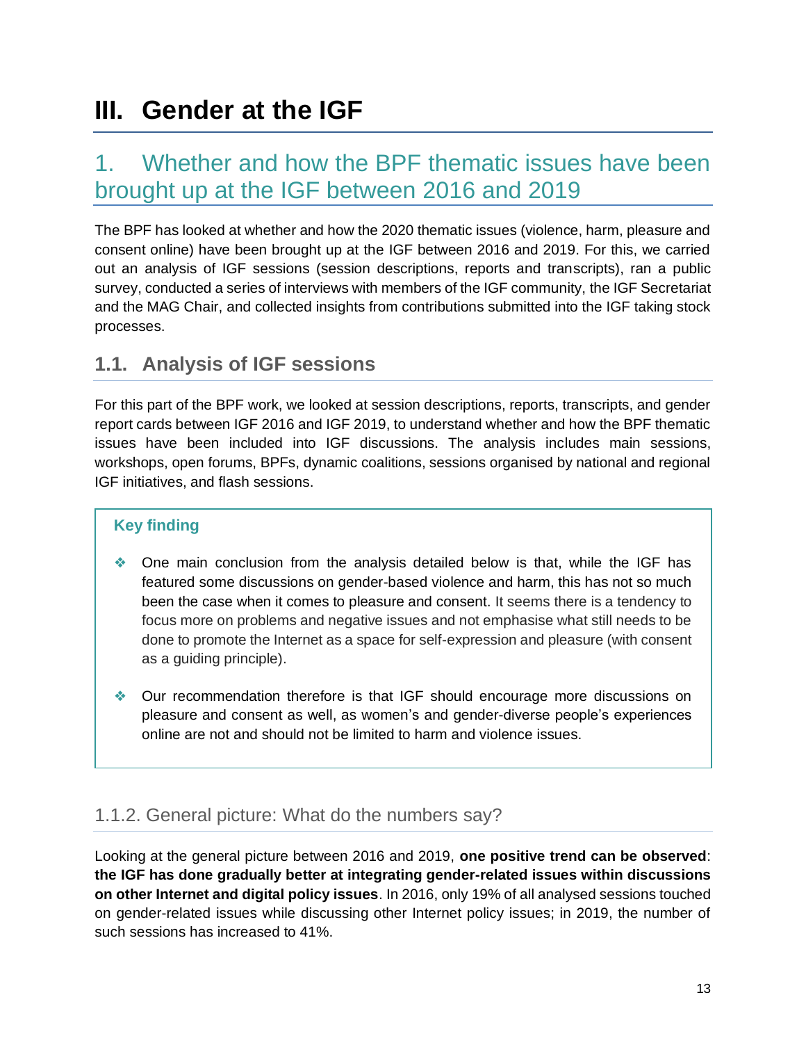# III. Gender at the IGF

## 1. Whether and how the BPF thematic issues have been brought up at the IGF between 2016 and 2019

The BPF has looked at whether and how the 2020 thematic issues (violence, harm, pleasure and consent online) have been brought up at the IGF between 2016 and 2019. For this, we carried out an analysis of IGF sessions (session descriptions, reports and transcripts), ran a public survey, conducted a series of interviews with members of the IGF community, the IGF Secretariat and the MAG Chair, and collected insights from contributions submitted into the IGF taking stock processes.

### 1.1. Analysis of IGF sessions

For this part of the BPF work, we looked at session descriptions, reports, transcripts, and gender report cards between IGF 2016 and IGF 2019, to understand whether and how the BPF thematic issues have been included into IGF discussions. The analysis includes main sessions, workshops, open forums, BPFs, dynamic coalitions, sessions organised by national and regional IGF initiatives, and flash sessions.

> **Key finding**
>
> - One main conclusion from the analysis detailed below is that, while the IGF has featured some discussions on gender-based violence and harm, this has not so much been the case when it comes to pleasure and consent. It seems there is a tendency to focus more on problems and negative issues and not emphasise what still needs to be done to promote the Internet as a space for self-expression and pleasure (with consent as a guiding principle).
>
> - Our recommendation therefore is that IGF should encourage more discussions on pleasure and consent as well, as women's and gender-diverse people's experiences online are not and should not be limited to harm and violence issues.

#### 1.1.2. General picture: What do the numbers say?

Looking at the general picture between 2016 and 2019, **one positive trend can be observed**: **the IGF has done gradually better at integrating gender-related issues within discussions on other Internet and digital policy issues**. In 2016, only 19% of all analysed sessions touched on gender-related issues while discussing other Internet policy issues; in 2019, the number of such sessions has increased to 41%.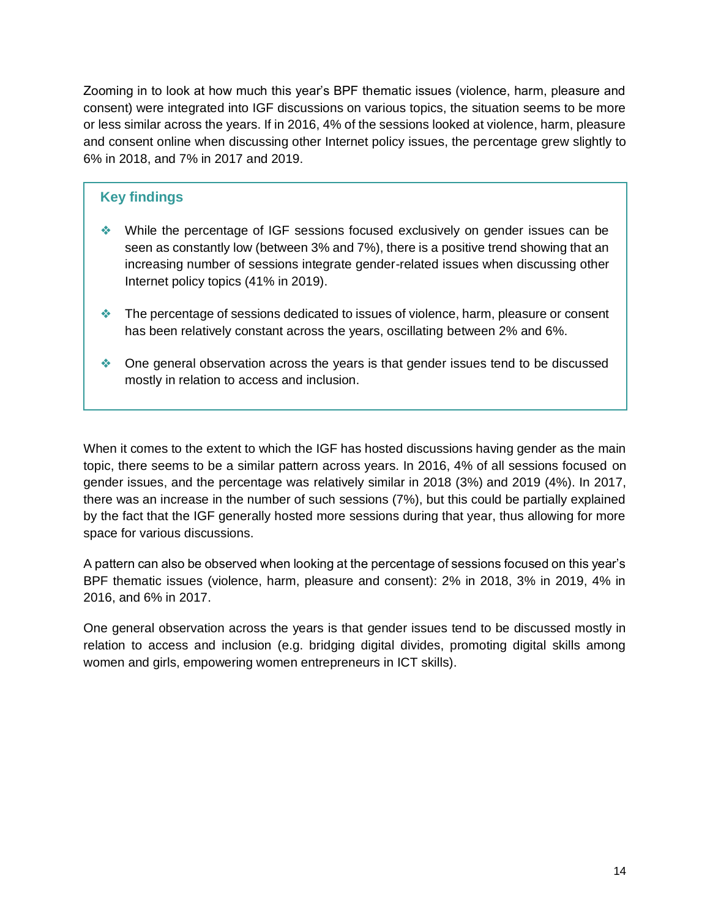Zooming in to look at how much this year's BPF thematic issues (violence, harm, pleasure and consent) were integrated into IGF discussions on various topics, the situation seems to be more or less similar across the years. If in 2016, 4% of the sessions looked at violence, harm, pleasure and consent online when discussing other Internet policy issues, the percentage grew slightly to 6% in 2018, and 7% in 2017 and 2019.

> **Key findings**
>
> - While the percentage of IGF sessions focused exclusively on gender issues can be seen as constantly low (between 3% and 7%), there is a positive trend showing that an increasing number of sessions integrate gender-related issues when discussing other Internet policy topics (41% in 2019).
> - The percentage of sessions dedicated to issues of violence, harm, pleasure or consent has been relatively constant across the years, oscillating between 2% and 6%.
> - One general observation across the years is that gender issues tend to be discussed mostly in relation to access and inclusion.

When it comes to the extent to which the IGF has hosted discussions having gender as the main topic, there seems to be a similar pattern across years. In 2016, 4% of all sessions focused on gender issues, and the percentage was relatively similar in 2018 (3%) and 2019 (4%). In 2017, there was an increase in the number of such sessions (7%), but this could be partially explained by the fact that the IGF generally hosted more sessions during that year, thus allowing for more space for various discussions.

A pattern can also be observed when looking at the percentage of sessions focused on this year's BPF thematic issues (violence, harm, pleasure and consent): 2% in 2018, 3% in 2019, 4% in 2016, and 6% in 2017.

One general observation across the years is that gender issues tend to be discussed mostly in relation to access and inclusion (e.g. bridging digital divides, promoting digital skills among women and girls, empowering women entrepreneurs in ICT skills).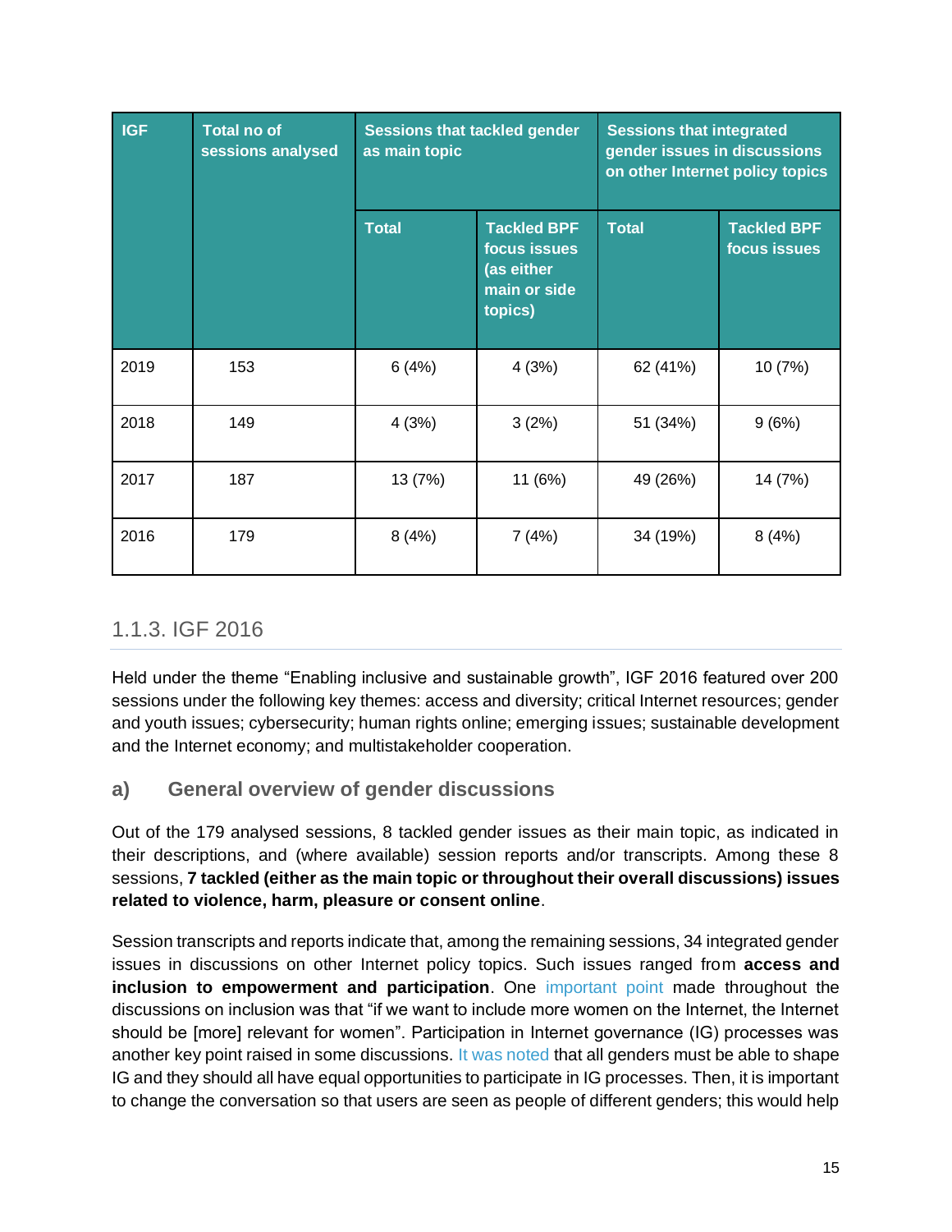| IGF | Total no of sessions analysed | Sessions that tackled gender as main topic | | Sessions that integrated gender issues in discussions on other Internet policy topics | |
|---|---|---|---|---|---|
| | | Total | Tackled BPF focus issues (as either main or side topics) | Total | Tackled BPF focus issues |
| 2019 | 153 | 6 (4%) | 4 (3%) | 62 (41%) | 10 (7%) |
| 2018 | 149 | 4 (3%) | 3 (2%) | 51 (34%) | 9 (6%) |
| 2017 | 187 | 13 (7%) | 11 (6%) | 49 (26%) | 14 (7%) |
| 2016 | 179 | 8 (4%) | 7 (4%) | 34 (19%) | 8 (4%) |

### 1.1.3. IGF 2016

Held under the theme "Enabling inclusive and sustainable growth", IGF 2016 featured over 200 sessions under the following key themes: access and diversity; critical Internet resources; gender and youth issues; cybersecurity; human rights online; emerging issues; sustainable development and the Internet economy; and multistakeholder cooperation.

#### a) General overview of gender discussions

Out of the 179 analysed sessions, 8 tackled gender issues as their main topic, as indicated in their descriptions, and (where available) session reports and/or transcripts. Among these 8 sessions, **7 tackled (either as the main topic or throughout their overall discussions) issues related to violence, harm, pleasure or consent online**.

Session transcripts and reports indicate that, among the remaining sessions, 34 integrated gender issues in discussions on other Internet policy topics. Such issues ranged from **access and inclusion to empowerment and participation**. One important point made throughout the discussions on inclusion was that "if we want to include more women on the Internet, the Internet should be [more] relevant for women". Participation in Internet governance (IG) processes was another key point raised in some discussions. It was noted that all genders must be able to shape IG and they should all have equal opportunities to participate in IG processes. Then, it is important to change the conversation so that users are seen as people of different genders; this would help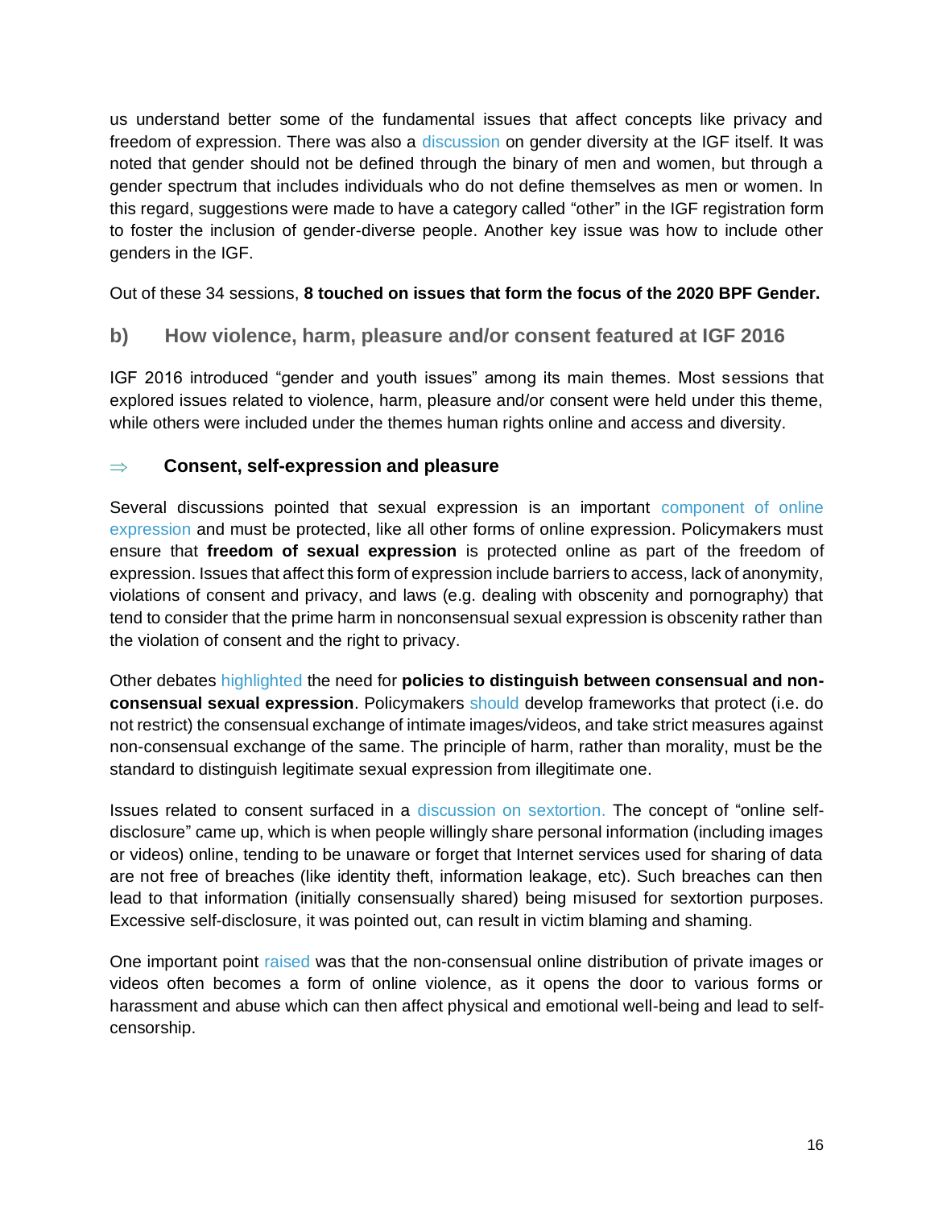us understand better some of the fundamental issues that affect concepts like privacy and freedom of expression. There was also a discussion on gender diversity at the IGF itself. It was noted that gender should not be defined through the binary of men and women, but through a gender spectrum that includes individuals who do not define themselves as men or women. In this regard, suggestions were made to have a category called "other" in the IGF registration form to foster the inclusion of gender-diverse people. Another key issue was how to include other genders in the IGF.

Out of these 34 sessions, **8 touched on issues that form the focus of the 2020 BPF Gender.**

### b) How violence, harm, pleasure and/or consent featured at IGF 2016

IGF 2016 introduced "gender and youth issues" among its main themes. Most sessions that explored issues related to violence, harm, pleasure and/or consent were held under this theme, while others were included under the themes human rights online and access and diversity.

#### ⇒ Consent, self-expression and pleasure

Several discussions pointed that sexual expression is an important component of online expression and must be protected, like all other forms of online expression. Policymakers must ensure that **freedom of sexual expression** is protected online as part of the freedom of expression. Issues that affect this form of expression include barriers to access, lack of anonymity, violations of consent and privacy, and laws (e.g. dealing with obscenity and pornography) that tend to consider that the prime harm in nonconsensual sexual expression is obscenity rather than the violation of consent and the right to privacy.

Other debates highlighted the need for **policies to distinguish between consensual and non-consensual sexual expression**. Policymakers should develop frameworks that protect (i.e. do not restrict) the consensual exchange of intimate images/videos, and take strict measures against non-consensual exchange of the same. The principle of harm, rather than morality, must be the standard to distinguish legitimate sexual expression from illegitimate one.

Issues related to consent surfaced in a discussion on sextortion. The concept of "online self-disclosure" came up, which is when people willingly share personal information (including images or videos) online, tending to be unaware or forget that Internet services used for sharing of data are not free of breaches (like identity theft, information leakage, etc). Such breaches can then lead to that information (initially consensually shared) being misused for sextortion purposes. Excessive self-disclosure, it was pointed out, can result in victim blaming and shaming.

One important point raised was that the non-consensual online distribution of private images or videos often becomes a form of online violence, as it opens the door to various forms or harassment and abuse which can then affect physical and emotional well-being and lead to self-censorship.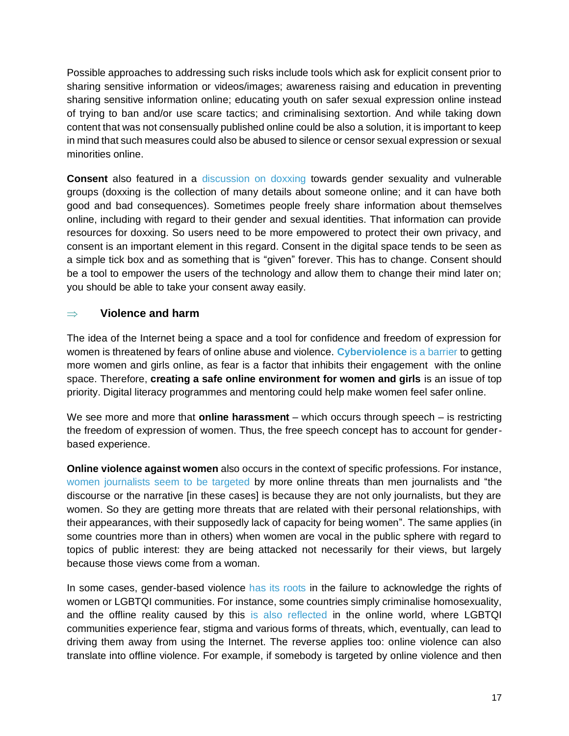Possible approaches to addressing such risks include tools which ask for explicit consent prior to sharing sensitive information or videos/images; awareness raising and education in preventing sharing sensitive information online; educating youth on safer sexual expression online instead of trying to ban and/or use scare tactics; and criminalising sextortion. And while taking down content that was not consensually published online could be also a solution, it is important to keep in mind that such measures could also be abused to silence or censor sexual expression or sexual minorities online.

**Consent** also featured in a discussion on doxxing towards gender sexuality and vulnerable groups (doxxing is the collection of many details about someone online; and it can have both good and bad consequences). Sometimes people freely share information about themselves online, including with regard to their gender and sexual identities. That information can provide resources for doxxing. So users need to be more empowered to protect their own privacy, and consent is an important element in this regard. Consent in the digital space tends to be seen as a simple tick box and as something that is "given" forever. This has to change. Consent should be a tool to empower the users of the technology and allow them to change their mind later on; you should be able to take your consent away easily.

### ⇒ Violence and harm

The idea of the Internet being a space and a tool for confidence and freedom of expression for women is threatened by fears of online abuse and violence. **Cyberviolence** is a barrier to getting more women and girls online, as fear is a factor that inhibits their engagement with the online space. Therefore, **creating a safe online environment for women and girls** is an issue of top priority. Digital literacy programmes and mentoring could help make women feel safer online.

We see more and more that **online harassment** – which occurs through speech – is restricting the freedom of expression of women. Thus, the free speech concept has to account for gender-based experience.

**Online violence against women** also occurs in the context of specific professions. For instance, women journalists seem to be targeted by more online threats than men journalists and "the discourse or the narrative [in these cases] is because they are not only journalists, but they are women. So they are getting more threats that are related with their personal relationships, with their appearances, with their supposedly lack of capacity for being women". The same applies (in some countries more than in others) when women are vocal in the public sphere with regard to topics of public interest: they are being attacked not necessarily for their views, but largely because those views come from a woman.

In some cases, gender-based violence has its roots in the failure to acknowledge the rights of women or LGBTQI communities. For instance, some countries simply criminalise homosexuality, and the offline reality caused by this is also reflected in the online world, where LGBTQI communities experience fear, stigma and various forms of threats, which, eventually, can lead to driving them away from using the Internet. The reverse applies too: online violence can also translate into offline violence. For example, if somebody is targeted by online violence and then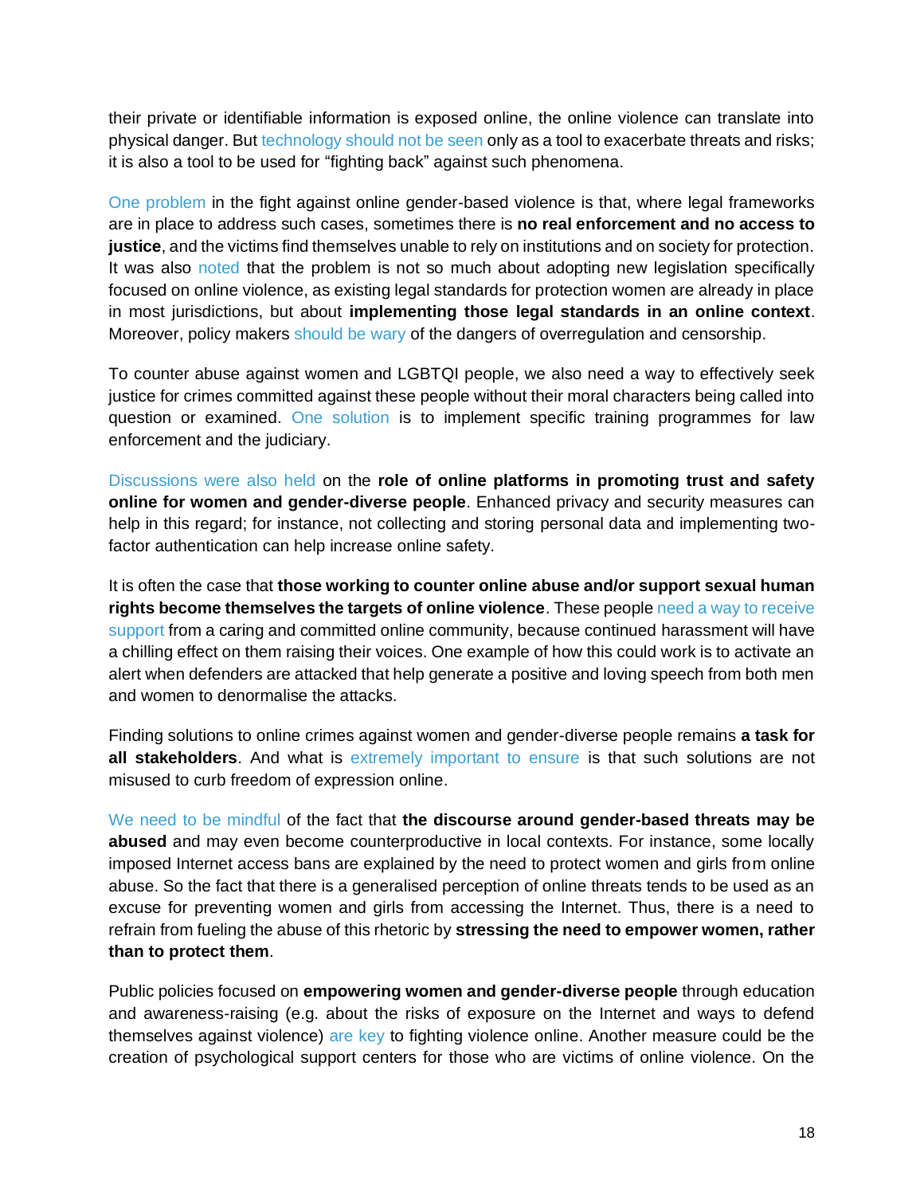their private or identifiable information is exposed online, the online violence can translate into physical danger. But technology should not be seen only as a tool to exacerbate threats and risks; it is also a tool to be used for "fighting back" against such phenomena.

One problem in the fight against online gender-based violence is that, where legal frameworks are in place to address such cases, sometimes there is **no real enforcement and no access to justice**, and the victims find themselves unable to rely on institutions and on society for protection. It was also noted that the problem is not so much about adopting new legislation specifically focused on online violence, as existing legal standards for protection women are already in place in most jurisdictions, but about **implementing those legal standards in an online context**. Moreover, policy makers should be wary of the dangers of overregulation and censorship.

To counter abuse against women and LGBTQI people, we also need a way to effectively seek justice for crimes committed against these people without their moral characters being called into question or examined. One solution is to implement specific training programmes for law enforcement and the judiciary.

Discussions were also held on the **role of online platforms in promoting trust and safety online for women and gender-diverse people**. Enhanced privacy and security measures can help in this regard; for instance, not collecting and storing personal data and implementing two-factor authentication can help increase online safety.

It is often the case that **those working to counter online abuse and/or support sexual human rights become themselves the targets of online violence**. These people need a way to receive support from a caring and committed online community, because continued harassment will have a chilling effect on them raising their voices. One example of how this could work is to activate an alert when defenders are attacked that help generate a positive and loving speech from both men and women to denormalise the attacks.

Finding solutions to online crimes against women and gender-diverse people remains **a task for all stakeholders**. And what is extremely important to ensure is that such solutions are not misused to curb freedom of expression online.

We need to be mindful of the fact that **the discourse around gender-based threats may be abused** and may even become counterproductive in local contexts. For instance, some locally imposed Internet access bans are explained by the need to protect women and girls from online abuse. So the fact that there is a generalised perception of online threats tends to be used as an excuse for preventing women and girls from accessing the Internet. Thus, there is a need to refrain from fueling the abuse of this rhetoric by **stressing the need to empower women, rather than to protect them**.

Public policies focused on **empowering women and gender-diverse people** through education and awareness-raising (e.g. about the risks of exposure on the Internet and ways to defend themselves against violence) are key to fighting violence online. Another measure could be the creation of psychological support centers for those who are victims of online violence. On the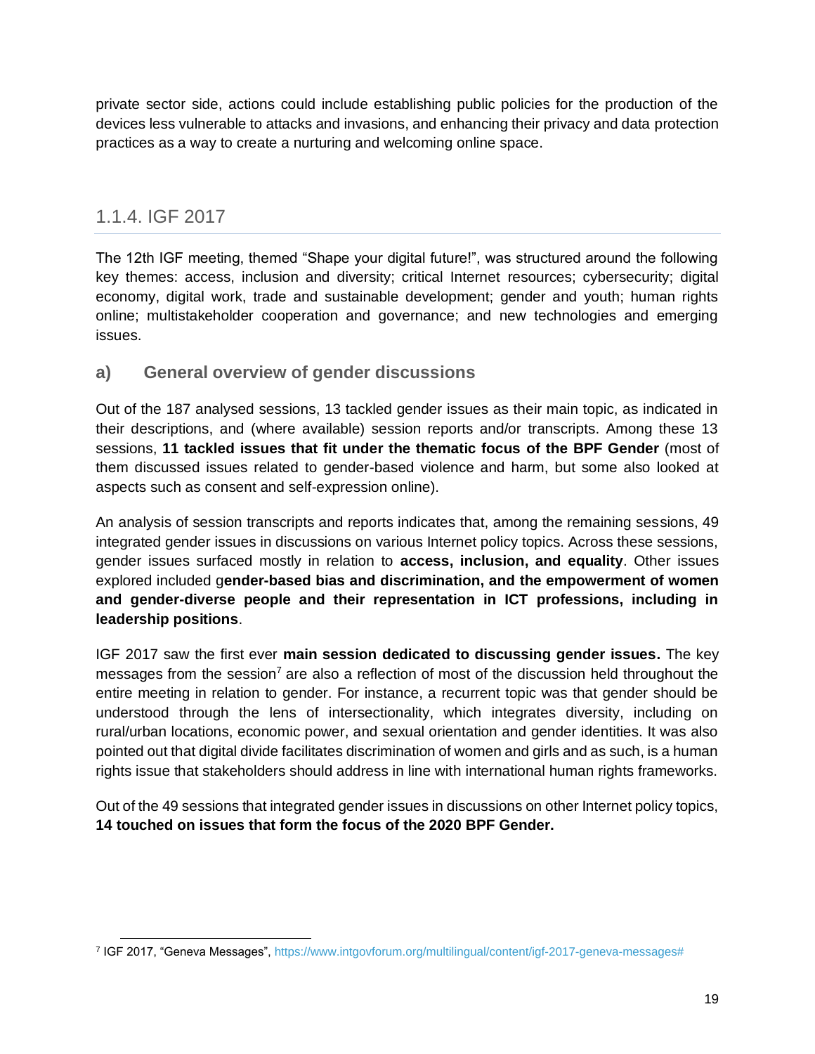private sector side, actions could include establishing public policies for the production of the devices less vulnerable to attacks and invasions, and enhancing their privacy and data protection practices as a way to create a nurturing and welcoming online space.

### 1.1.4. IGF 2017

The 12th IGF meeting, themed "Shape your digital future!", was structured around the following key themes: access, inclusion and diversity; critical Internet resources; cybersecurity; digital economy, digital work, trade and sustainable development; gender and youth; human rights online; multistakeholder cooperation and governance; and new technologies and emerging issues.

#### a) General overview of gender discussions

Out of the 187 analysed sessions, 13 tackled gender issues as their main topic, as indicated in their descriptions, and (where available) session reports and/or transcripts. Among these 13 sessions, **11 tackled issues that fit under the thematic focus of the BPF Gender** (most of them discussed issues related to gender-based violence and harm, but some also looked at aspects such as consent and self-expression online).

An analysis of session transcripts and reports indicates that, among the remaining sessions, 49 integrated gender issues in discussions on various Internet policy topics. Across these sessions, gender issues surfaced mostly in relation to **access, inclusion, and equality**. Other issues explored included g**ender-based bias and discrimination, and the empowerment of women and gender-diverse people and their representation in ICT professions, including in leadership positions**.

IGF 2017 saw the first ever **main session dedicated to discussing gender issues.** The key messages from the session[7] are also a reflection of most of the discussion held throughout the entire meeting in relation to gender. For instance, a recurrent topic was that gender should be understood through the lens of intersectionality, which integrates diversity, including on rural/urban locations, economic power, and sexual orientation and gender identities. It was also pointed out that digital divide facilitates discrimination of women and girls and as such, is a human rights issue that stakeholders should address in line with international human rights frameworks.

Out of the 49 sessions that integrated gender issues in discussions on other Internet policy topics, **14 touched on issues that form the focus of the 2020 BPF Gender.**

[7] IGF 2017, "Geneva Messages", https://www.intgovforum.org/multilingual/content/igf-2017-geneva-messages#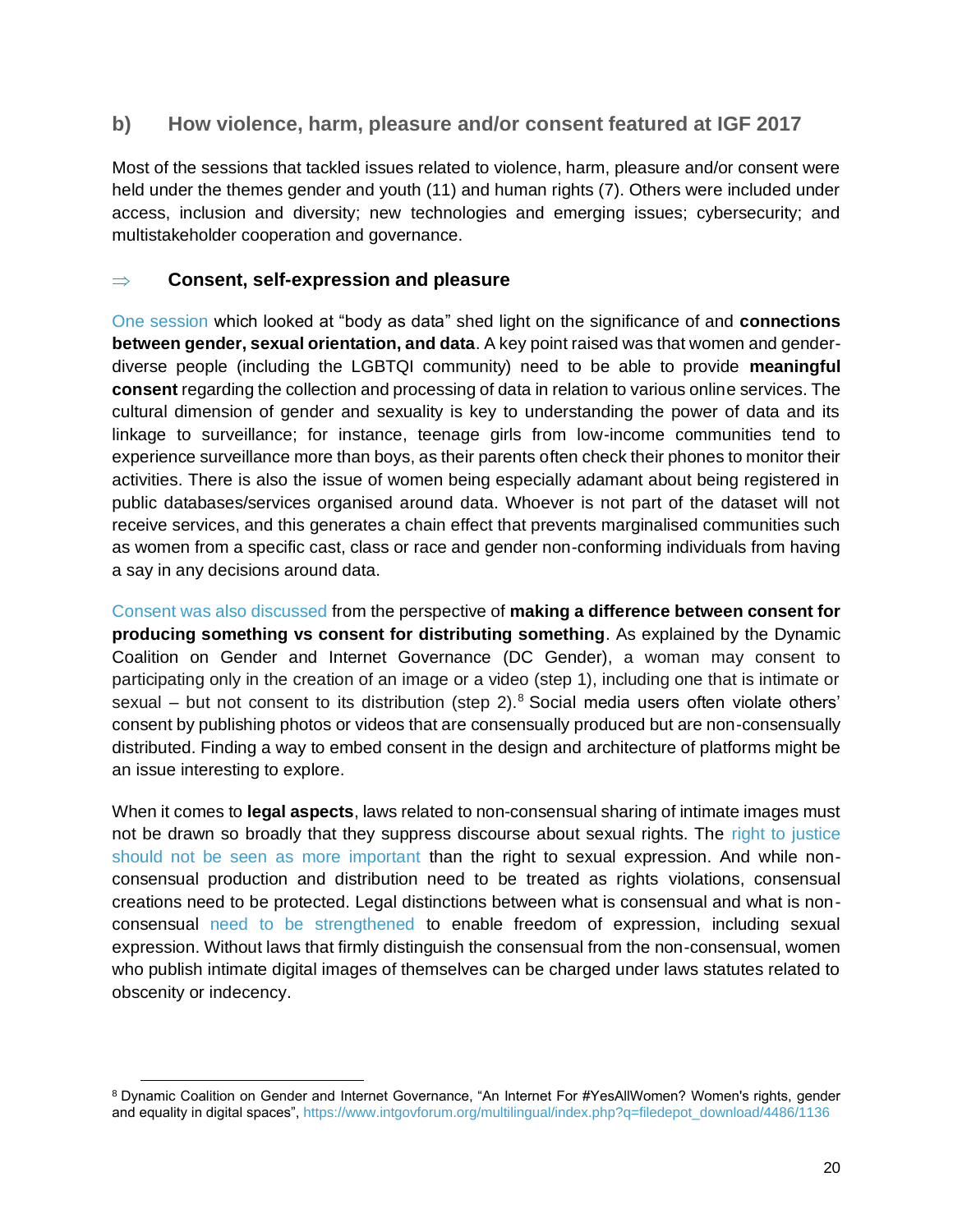## b) How violence, harm, pleasure and/or consent featured at IGF 2017

Most of the sessions that tackled issues related to violence, harm, pleasure and/or consent were held under the themes gender and youth (11) and human rights (7). Others were included under access, inclusion and diversity; new technologies and emerging issues; cybersecurity; and multistakeholder cooperation and governance.

### ⇒ Consent, self-expression and pleasure

One session which looked at "body as data" shed light on the significance of and **connections between gender, sexual orientation, and data**. A key point raised was that women and gender-diverse people (including the LGBTQI community) need to be able to provide **meaningful consent** regarding the collection and processing of data in relation to various online services. The cultural dimension of gender and sexuality is key to understanding the power of data and its linkage to surveillance; for instance, teenage girls from low-income communities tend to experience surveillance more than boys, as their parents often check their phones to monitor their activities. There is also the issue of women being especially adamant about being registered in public databases/services organised around data. Whoever is not part of the dataset will not receive services, and this generates a chain effect that prevents marginalised communities such as women from a specific cast, class or race and gender non-conforming individuals from having a say in any decisions around data.

Consent was also discussed from the perspective of **making a difference between consent for producing something vs consent for distributing something**. As explained by the Dynamic Coalition on Gender and Internet Governance (DC Gender), a woman may consent to participating only in the creation of an image or a video (step 1), including one that is intimate or sexual – but not consent to its distribution (step 2).[8] Social media users often violate others' consent by publishing photos or videos that are consensually produced but are non-consensually distributed. Finding a way to embed consent in the design and architecture of platforms might be an issue interesting to explore.

When it comes to **legal aspects**, laws related to non-consensual sharing of intimate images must not be drawn so broadly that they suppress discourse about sexual rights. The right to justice should not be seen as more important than the right to sexual expression. And while non-consensual production and distribution need to be treated as rights violations, consensual creations need to be protected. Legal distinctions between what is consensual and what is non-consensual need to be strengthened to enable freedom of expression, including sexual expression. Without laws that firmly distinguish the consensual from the non-consensual, women who publish intimate digital images of themselves can be charged under laws statutes related to obscenity or indecency.

---

[8] Dynamic Coalition on Gender and Internet Governance, "An Internet For #YesAllWomen? Women's rights, gender and equality in digital spaces", https://www.intgovforum.org/multilingual/index.php?q=filedepot_download/4486/1136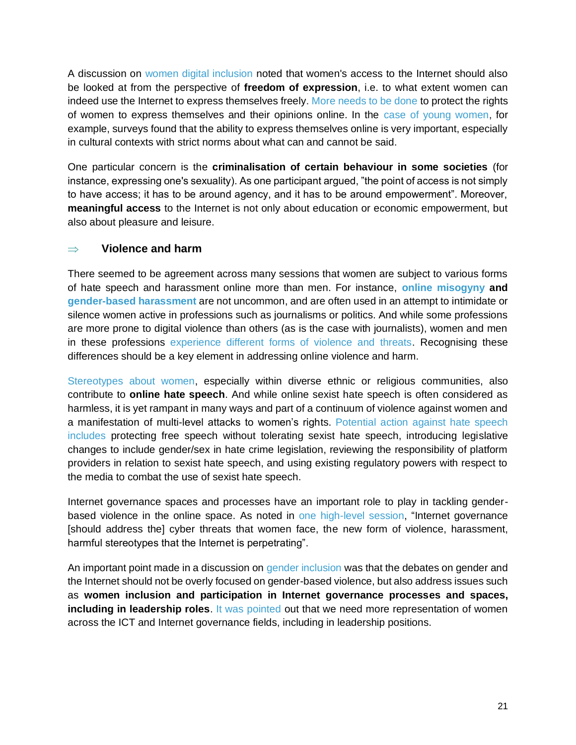A discussion on women digital inclusion noted that women's access to the Internet should also be looked at from the perspective of **freedom of expression**, i.e. to what extent women can indeed use the Internet to express themselves freely. More needs to be done to protect the rights of women to express themselves and their opinions online. In the case of young women, for example, surveys found that the ability to express themselves online is very important, especially in cultural contexts with strict norms about what can and cannot be said.

One particular concern is the **criminalisation of certain behaviour in some societies** (for instance, expressing one's sexuality). As one participant argued, "the point of access is not simply to have access; it has to be around agency, and it has to be around empowerment". Moreover, **meaningful access** to the Internet is not only about education or economic empowerment, but also about pleasure and leisure.

### ⇒ Violence and harm

There seemed to be agreement across many sessions that women are subject to various forms of hate speech and harassment online more than men. For instance, **online misogyny and gender-based harassment** are not uncommon, and are often used in an attempt to intimidate or silence women active in professions such as journalisms or politics. And while some professions are more prone to digital violence than others (as is the case with journalists), women and men in these professions experience different forms of violence and threats. Recognising these differences should be a key element in addressing online violence and harm.

Stereotypes about women, especially within diverse ethnic or religious communities, also contribute to **online hate speech**. And while online sexist hate speech is often considered as harmless, it is yet rampant in many ways and part of a continuum of violence against women and a manifestation of multi-level attacks to women's rights. Potential action against hate speech includes protecting free speech without tolerating sexist hate speech, introducing legislative changes to include gender/sex in hate crime legislation, reviewing the responsibility of platform providers in relation to sexist hate speech, and using existing regulatory powers with respect to the media to combat the use of sexist hate speech.

Internet governance spaces and processes have an important role to play in tackling gender-based violence in the online space. As noted in one high-level session, "Internet governance [should address the] cyber threats that women face, the new form of violence, harassment, harmful stereotypes that the Internet is perpetrating".

An important point made in a discussion on gender inclusion was that the debates on gender and the Internet should not be overly focused on gender-based violence, but also address issues such as **women inclusion and participation in Internet governance processes and spaces, including in leadership roles**. It was pointed out that we need more representation of women across the ICT and Internet governance fields, including in leadership positions.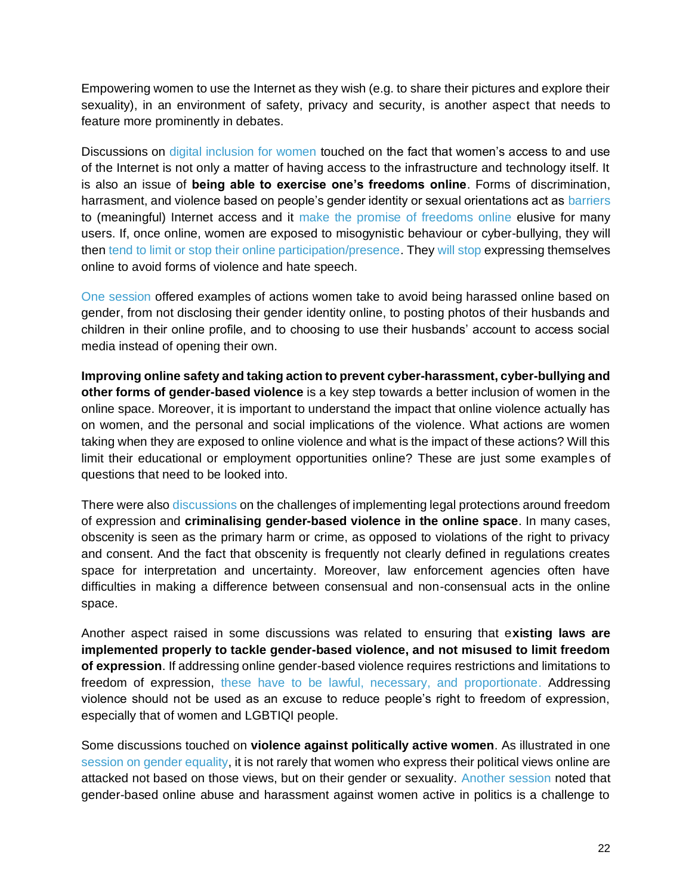Empowering women to use the Internet as they wish (e.g. to share their pictures and explore their sexuality), in an environment of safety, privacy and security, is another aspect that needs to feature more prominently in debates.

Discussions on digital inclusion for women touched on the fact that women's access to and use of the Internet is not only a matter of having access to the infrastructure and technology itself. It is also an issue of **being able to exercise one's freedoms online**. Forms of discrimination, harrasment, and violence based on people's gender identity or sexual orientations act as barriers to (meaningful) Internet access and it make the promise of freedoms online elusive for many users. If, once online, women are exposed to misogynistic behaviour or cyber-bullying, they will then tend to limit or stop their online participation/presence. They will stop expressing themselves online to avoid forms of violence and hate speech.

One session offered examples of actions women take to avoid being harassed online based on gender, from not disclosing their gender identity online, to posting photos of their husbands and children in their online profile, and to choosing to use their husbands' account to access social media instead of opening their own.

**Improving online safety and taking action to prevent cyber-harassment, cyber-bullying and other forms of gender-based violence** is a key step towards a better inclusion of women in the online space. Moreover, it is important to understand the impact that online violence actually has on women, and the personal and social implications of the violence. What actions are women taking when they are exposed to online violence and what is the impact of these actions? Will this limit their educational or employment opportunities online? These are just some examples of questions that need to be looked into.

There were also discussions on the challenges of implementing legal protections around freedom of expression and **criminalising gender-based violence in the online space**. In many cases, obscenity is seen as the primary harm or crime, as opposed to violations of the right to privacy and consent. And the fact that obscenity is frequently not clearly defined in regulations creates space for interpretation and uncertainty. Moreover, law enforcement agencies often have difficulties in making a difference between consensual and non-consensual acts in the online space.

Another aspect raised in some discussions was related to ensuring that e**xisting laws are implemented properly to tackle gender-based violence, and not misused to limit freedom of expression**. If addressing online gender-based violence requires restrictions and limitations to freedom of expression, these have to be lawful, necessary, and proportionate. Addressing violence should not be used as an excuse to reduce people's right to freedom of expression, especially that of women and LGBTIQI people.

Some discussions touched on **violence against politically active women**. As illustrated in one session on gender equality, it is not rarely that women who express their political views online are attacked not based on those views, but on their gender or sexuality. Another session noted that gender-based online abuse and harassment against women active in politics is a challenge to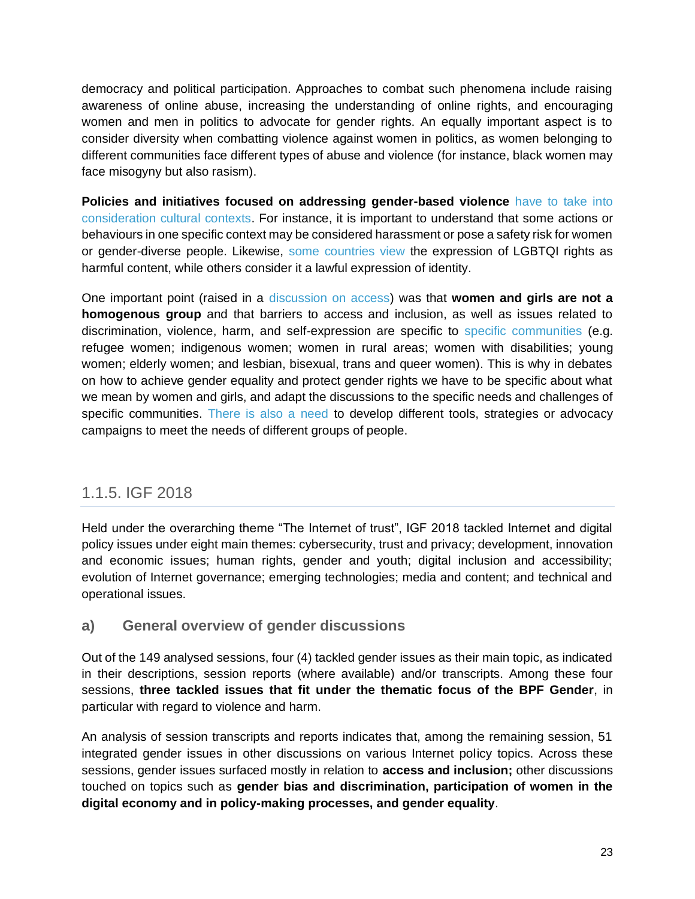democracy and political participation. Approaches to combat such phenomena include raising awareness of online abuse, increasing the understanding of online rights, and encouraging women and men in politics to advocate for gender rights. An equally important aspect is to consider diversity when combatting violence against women in politics, as women belonging to different communities face different types of abuse and violence (for instance, black women may face misogyny but also rasism).

**Policies and initiatives focused on addressing gender-based violence** have to take into consideration cultural contexts. For instance, it is important to understand that some actions or behaviours in one specific context may be considered harassment or pose a safety risk for women or gender-diverse people. Likewise, some countries view the expression of LGBTQI rights as harmful content, while others consider it a lawful expression of identity.

One important point (raised in a discussion on access) was that **women and girls are not a homogenous group** and that barriers to access and inclusion, as well as issues related to discrimination, violence, harm, and self-expression are specific to specific communities (e.g. refugee women; indigenous women; women in rural areas; women with disabilities; young women; elderly women; and lesbian, bisexual, trans and queer women). This is why in debates on how to achieve gender equality and protect gender rights we have to be specific about what we mean by women and girls, and adapt the discussions to the specific needs and challenges of specific communities. There is also a need to develop different tools, strategies or advocacy campaigns to meet the needs of different groups of people.

## 1.1.5. IGF 2018

Held under the overarching theme "The Internet of trust", IGF 2018 tackled Internet and digital policy issues under eight main themes: cybersecurity, trust and privacy; development, innovation and economic issues; human rights, gender and youth; digital inclusion and accessibility; evolution of Internet governance; emerging technologies; media and content; and technical and operational issues.

### a) General overview of gender discussions

Out of the 149 analysed sessions, four (4) tackled gender issues as their main topic, as indicated in their descriptions, session reports (where available) and/or transcripts. Among these four sessions, **three tackled issues that fit under the thematic focus of the BPF Gender**, in particular with regard to violence and harm.

An analysis of session transcripts and reports indicates that, among the remaining session, 51 integrated gender issues in other discussions on various Internet policy topics. Across these sessions, gender issues surfaced mostly in relation to **access and inclusion;** other discussions touched on topics such as **gender bias and discrimination, participation of women in the digital economy and in policy-making processes, and gender equality**.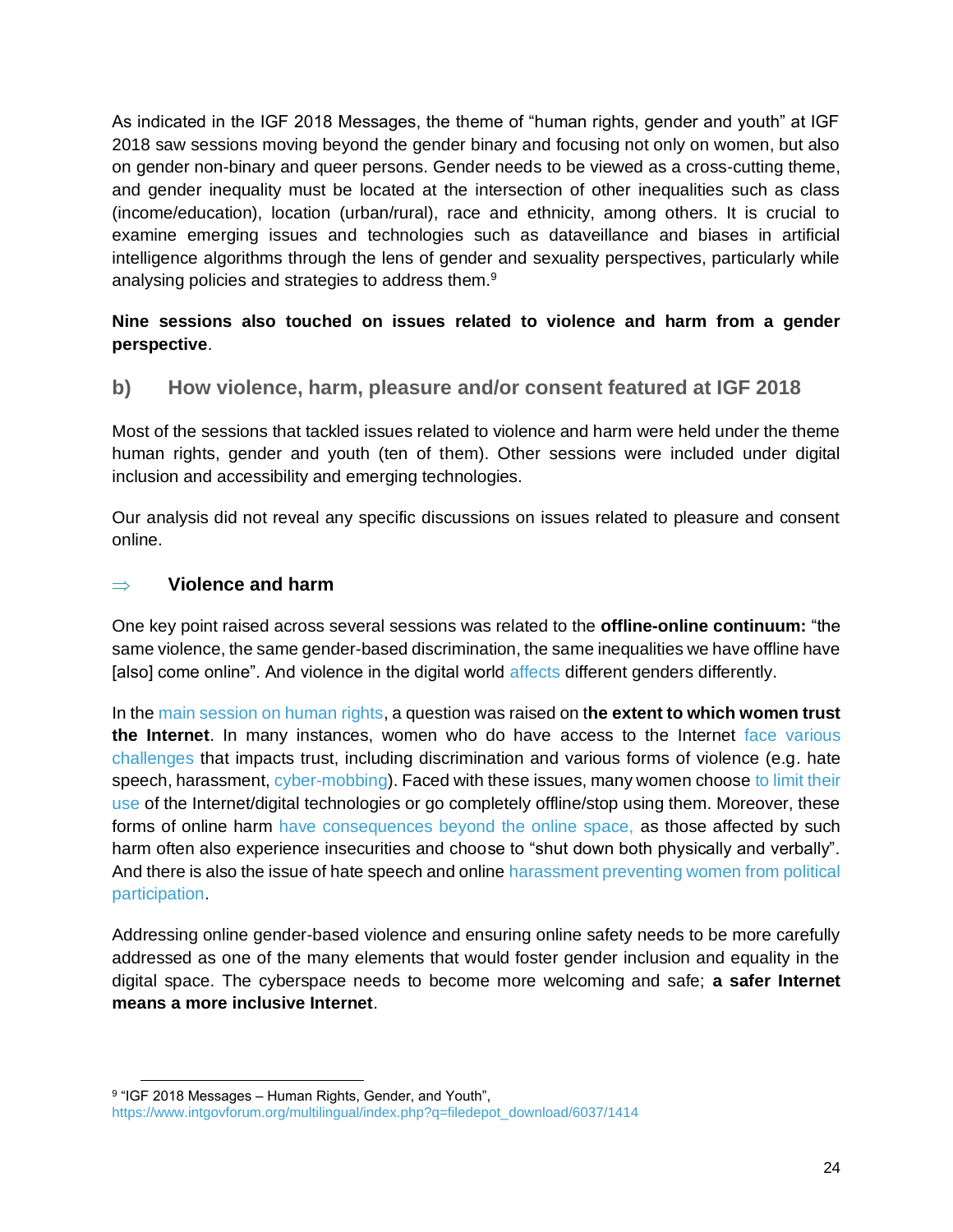As indicated in the IGF 2018 Messages, the theme of "human rights, gender and youth" at IGF 2018 saw sessions moving beyond the gender binary and focusing not only on women, but also on gender non-binary and queer persons. Gender needs to be viewed as a cross-cutting theme, and gender inequality must be located at the intersection of other inequalities such as class (income/education), location (urban/rural), race and ethnicity, among others. It is crucial to examine emerging issues and technologies such as dataveillance and biases in artificial intelligence algorithms through the lens of gender and sexuality perspectives, particularly while analysing policies and strategies to address them.[9]

**Nine sessions also touched on issues related to violence and harm from a gender perspective**.

## b) How violence, harm, pleasure and/or consent featured at IGF 2018

Most of the sessions that tackled issues related to violence and harm were held under the theme human rights, gender and youth (ten of them). Other sessions were included under digital inclusion and accessibility and emerging technologies.

Our analysis did not reveal any specific discussions on issues related to pleasure and consent online.

### ⇒ Violence and harm

One key point raised across several sessions was related to the **offline-online continuum:** "the same violence, the same gender-based discrimination, the same inequalities we have offline have [also] come online". And violence in the digital world affects different genders differently.

In the main session on human rights, a question was raised on t**he extent to which women trust the Internet**. In many instances, women who do have access to the Internet face various challenges that impacts trust, including discrimination and various forms of violence (e.g. hate speech, harassment, cyber-mobbing). Faced with these issues, many women choose to limit their use of the Internet/digital technologies or go completely offline/stop using them. Moreover, these forms of online harm have consequences beyond the online space, as those affected by such harm often also experience insecurities and choose to "shut down both physically and verbally". And there is also the issue of hate speech and online harassment preventing women from political participation.

Addressing online gender-based violence and ensuring online safety needs to be more carefully addressed as one of the many elements that would foster gender inclusion and equality in the digital space. The cyberspace needs to become more welcoming and safe; **a safer Internet means a more inclusive Internet**.

---

[9] "IGF 2018 Messages – Human Rights, Gender, and Youth", https://www.intgovforum.org/multilingual/index.php?q=filedepot_download/6037/1414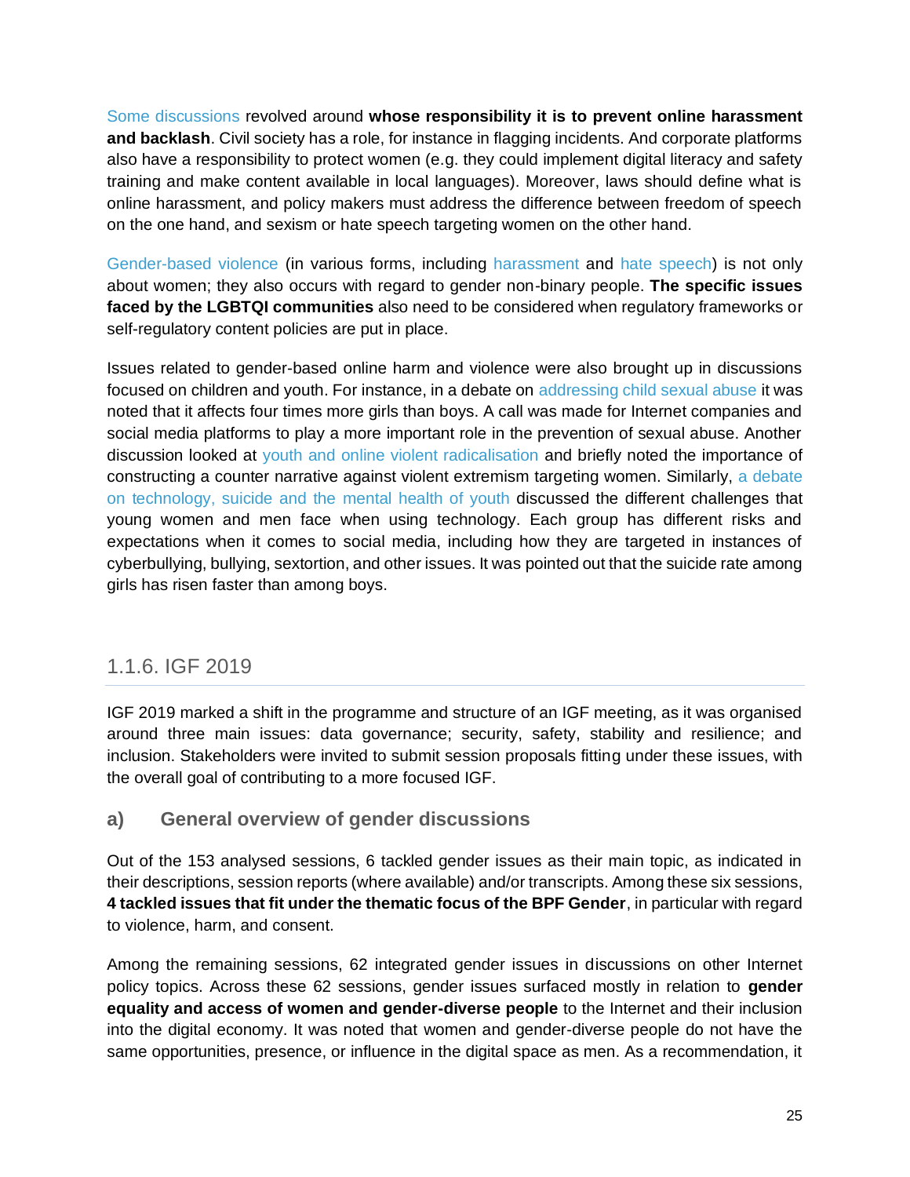Some discussions revolved around **whose responsibility it is to prevent online harassment and backlash**. Civil society has a role, for instance in flagging incidents. And corporate platforms also have a responsibility to protect women (e.g. they could implement digital literacy and safety training and make content available in local languages). Moreover, laws should define what is online harassment, and policy makers must address the difference between freedom of speech on the one hand, and sexism or hate speech targeting women on the other hand.

Gender-based violence (in various forms, including harassment and hate speech) is not only about women; they also occurs with regard to gender non-binary people. **The specific issues faced by the LGBTQI communities** also need to be considered when regulatory frameworks or self-regulatory content policies are put in place.

Issues related to gender-based online harm and violence were also brought up in discussions focused on children and youth. For instance, in a debate on addressing child sexual abuse it was noted that it affects four times more girls than boys. A call was made for Internet companies and social media platforms to play a more important role in the prevention of sexual abuse. Another discussion looked at youth and online violent radicalisation and briefly noted the importance of constructing a counter narrative against violent extremism targeting women. Similarly, a debate on technology, suicide and the mental health of youth discussed the different challenges that young women and men face when using technology. Each group has different risks and expectations when it comes to social media, including how they are targeted in instances of cyberbullying, bullying, sextortion, and other issues. It was pointed out that the suicide rate among girls has risen faster than among boys.

### 1.1.6. IGF 2019

IGF 2019 marked a shift in the programme and structure of an IGF meeting, as it was organised around three main issues: data governance; security, safety, stability and resilience; and inclusion. Stakeholders were invited to submit session proposals fitting under these issues, with the overall goal of contributing to a more focused IGF.

#### a) General overview of gender discussions

Out of the 153 analysed sessions, 6 tackled gender issues as their main topic, as indicated in their descriptions, session reports (where available) and/or transcripts. Among these six sessions, **4 tackled issues that fit under the thematic focus of the BPF Gender**, in particular with regard to violence, harm, and consent.

Among the remaining sessions, 62 integrated gender issues in discussions on other Internet policy topics. Across these 62 sessions, gender issues surfaced mostly in relation to **gender equality and access of women and gender-diverse people** to the Internet and their inclusion into the digital economy. It was noted that women and gender-diverse people do not have the same opportunities, presence, or influence in the digital space as men. As a recommendation, it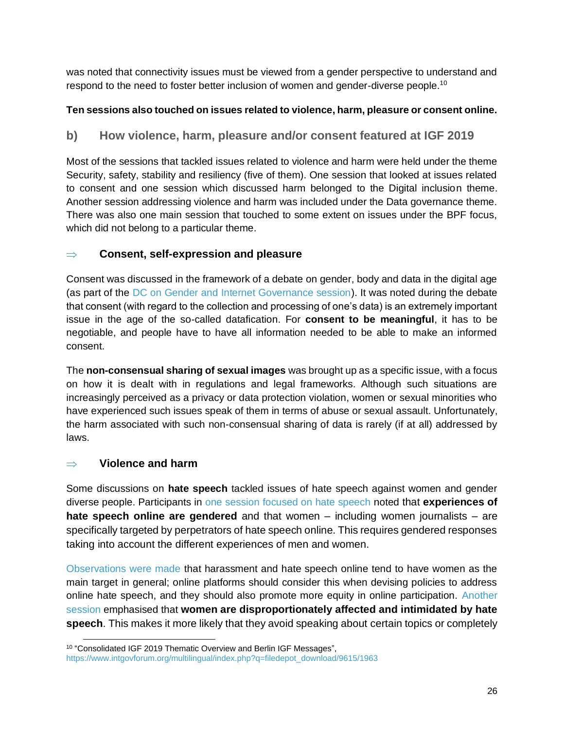was noted that connectivity issues must be viewed from a gender perspective to understand and respond to the need to foster better inclusion of women and gender-diverse people.[10]

**Ten sessions also touched on issues related to violence, harm, pleasure or consent online.**

## b) How violence, harm, pleasure and/or consent featured at IGF 2019

Most of the sessions that tackled issues related to violence and harm were held under the theme Security, safety, stability and resiliency (five of them). One session that looked at issues related to consent and one session which discussed harm belonged to the Digital inclusion theme. Another session addressing violence and harm was included under the Data governance theme. There was also one main session that touched to some extent on issues under the BPF focus, which did not belong to a particular theme.

### ⇒ Consent, self-expression and pleasure

Consent was discussed in the framework of a debate on gender, body and data in the digital age (as part of the DC on Gender and Internet Governance session). It was noted during the debate that consent (with regard to the collection and processing of one's data) is an extremely important issue in the age of the so-called datafication. For **consent to be meaningful**, it has to be negotiable, and people have to have all information needed to be able to make an informed consent.

The **non-consensual sharing of sexual images** was brought up as a specific issue, with a focus on how it is dealt with in regulations and legal frameworks. Although such situations are increasingly perceived as a privacy or data protection violation, women or sexual minorities who have experienced such issues speak of them in terms of abuse or sexual assault. Unfortunately, the harm associated with such non-consensual sharing of data is rarely (if at all) addressed by laws.

### ⇒ Violence and harm

Some discussions on **hate speech** tackled issues of hate speech against women and gender diverse people. Participants in one session focused on hate speech noted that **experiences of hate speech online are gendered** and that women – including women journalists – are specifically targeted by perpetrators of hate speech online. This requires gendered responses taking into account the different experiences of men and women.

Observations were made that harassment and hate speech online tend to have women as the main target in general; online platforms should consider this when devising policies to address online hate speech, and they should also promote more equity in online participation. Another session emphasised that **women are disproportionately affected and intimidated by hate speech**. This makes it more likely that they avoid speaking about certain topics or completely

[10] "Consolidated IGF 2019 Thematic Overview and Berlin IGF Messages", https://www.intgovforum.org/multilingual/index.php?q=filedepot_download/9615/1963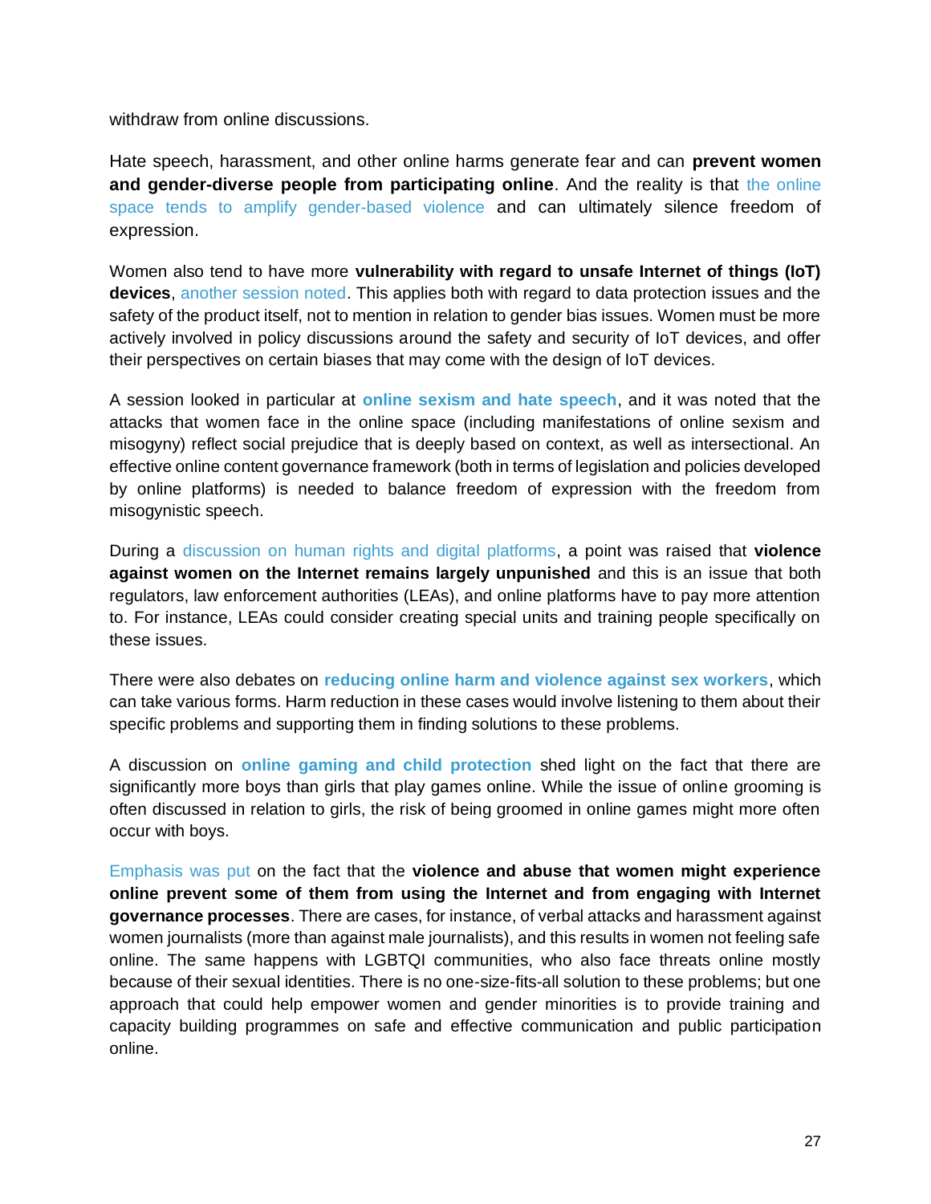withdraw from online discussions.

Hate speech, harassment, and other online harms generate fear and can **prevent women and gender-diverse people from participating online**. And the reality is that the online space tends to amplify gender-based violence and can ultimately silence freedom of expression.

Women also tend to have more **vulnerability with regard to unsafe Internet of things (IoT) devices**, another session noted. This applies both with regard to data protection issues and the safety of the product itself, not to mention in relation to gender bias issues. Women must be more actively involved in policy discussions around the safety and security of IoT devices, and offer their perspectives on certain biases that may come with the design of IoT devices.

A session looked in particular at **online sexism and hate speech**, and it was noted that the attacks that women face in the online space (including manifestations of online sexism and misogyny) reflect social prejudice that is deeply based on context, as well as intersectional. An effective online content governance framework (both in terms of legislation and policies developed by online platforms) is needed to balance freedom of expression with the freedom from misogynistic speech.

During a discussion on human rights and digital platforms, a point was raised that **violence against women on the Internet remains largely unpunished** and this is an issue that both regulators, law enforcement authorities (LEAs), and online platforms have to pay more attention to. For instance, LEAs could consider creating special units and training people specifically on these issues.

There were also debates on **reducing online harm and violence against sex workers**, which can take various forms. Harm reduction in these cases would involve listening to them about their specific problems and supporting them in finding solutions to these problems.

A discussion on **online gaming and child protection** shed light on the fact that there are significantly more boys than girls that play games online. While the issue of online grooming is often discussed in relation to girls, the risk of being groomed in online games might more often occur with boys.

Emphasis was put on the fact that the **violence and abuse that women might experience online prevent some of them from using the Internet and from engaging with Internet governance processes**. There are cases, for instance, of verbal attacks and harassment against women journalists (more than against male journalists), and this results in women not feeling safe online. The same happens with LGBTQI communities, who also face threats online mostly because of their sexual identities. There is no one-size-fits-all solution to these problems; but one approach that could help empower women and gender minorities is to provide training and capacity building programmes on safe and effective communication and public participation online.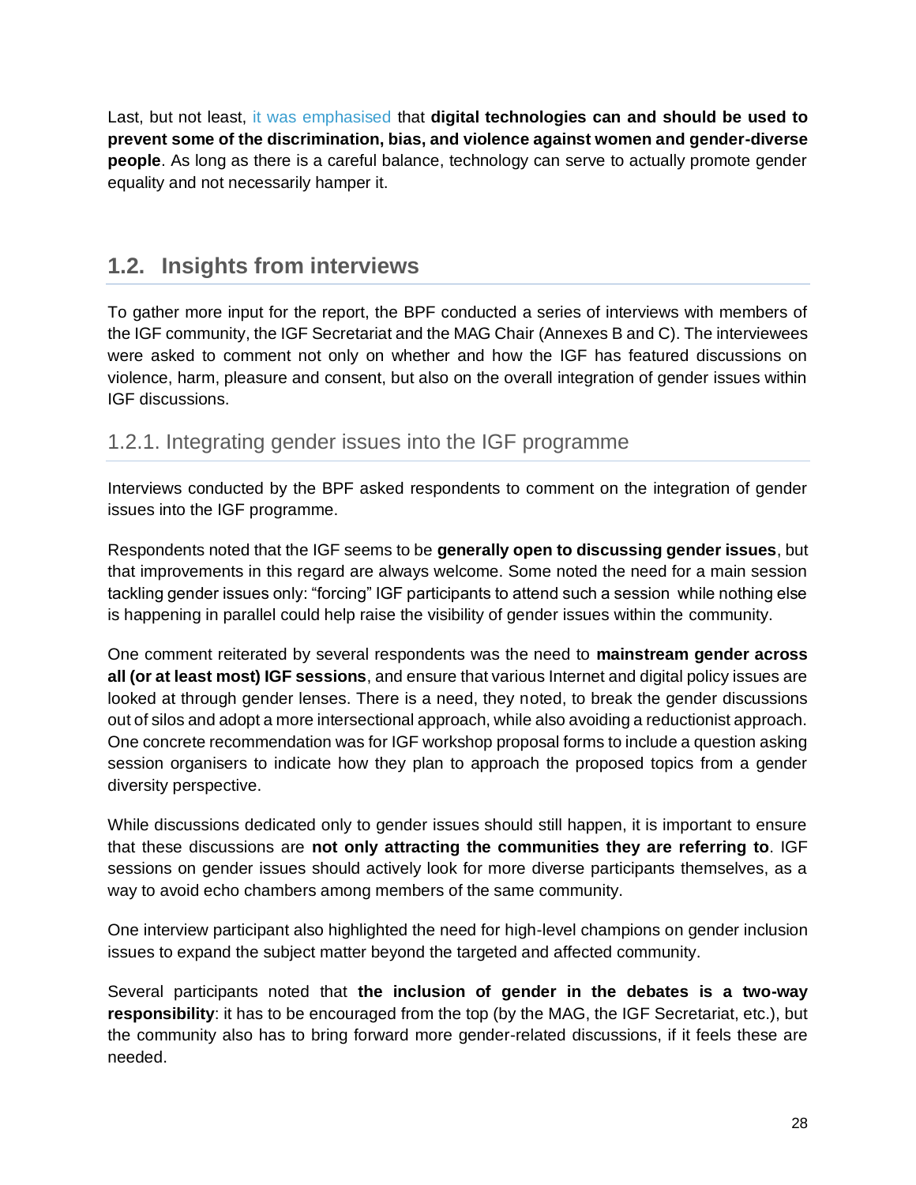Last, but not least, it was emphasised that **digital technologies can and should be used to prevent some of the discrimination, bias, and violence against women and gender-diverse people**. As long as there is a careful balance, technology can serve to actually promote gender equality and not necessarily hamper it.

## 1.2. Insights from interviews

To gather more input for the report, the BPF conducted a series of interviews with members of the IGF community, the IGF Secretariat and the MAG Chair (Annexes B and C). The interviewees were asked to comment not only on whether and how the IGF has featured discussions on violence, harm, pleasure and consent, but also on the overall integration of gender issues within IGF discussions.

### 1.2.1. Integrating gender issues into the IGF programme

Interviews conducted by the BPF asked respondents to comment on the integration of gender issues into the IGF programme.

Respondents noted that the IGF seems to be **generally open to discussing gender issues**, but that improvements in this regard are always welcome. Some noted the need for a main session tackling gender issues only: "forcing" IGF participants to attend such a session while nothing else is happening in parallel could help raise the visibility of gender issues within the community.

One comment reiterated by several respondents was the need to **mainstream gender across all (or at least most) IGF sessions**, and ensure that various Internet and digital policy issues are looked at through gender lenses. There is a need, they noted, to break the gender discussions out of silos and adopt a more intersectional approach, while also avoiding a reductionist approach. One concrete recommendation was for IGF workshop proposal forms to include a question asking session organisers to indicate how they plan to approach the proposed topics from a gender diversity perspective.

While discussions dedicated only to gender issues should still happen, it is important to ensure that these discussions are **not only attracting the communities they are referring to**. IGF sessions on gender issues should actively look for more diverse participants themselves, as a way to avoid echo chambers among members of the same community.

One interview participant also highlighted the need for high-level champions on gender inclusion issues to expand the subject matter beyond the targeted and affected community.

Several participants noted that **the inclusion of gender in the debates is a two-way responsibility**: it has to be encouraged from the top (by the MAG, the IGF Secretariat, etc.), but the community also has to bring forward more gender-related discussions, if it feels these are needed.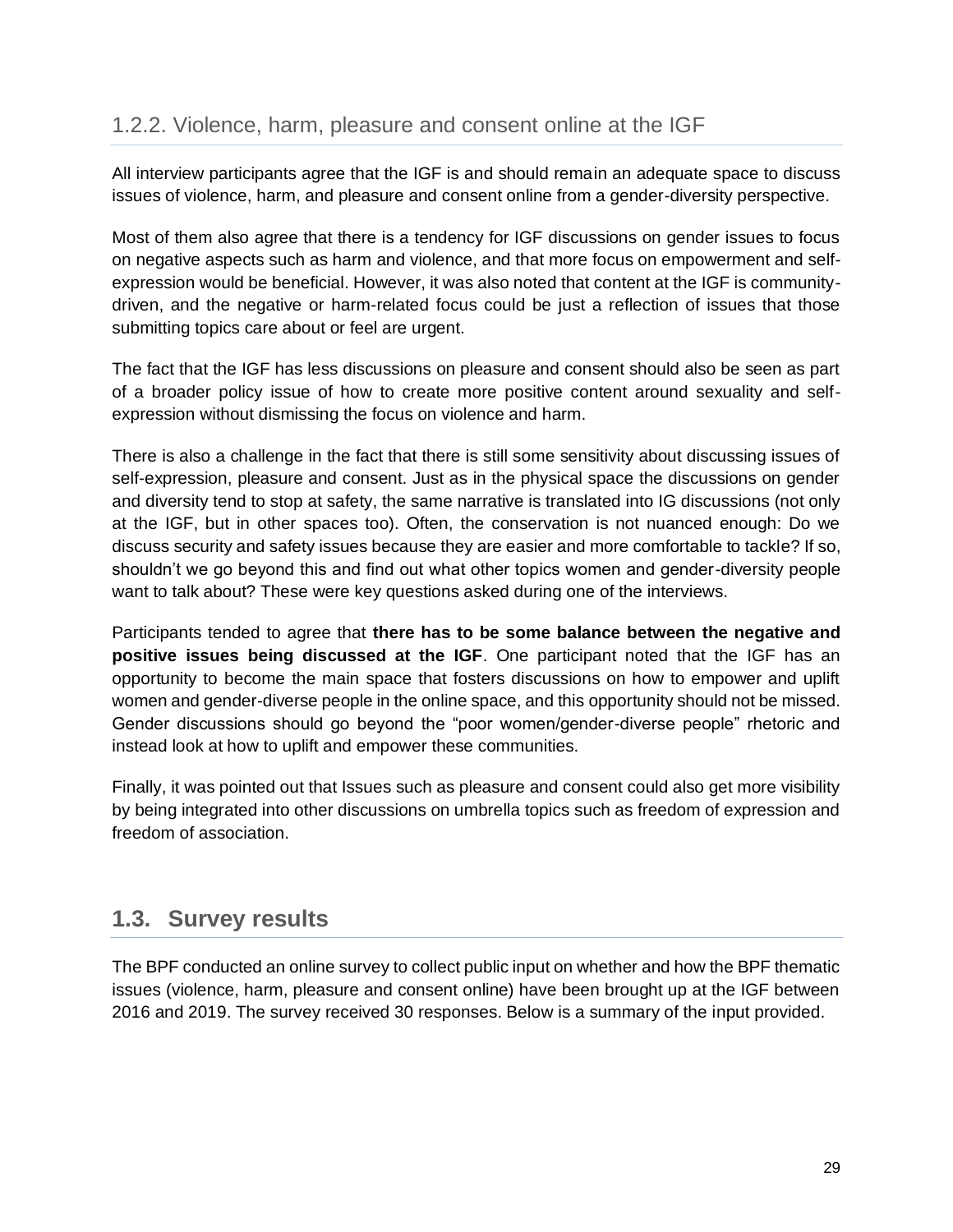### 1.2.2. Violence, harm, pleasure and consent online at the IGF

All interview participants agree that the IGF is and should remain an adequate space to discuss issues of violence, harm, and pleasure and consent online from a gender-diversity perspective.

Most of them also agree that there is a tendency for IGF discussions on gender issues to focus on negative aspects such as harm and violence, and that more focus on empowerment and self-expression would be beneficial. However, it was also noted that content at the IGF is community-driven, and the negative or harm-related focus could be just a reflection of issues that those submitting topics care about or feel are urgent.

The fact that the IGF has less discussions on pleasure and consent should also be seen as part of a broader policy issue of how to create more positive content around sexuality and self-expression without dismissing the focus on violence and harm.

There is also a challenge in the fact that there is still some sensitivity about discussing issues of self-expression, pleasure and consent. Just as in the physical space the discussions on gender and diversity tend to stop at safety, the same narrative is translated into IG discussions (not only at the IGF, but in other spaces too). Often, the conservation is not nuanced enough: Do we discuss security and safety issues because they are easier and more comfortable to tackle? If so, shouldn't we go beyond this and find out what other topics women and gender-diversity people want to talk about? These were key questions asked during one of the interviews.

Participants tended to agree that **there has to be some balance between the negative and positive issues being discussed at the IGF**. One participant noted that the IGF has an opportunity to become the main space that fosters discussions on how to empower and uplift women and gender-diverse people in the online space, and this opportunity should not be missed. Gender discussions should go beyond the "poor women/gender-diverse people" rhetoric and instead look at how to uplift and empower these communities.

Finally, it was pointed out that Issues such as pleasure and consent could also get more visibility by being integrated into other discussions on umbrella topics such as freedom of expression and freedom of association.

## 1.3. Survey results

The BPF conducted an online survey to collect public input on whether and how the BPF thematic issues (violence, harm, pleasure and consent online) have been brought up at the IGF between 2016 and 2019. The survey received 30 responses. Below is a summary of the input provided.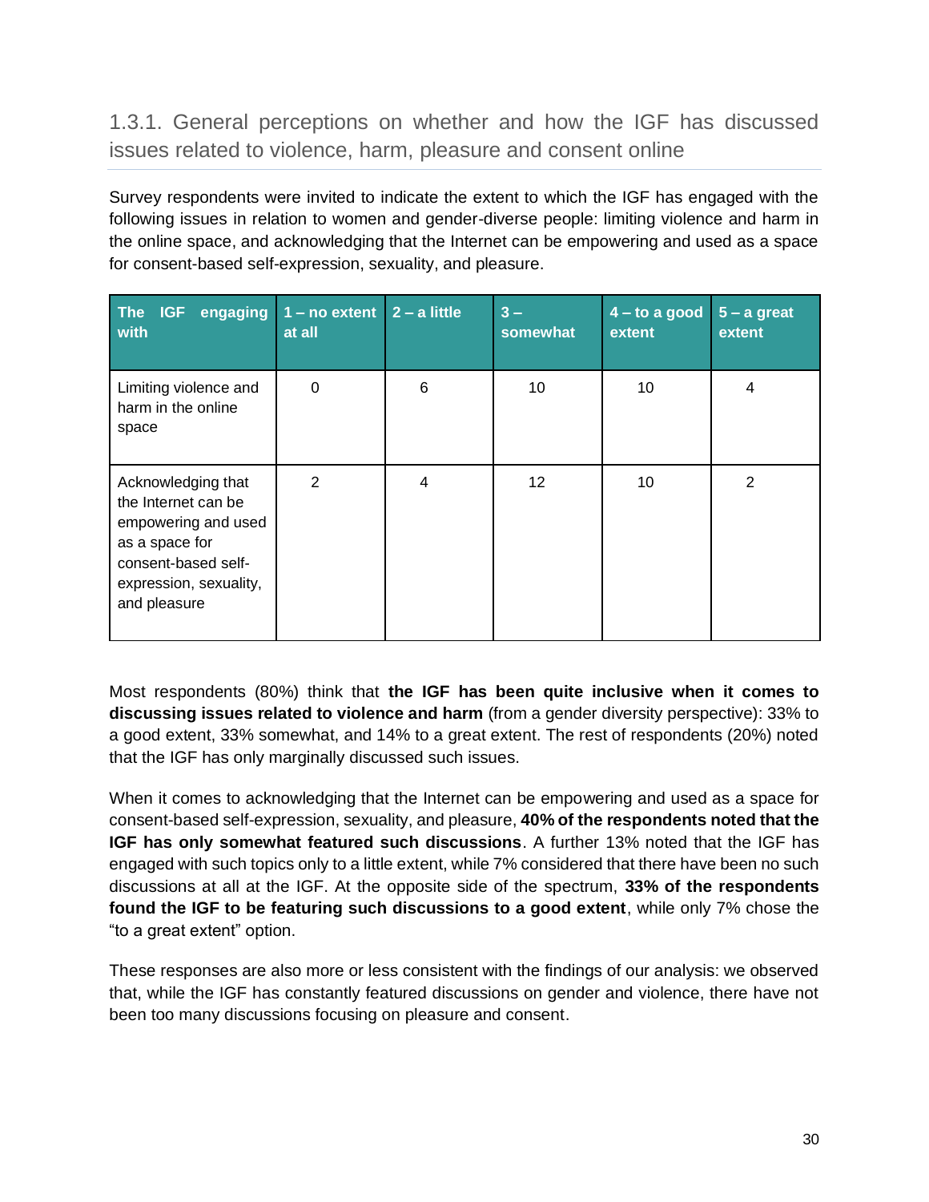### 1.3.1. General perceptions on whether and how the IGF has discussed issues related to violence, harm, pleasure and consent online

Survey respondents were invited to indicate the extent to which the IGF has engaged with the following issues in relation to women and gender-diverse people: limiting violence and harm in the online space, and acknowledging that the Internet can be empowering and used as a space for consent-based self-expression, sexuality, and pleasure.

| The IGF engaging with | 1 – no extent at all | 2 – a little | 3 – somewhat | 4 – to a good extent | 5 – a great extent |
|---|---|---|---|---|---|
| Limiting violence and harm in the online space | 0 | 6 | 10 | 10 | 4 |
| Acknowledging that the Internet can be empowering and used as a space for consent-based self-expression, sexuality, and pleasure | 2 | 4 | 12 | 10 | 2 |

Most respondents (80%) think that **the IGF has been quite inclusive when it comes to discussing issues related to violence and harm** (from a gender diversity perspective): 33% to a good extent, 33% somewhat, and 14% to a great extent. The rest of respondents (20%) noted that the IGF has only marginally discussed such issues.

When it comes to acknowledging that the Internet can be empowering and used as a space for consent-based self-expression, sexuality, and pleasure, **40% of the respondents noted that the IGF has only somewhat featured such discussions**. A further 13% noted that the IGF has engaged with such topics only to a little extent, while 7% considered that there have been no such discussions at all at the IGF. At the opposite side of the spectrum, **33% of the respondents found the IGF to be featuring such discussions to a good extent**, while only 7% chose the "to a great extent" option.

These responses are also more or less consistent with the findings of our analysis: we observed that, while the IGF has constantly featured discussions on gender and violence, there have not been too many discussions focusing on pleasure and consent.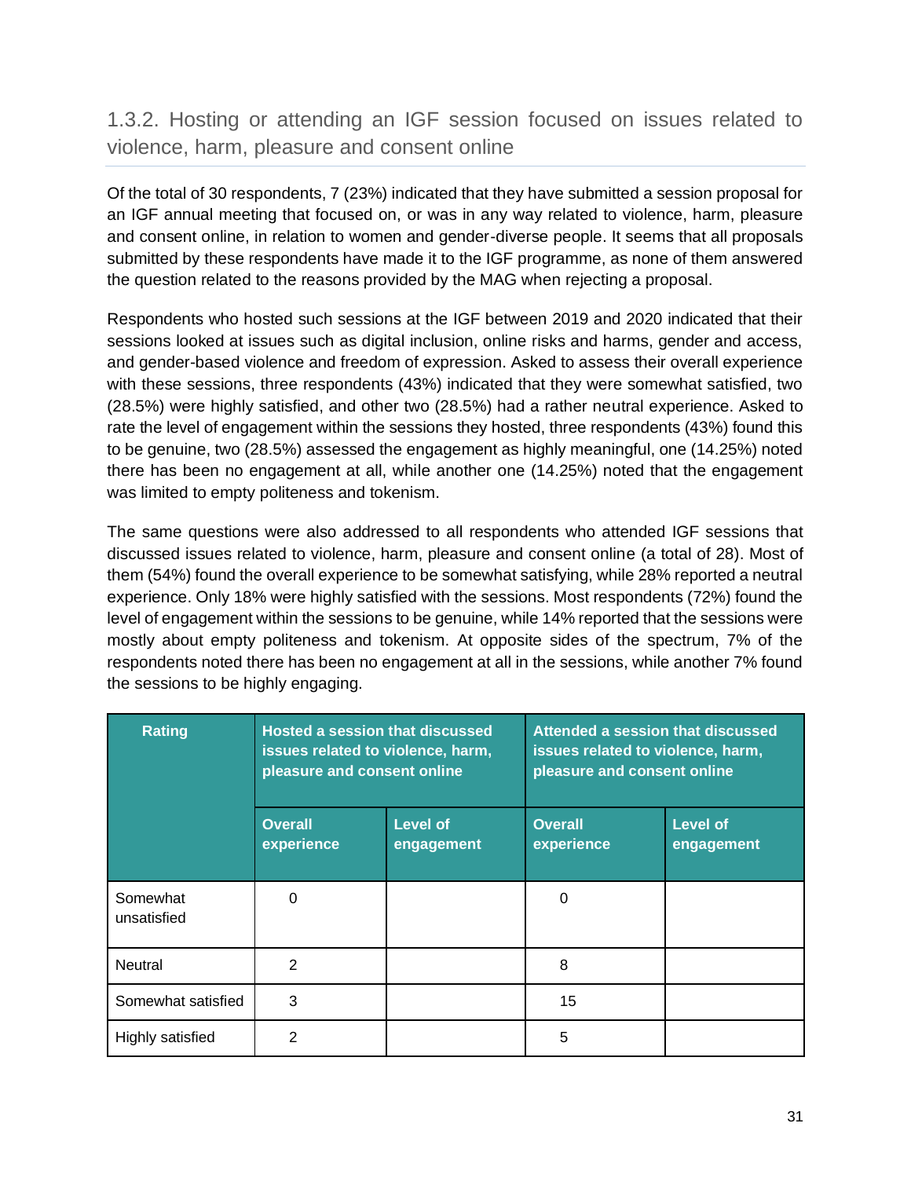### 1.3.2. Hosting or attending an IGF session focused on issues related to violence, harm, pleasure and consent online

Of the total of 30 respondents, 7 (23%) indicated that they have submitted a session proposal for an IGF annual meeting that focused on, or was in any way related to violence, harm, pleasure and consent online, in relation to women and gender-diverse people. It seems that all proposals submitted by these respondents have made it to the IGF programme, as none of them answered the question related to the reasons provided by the MAG when rejecting a proposal.

Respondents who hosted such sessions at the IGF between 2019 and 2020 indicated that their sessions looked at issues such as digital inclusion, online risks and harms, gender and access, and gender-based violence and freedom of expression. Asked to assess their overall experience with these sessions, three respondents (43%) indicated that they were somewhat satisfied, two (28.5%) were highly satisfied, and other two (28.5%) had a rather neutral experience. Asked to rate the level of engagement within the sessions they hosted, three respondents (43%) found this to be genuine, two (28.5%) assessed the engagement as highly meaningful, one (14.25%) noted there has been no engagement at all, while another one (14.25%) noted that the engagement was limited to empty politeness and tokenism.

The same questions were also addressed to all respondents who attended IGF sessions that discussed issues related to violence, harm, pleasure and consent online (a total of 28). Most of them (54%) found the overall experience to be somewhat satisfying, while 28% reported a neutral experience. Only 18% were highly satisfied with the sessions. Most respondents (72%) found the level of engagement within the sessions to be genuine, while 14% reported that the sessions were mostly about empty politeness and tokenism. At opposite sides of the spectrum, 7% of the respondents noted there has been no engagement at all in the sessions, while another 7% found the sessions to be highly engaging.

| Rating | Hosted a session that discussed issues related to violence, harm, pleasure and consent online | | Attended a session that discussed issues related to violence, harm, pleasure and consent online | |
|---|---|---|---|---|
| | Overall experience | Level of engagement | Overall experience | Level of engagement |
| Somewhat unsatisfied | 0 | | 0 | |
| Neutral | 2 | | 8 | |
| Somewhat satisfied | 3 | | 15 | |
| Highly satisfied | 2 | | 5 | |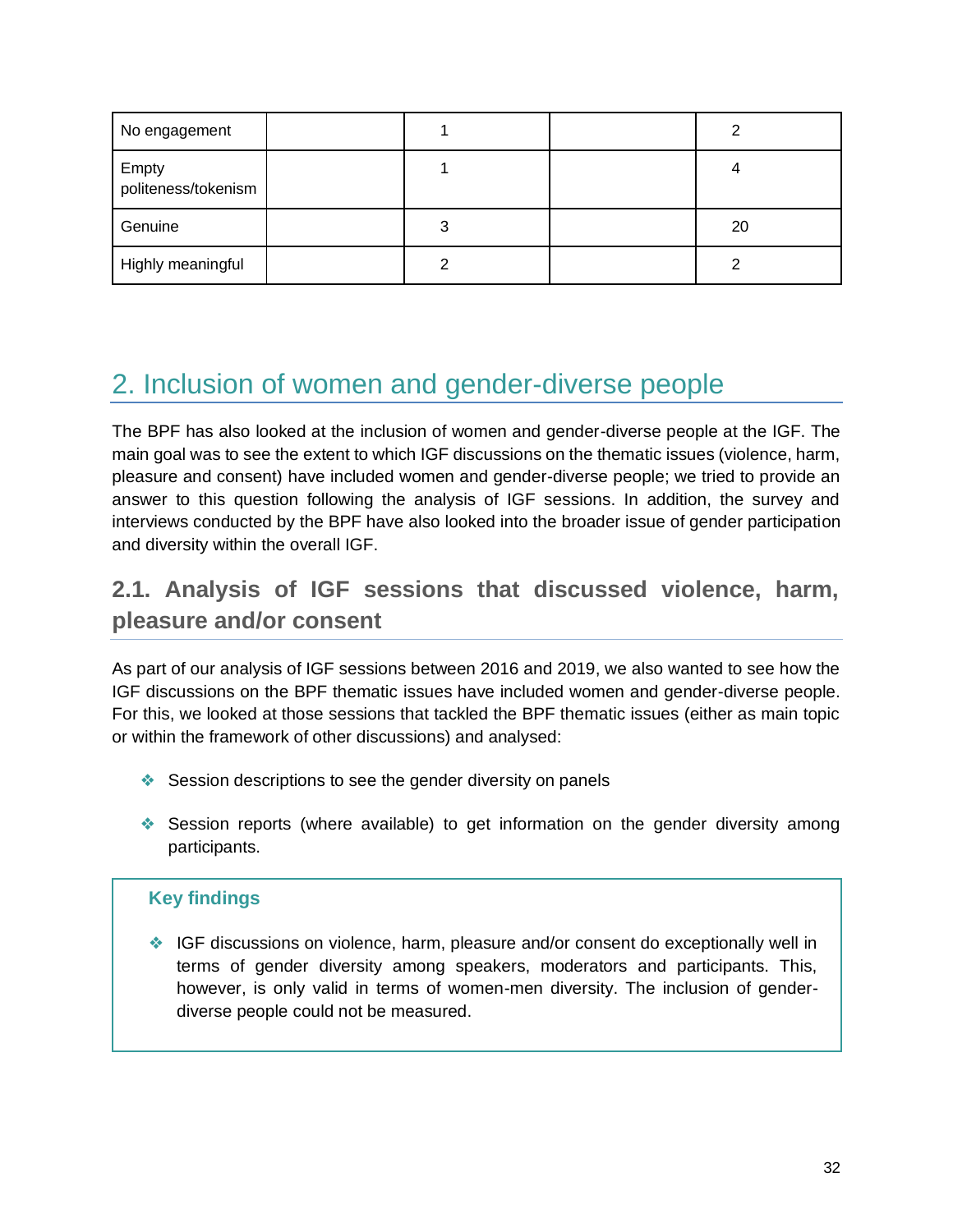| No engagement | | 1 | | 2 |
|---|---|---|---|---|
| Empty politeness/tokenism | | 1 | | 4 |
| Genuine | | 3 | | 20 |
| Highly meaningful | | 2 | | 2 |

# 2. Inclusion of women and gender-diverse people

The BPF has also looked at the inclusion of women and gender-diverse people at the IGF. The main goal was to see the extent to which IGF discussions on the thematic issues (violence, harm, pleasure and consent) have included women and gender-diverse people; we tried to provide an answer to this question following the analysis of IGF sessions. In addition, the survey and interviews conducted by the BPF have also looked into the broader issue of gender participation and diversity within the overall IGF.

## 2.1. Analysis of IGF sessions that discussed violence, harm, pleasure and/or consent

As part of our analysis of IGF sessions between 2016 and 2019, we also wanted to see how the IGF discussions on the BPF thematic issues have included women and gender-diverse people. For this, we looked at those sessions that tackled the BPF thematic issues (either as main topic or within the framework of other discussions) and analysed:

- Session descriptions to see the gender diversity on panels
- Session reports (where available) to get information on the gender diversity among participants.

**Key findings**

- IGF discussions on violence, harm, pleasure and/or consent do exceptionally well in terms of gender diversity among speakers, moderators and participants. This, however, is only valid in terms of women-men diversity. The inclusion of gender-diverse people could not be measured.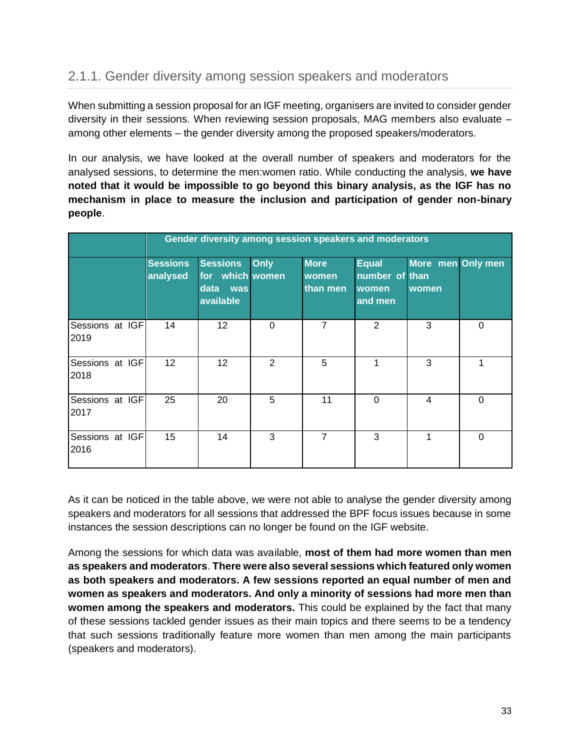### 2.1.1. Gender diversity among session speakers and moderators

When submitting a session proposal for an IGF meeting, organisers are invited to consider gender diversity in their sessions. When reviewing session proposals, MAG members also evaluate – among other elements – the gender diversity among the proposed speakers/moderators.

In our analysis, we have looked at the overall number of speakers and moderators for the analysed sessions, to determine the men:women ratio. While conducting the analysis, **we have noted that it would be impossible to go beyond this binary analysis, as the IGF has no mechanism in place to measure the inclusion and participation of gender non-binary people**.

| | Gender diversity among session speakers and moderators | | | | | | |
|---|---|---|---|---|---|---|---|
| | Sessions analysed | Sessions for which data was available | Only women | More women than men | Equal number of women and men | More men than women | Only men |
| Sessions at IGF 2019 | 14 | 12 | 0 | 7 | 2 | 3 | 0 |
| Sessions at IGF 2018 | 12 | 12 | 2 | 5 | 1 | 3 | 1 |
| Sessions at IGF 2017 | 25 | 20 | 5 | 11 | 0 | 4 | 0 |
| Sessions at IGF 2016 | 15 | 14 | 3 | 7 | 3 | 1 | 0 |

As it can be noticed in the table above, we were not able to analyse the gender diversity among speakers and moderators for all sessions that addressed the BPF focus issues because in some instances the session descriptions can no longer be found on the IGF website.

Among the sessions for which data was available, **most of them had more women than men as speakers and moderators**. **There were also several sessions which featured only women as both speakers and moderators. A few sessions reported an equal number of men and women as speakers and moderators. And only a minority of sessions had more men than women among the speakers and moderators.** This could be explained by the fact that many of these sessions tackled gender issues as their main topics and there seems to be a tendency that such sessions traditionally feature more women than men among the main participants (speakers and moderators).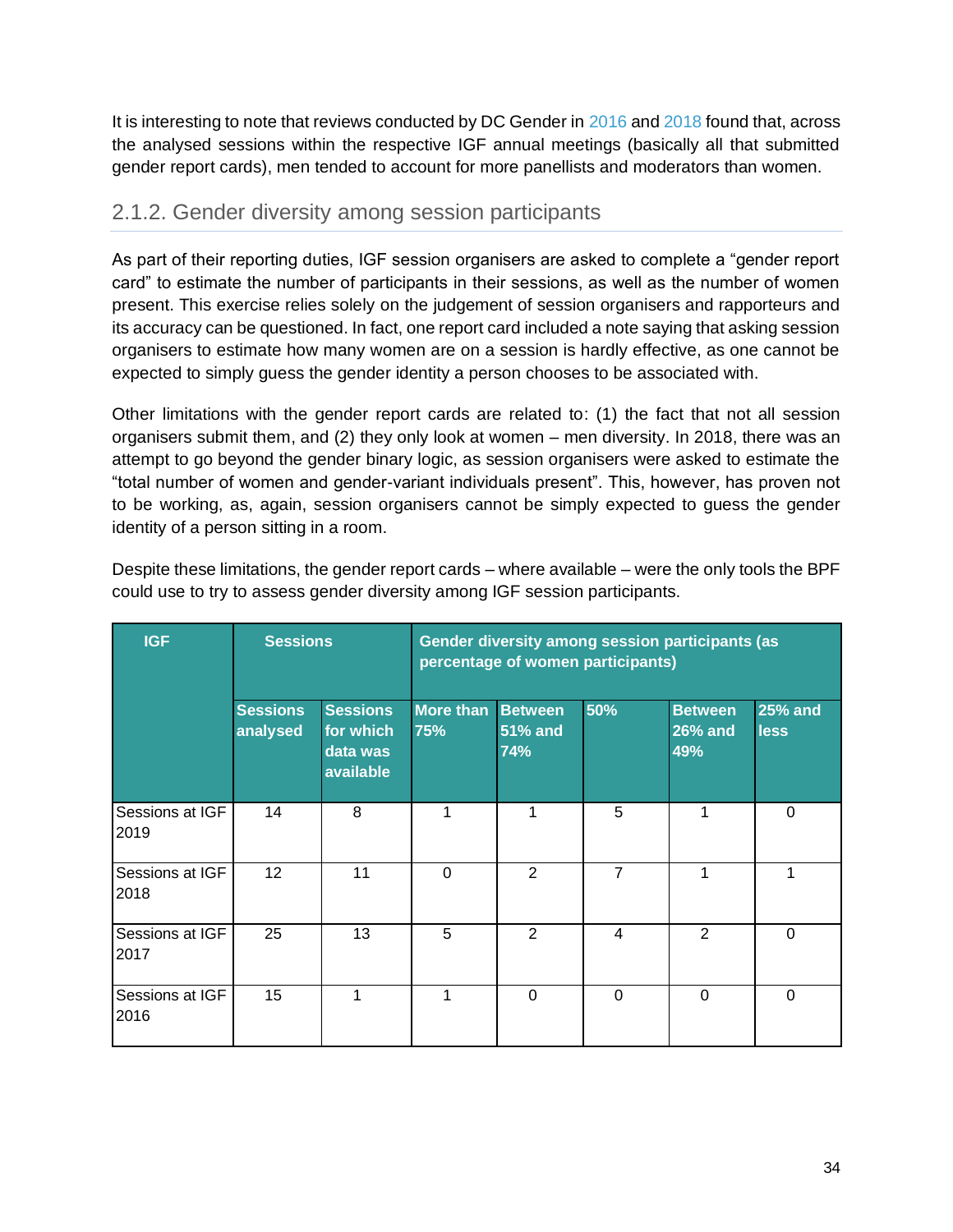It is interesting to note that reviews conducted by DC Gender in 2016 and 2018 found that, across the analysed sessions within the respective IGF annual meetings (basically all that submitted gender report cards), men tended to account for more panellists and moderators than women.

### 2.1.2. Gender diversity among session participants

As part of their reporting duties, IGF session organisers are asked to complete a “gender report card” to estimate the number of participants in their sessions, as well as the number of women present. This exercise relies solely on the judgement of session organisers and rapporteurs and its accuracy can be questioned. In fact, one report card included a note saying that asking session organisers to estimate how many women are on a session is hardly effective, as one cannot be expected to simply guess the gender identity a person chooses to be associated with.

Other limitations with the gender report cards are related to: (1) the fact that not all session organisers submit them, and (2) they only look at women – men diversity. In 2018, there was an attempt to go beyond the gender binary logic, as session organisers were asked to estimate the “total number of women and gender-variant individuals present”. This, however, has proven not to be working, as, again, session organisers cannot be simply expected to guess the gender identity of a person sitting in a room.

Despite these limitations, the gender report cards – where available – were the only tools the BPF could use to try to assess gender diversity among IGF session participants.

| IGF | Sessions | | Gender diversity among session participants (as percentage of women participants) | | | | |
|---|---|---|---|---|---|---|---|
| | Sessions analysed | Sessions for which data was available | More than 75% | Between 51% and 74% | 50% | Between 26% and 49% | 25% and less |
| Sessions at IGF 2019 | 14 | 8 | 1 | 1 | 5 | 1 | 0 |
| Sessions at IGF 2018 | 12 | 11 | 0 | 2 | 7 | 1 | 1 |
| Sessions at IGF 2017 | 25 | 13 | 5 | 2 | 4 | 2 | 0 |
| Sessions at IGF 2016 | 15 | 1 | 1 | 0 | 0 | 0 | 0 |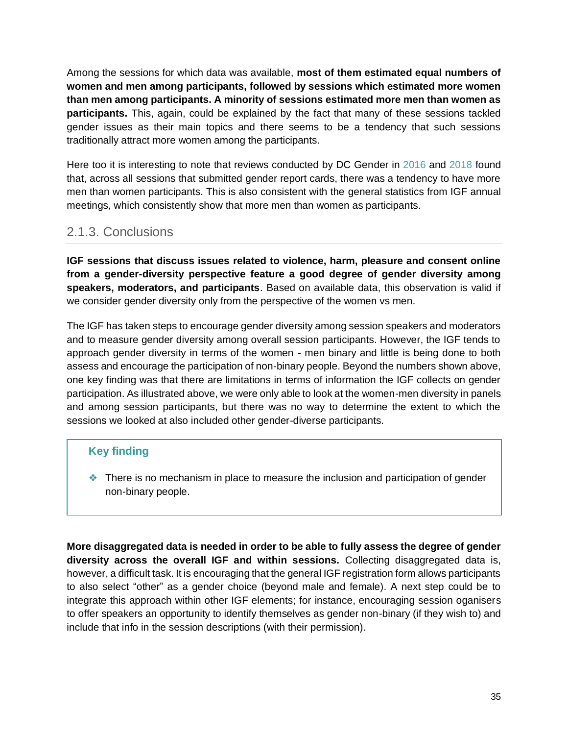Among the sessions for which data was available, **most of them estimated equal numbers of women and men among participants, followed by sessions which estimated more women than men among participants. A minority of sessions estimated more men than women as participants.** This, again, could be explained by the fact that many of these sessions tackled gender issues as their main topics and there seems to be a tendency that such sessions traditionally attract more women among the participants.

Here too it is interesting to note that reviews conducted by DC Gender in 2016 and 2018 found that, across all sessions that submitted gender report cards, there was a tendency to have more men than women participants. This is also consistent with the general statistics from IGF annual meetings, which consistently show that more men than women as participants.

### 2.1.3. Conclusions

**IGF sessions that discuss issues related to violence, harm, pleasure and consent online from a gender-diversity perspective feature a good degree of gender diversity among speakers, moderators, and participants**. Based on available data, this observation is valid if we consider gender diversity only from the perspective of the women vs men.

The IGF has taken steps to encourage gender diversity among session speakers and moderators and to measure gender diversity among overall session participants. However, the IGF tends to approach gender diversity in terms of the women - men binary and little is being done to both assess and encourage the participation of non-binary people. Beyond the numbers shown above, one key finding was that there are limitations in terms of information the IGF collects on gender participation. As illustrated above, we were only able to look at the women-men diversity in panels and among session participants, but there was no way to determine the extent to which the sessions we looked at also included other gender-diverse participants.

**Key finding**

- There is no mechanism in place to measure the inclusion and participation of gender non-binary people.

**More disaggregated data is needed in order to be able to fully assess the degree of gender diversity across the overall IGF and within sessions.** Collecting disaggregated data is, however, a difficult task. It is encouraging that the general IGF registration form allows participants to also select "other" as a gender choice (beyond male and female). A next step could be to integrate this approach within other IGF elements; for instance, encouraging session oganisers to offer speakers an opportunity to identify themselves as gender non-binary (if they wish to) and include that info in the session descriptions (with their permission).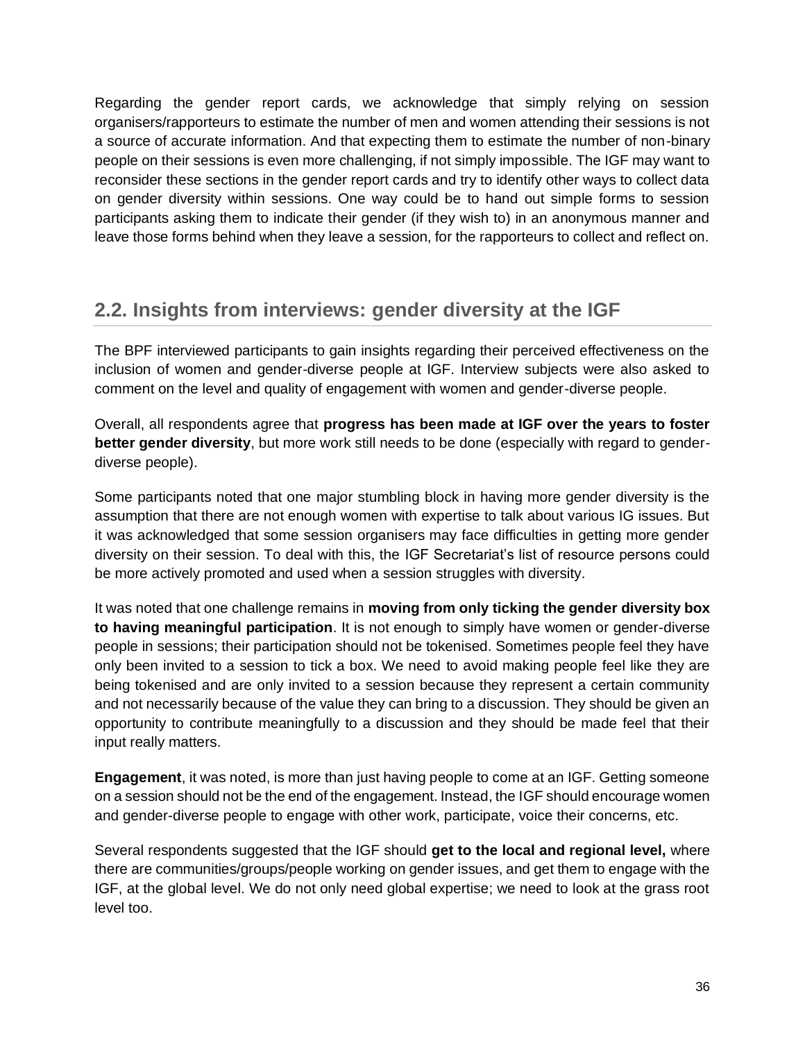Regarding the gender report cards, we acknowledge that simply relying on session organisers/rapporteurs to estimate the number of men and women attending their sessions is not a source of accurate information. And that expecting them to estimate the number of non-binary people on their sessions is even more challenging, if not simply impossible. The IGF may want to reconsider these sections in the gender report cards and try to identify other ways to collect data on gender diversity within sessions. One way could be to hand out simple forms to session participants asking them to indicate their gender (if they wish to) in an anonymous manner and leave those forms behind when they leave a session, for the rapporteurs to collect and reflect on.

## 2.2. Insights from interviews: gender diversity at the IGF

The BPF interviewed participants to gain insights regarding their perceived effectiveness on the inclusion of women and gender-diverse people at IGF. Interview subjects were also asked to comment on the level and quality of engagement with women and gender-diverse people.

Overall, all respondents agree that **progress has been made at IGF over the years to foster better gender diversity**, but more work still needs to be done (especially with regard to gender-diverse people).

Some participants noted that one major stumbling block in having more gender diversity is the assumption that there are not enough women with expertise to talk about various IG issues. But it was acknowledged that some session organisers may face difficulties in getting more gender diversity on their session. To deal with this, the IGF Secretariat's list of resource persons could be more actively promoted and used when a session struggles with diversity.

It was noted that one challenge remains in **moving from only ticking the gender diversity box to having meaningful participation**. It is not enough to simply have women or gender-diverse people in sessions; their participation should not be tokenised. Sometimes people feel they have only been invited to a session to tick a box. We need to avoid making people feel like they are being tokenised and are only invited to a session because they represent a certain community and not necessarily because of the value they can bring to a discussion. They should be given an opportunity to contribute meaningfully to a discussion and they should be made feel that their input really matters.

**Engagement**, it was noted, is more than just having people to come at an IGF. Getting someone on a session should not be the end of the engagement. Instead, the IGF should encourage women and gender-diverse people to engage with other work, participate, voice their concerns, etc.

Several respondents suggested that the IGF should **get to the local and regional level,** where there are communities/groups/people working on gender issues, and get them to engage with the IGF, at the global level. We do not only need global expertise; we need to look at the grass root level too.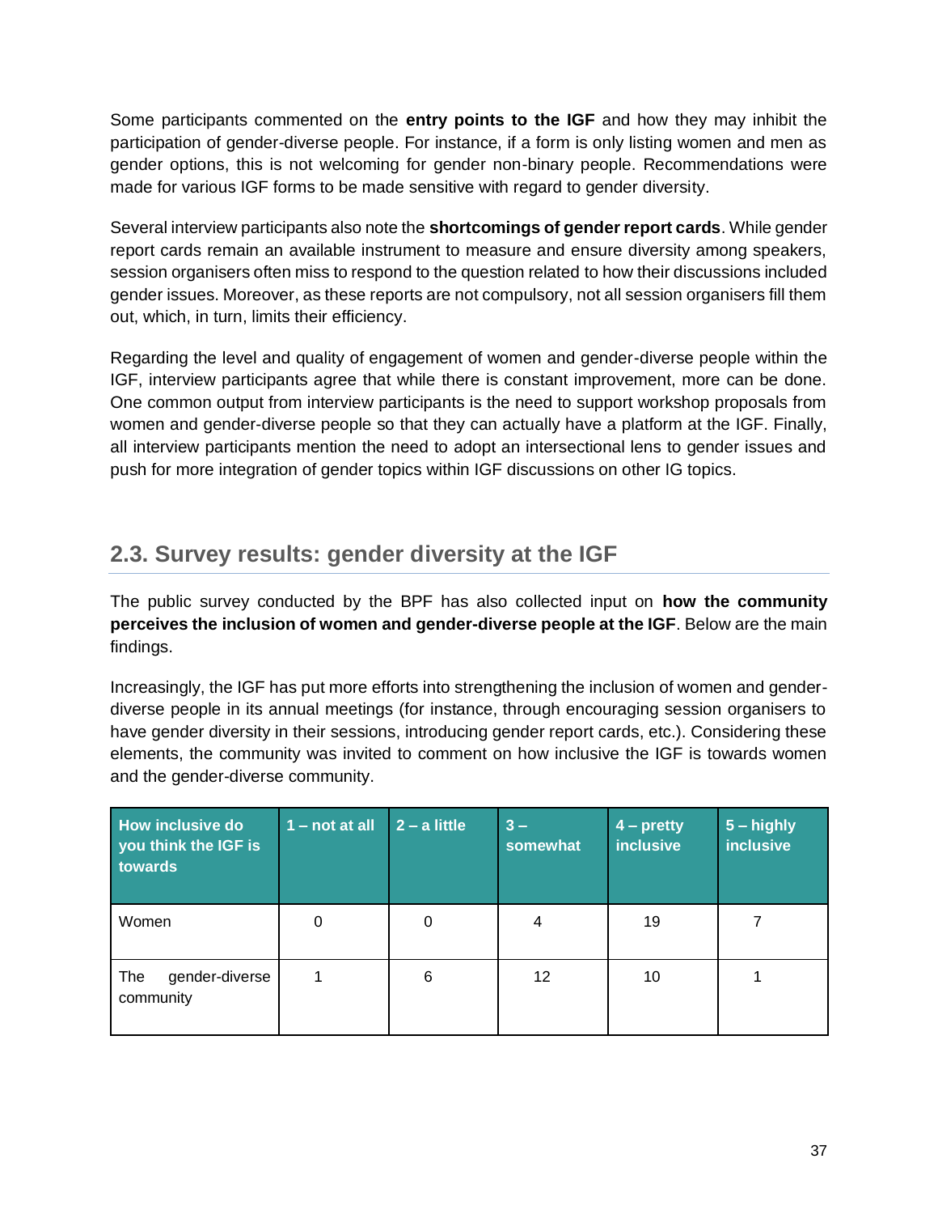Some participants commented on the **entry points to the IGF** and how they may inhibit the participation of gender-diverse people. For instance, if a form is only listing women and men as gender options, this is not welcoming for gender non-binary people. Recommendations were made for various IGF forms to be made sensitive with regard to gender diversity.

Several interview participants also note the **shortcomings of gender report cards**. While gender report cards remain an available instrument to measure and ensure diversity among speakers, session organisers often miss to respond to the question related to how their discussions included gender issues. Moreover, as these reports are not compulsory, not all session organisers fill them out, which, in turn, limits their efficiency.

Regarding the level and quality of engagement of women and gender-diverse people within the IGF, interview participants agree that while there is constant improvement, more can be done. One common output from interview participants is the need to support workshop proposals from women and gender-diverse people so that they can actually have a platform at the IGF. Finally, all interview participants mention the need to adopt an intersectional lens to gender issues and push for more integration of gender topics within IGF discussions on other IG topics.

## 2.3. Survey results: gender diversity at the IGF

The public survey conducted by the BPF has also collected input on **how the community perceives the inclusion of women and gender-diverse people at the IGF**. Below are the main findings.

Increasingly, the IGF has put more efforts into strengthening the inclusion of women and gender-diverse people in its annual meetings (for instance, through encouraging session organisers to have gender diversity in their sessions, introducing gender report cards, etc.). Considering these elements, the community was invited to comment on how inclusive the IGF is towards women and the gender-diverse community.

| How inclusive do you think the IGF is towards | 1 – not at all | 2 – a little | 3 – somewhat | 4 – pretty inclusive | 5 – highly inclusive |
|---|---|---|---|---|---|
| Women | 0 | 0 | 4 | 19 | 7 |
| The gender-diverse community | 1 | 6 | 12 | 10 | 1 |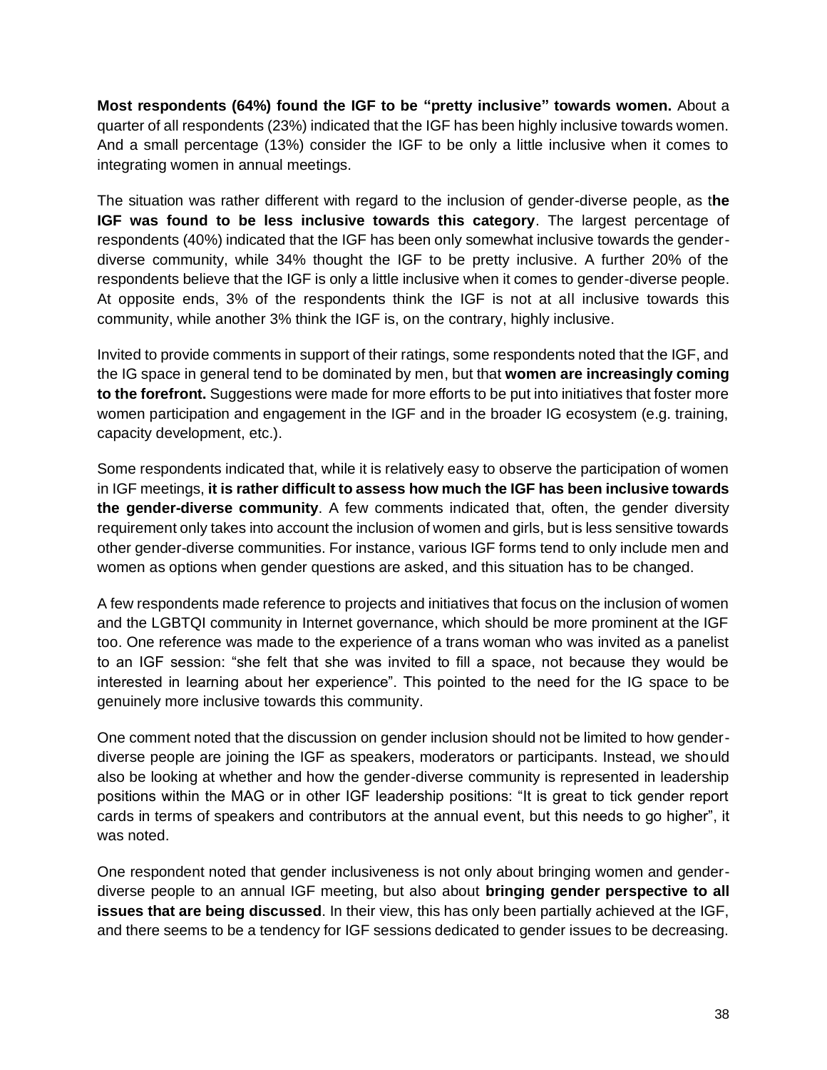**Most respondents (64%) found the IGF to be "pretty inclusive" towards women.** About a quarter of all respondents (23%) indicated that the IGF has been highly inclusive towards women. And a small percentage (13%) consider the IGF to be only a little inclusive when it comes to integrating women in annual meetings.

The situation was rather different with regard to the inclusion of gender-diverse people, as t**he IGF was found to be less inclusive towards this category**. The largest percentage of respondents (40%) indicated that the IGF has been only somewhat inclusive towards the gender-diverse community, while 34% thought the IGF to be pretty inclusive. A further 20% of the respondents believe that the IGF is only a little inclusive when it comes to gender-diverse people. At opposite ends, 3% of the respondents think the IGF is not at all inclusive towards this community, while another 3% think the IGF is, on the contrary, highly inclusive.

Invited to provide comments in support of their ratings, some respondents noted that the IGF, and the IG space in general tend to be dominated by men, but that **women are increasingly coming to the forefront.** Suggestions were made for more efforts to be put into initiatives that foster more women participation and engagement in the IGF and in the broader IG ecosystem (e.g. training, capacity development, etc.).

Some respondents indicated that, while it is relatively easy to observe the participation of women in IGF meetings, **it is rather difficult to assess how much the IGF has been inclusive towards the gender-diverse community**. A few comments indicated that, often, the gender diversity requirement only takes into account the inclusion of women and girls, but is less sensitive towards other gender-diverse communities. For instance, various IGF forms tend to only include men and women as options when gender questions are asked, and this situation has to be changed.

A few respondents made reference to projects and initiatives that focus on the inclusion of women and the LGBTQI community in Internet governance, which should be more prominent at the IGF too. One reference was made to the experience of a trans woman who was invited as a panelist to an IGF session: "she felt that she was invited to fill a space, not because they would be interested in learning about her experience". This pointed to the need for the IG space to be genuinely more inclusive towards this community.

One comment noted that the discussion on gender inclusion should not be limited to how gender-diverse people are joining the IGF as speakers, moderators or participants. Instead, we should also be looking at whether and how the gender-diverse community is represented in leadership positions within the MAG or in other IGF leadership positions: "It is great to tick gender report cards in terms of speakers and contributors at the annual event, but this needs to go higher", it was noted.

One respondent noted that gender inclusiveness is not only about bringing women and gender-diverse people to an annual IGF meeting, but also about **bringing gender perspective to all issues that are being discussed**. In their view, this has only been partially achieved at the IGF, and there seems to be a tendency for IGF sessions dedicated to gender issues to be decreasing.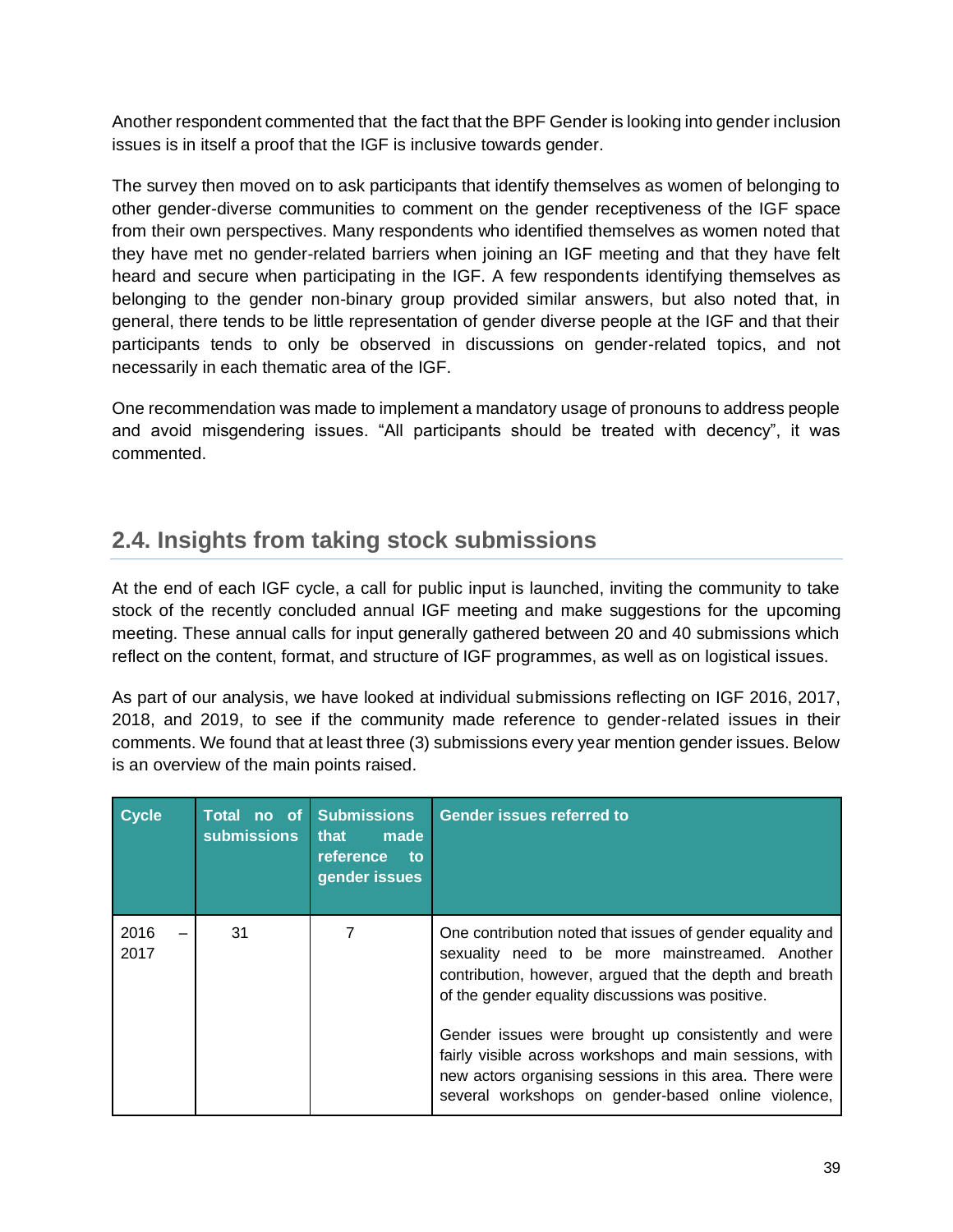Another respondent commented that the fact that the BPF Gender is looking into gender inclusion issues is in itself a proof that the IGF is inclusive towards gender.

The survey then moved on to ask participants that identify themselves as women of belonging to other gender-diverse communities to comment on the gender receptiveness of the IGF space from their own perspectives. Many respondents who identified themselves as women noted that they have met no gender-related barriers when joining an IGF meeting and that they have felt heard and secure when participating in the IGF. A few respondents identifying themselves as belonging to the gender non-binary group provided similar answers, but also noted that, in general, there tends to be little representation of gender diverse people at the IGF and that their participants tends to only be observed in discussions on gender-related topics, and not necessarily in each thematic area of the IGF.

One recommendation was made to implement a mandatory usage of pronouns to address people and avoid misgendering issues. "All participants should be treated with decency", it was commented.

## 2.4. Insights from taking stock submissions

At the end of each IGF cycle, a call for public input is launched, inviting the community to take stock of the recently concluded annual IGF meeting and make suggestions for the upcoming meeting. These annual calls for input generally gathered between 20 and 40 submissions which reflect on the content, format, and structure of IGF programmes, as well as on logistical issues.

As part of our analysis, we have looked at individual submissions reflecting on IGF 2016, 2017, 2018, and 2019, to see if the community made reference to gender-related issues in their comments. We found that at least three (3) submissions every year mention gender issues. Below is an overview of the main points raised.

| Cycle | Total no of submissions | Submissions that made reference to gender issues | Gender issues referred to |
|---|---|---|---|
| 2016 – 2017 | 31 | 7 | One contribution noted that issues of gender equality and sexuality need to be more mainstreamed. Another contribution, however, argued that the depth and breath of the gender equality discussions was positive.<br><br>Gender issues were brought up consistently and were fairly visible across workshops and main sessions, with new actors organising sessions in this area. There were several workshops on gender-based online violence, |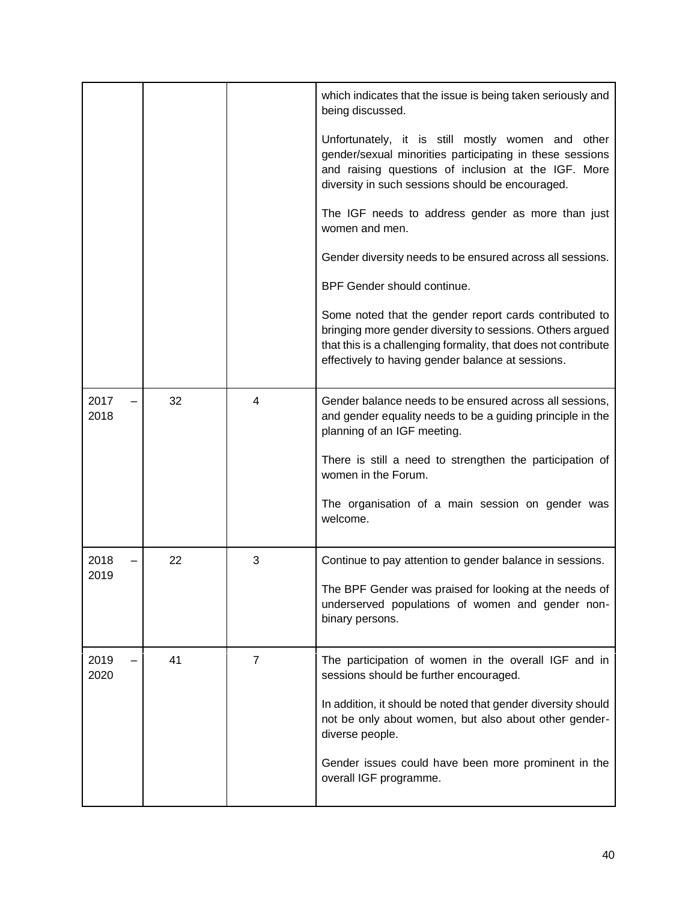| | | | |
|---|---|---|---|
| | | | which indicates that the issue is being taken seriously and being discussed.<br><br>Unfortunately, it is still mostly women and other gender/sexual minorities participating in these sessions and raising questions of inclusion at the IGF. More diversity in such sessions should be encouraged.<br><br>The IGF needs to address gender as more than just women and men.<br><br>Gender diversity needs to be ensured across all sessions.<br><br>BPF Gender should continue.<br><br>Some noted that the gender report cards contributed to bringing more gender diversity to sessions. Others argued that this is a challenging formality, that does not contribute effectively to having gender balance at sessions. |
| 2017 – 2018 | 32 | 4 | Gender balance needs to be ensured across all sessions, and gender equality needs to be a guiding principle in the planning of an IGF meeting.<br><br>There is still a need to strengthen the participation of women in the Forum.<br><br>The organisation of a main session on gender was welcome. |
| 2018 – 2019 | 22 | 3 | Continue to pay attention to gender balance in sessions.<br><br>The BPF Gender was praised for looking at the needs of underserved populations of women and gender non-binary persons. |
| 2019 – 2020 | 41 | 7 | The participation of women in the overall IGF and in sessions should be further encouraged.<br><br>In addition, it should be noted that gender diversity should not be only about women, but also about other gender-diverse people.<br><br>Gender issues could have been more prominent in the overall IGF programme. |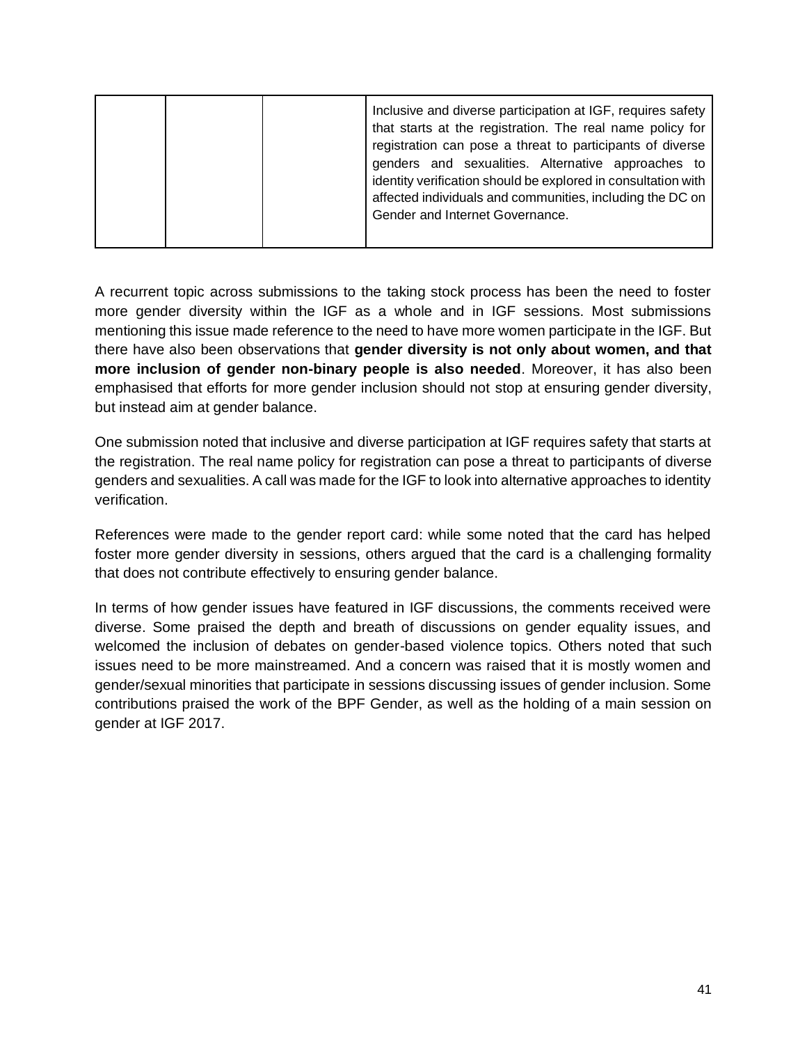|  |  |  | Inclusive and diverse participation at IGF, requires safety that starts at the registration. The real name policy for registration can pose a threat to participants of diverse genders and sexualities. Alternative approaches to identity verification should be explored in consultation with affected individuals and communities, including the DC on Gender and Internet Governance. |
|---|---|---|---|

A recurrent topic across submissions to the taking stock process has been the need to foster more gender diversity within the IGF as a whole and in IGF sessions. Most submissions mentioning this issue made reference to the need to have more women participate in the IGF. But there have also been observations that **gender diversity is not only about women, and that more inclusion of gender non-binary people is also needed**. Moreover, it has also been emphasised that efforts for more gender inclusion should not stop at ensuring gender diversity, but instead aim at gender balance.

One submission noted that inclusive and diverse participation at IGF requires safety that starts at the registration. The real name policy for registration can pose a threat to participants of diverse genders and sexualities. A call was made for the IGF to look into alternative approaches to identity verification.

References were made to the gender report card: while some noted that the card has helped foster more gender diversity in sessions, others argued that the card is a challenging formality that does not contribute effectively to ensuring gender balance.

In terms of how gender issues have featured in IGF discussions, the comments received were diverse. Some praised the depth and breath of discussions on gender equality issues, and welcomed the inclusion of debates on gender-based violence topics. Others noted that such issues need to be more mainstreamed. And a concern was raised that it is mostly women and gender/sexual minorities that participate in sessions discussing issues of gender inclusion. Some contributions praised the work of the BPF Gender, as well as the holding of a main session on gender at IGF 2017.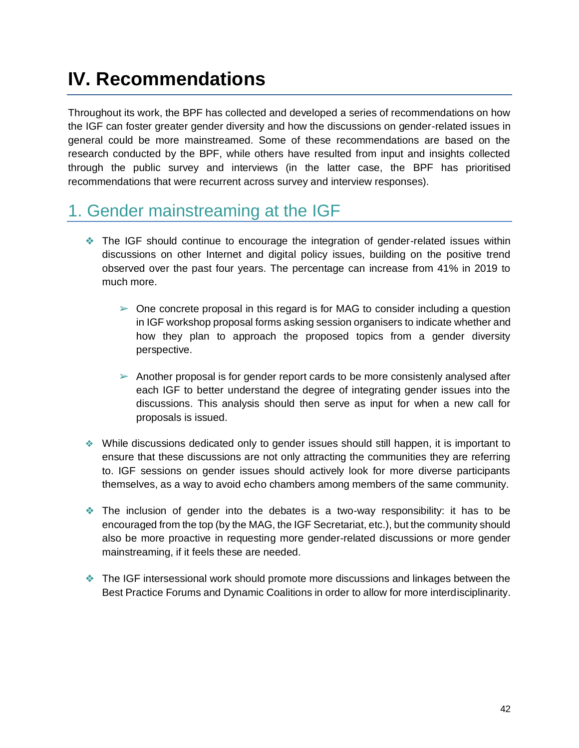# IV. Recommendations

Throughout its work, the BPF has collected and developed a series of recommendations on how the IGF can foster greater gender diversity and how the discussions on gender-related issues in general could be more mainstreamed. Some of these recommendations are based on the research conducted by the BPF, while others have resulted from input and insights collected through the public survey and interviews (in the latter case, the BPF has prioritised recommendations that were recurrent across survey and interview responses).

## 1. Gender mainstreaming at the IGF

- The IGF should continue to encourage the integration of gender-related issues within discussions on other Internet and digital policy issues, building on the positive trend observed over the past four years. The percentage can increase from 41% in 2019 to much more.
  - One concrete proposal in this regard is for MAG to consider including a question in IGF workshop proposal forms asking session organisers to indicate whether and how they plan to approach the proposed topics from a gender diversity perspective.
  - Another proposal is for gender report cards to be more consistenly analysed after each IGF to better understand the degree of integrating gender issues into the discussions. This analysis should then serve as input for when a new call for proposals is issued.
- While discussions dedicated only to gender issues should still happen, it is important to ensure that these discussions are not only attracting the communities they are referring to. IGF sessions on gender issues should actively look for more diverse participants themselves, as a way to avoid echo chambers among members of the same community.
- The inclusion of gender into the debates is a two-way responsibility: it has to be encouraged from the top (by the MAG, the IGF Secretariat, etc.), but the community should also be more proactive in requesting more gender-related discussions or more gender mainstreaming, if it feels these are needed.
- The IGF intersessional work should promote more discussions and linkages between the Best Practice Forums and Dynamic Coalitions in order to allow for more interdisciplinarity.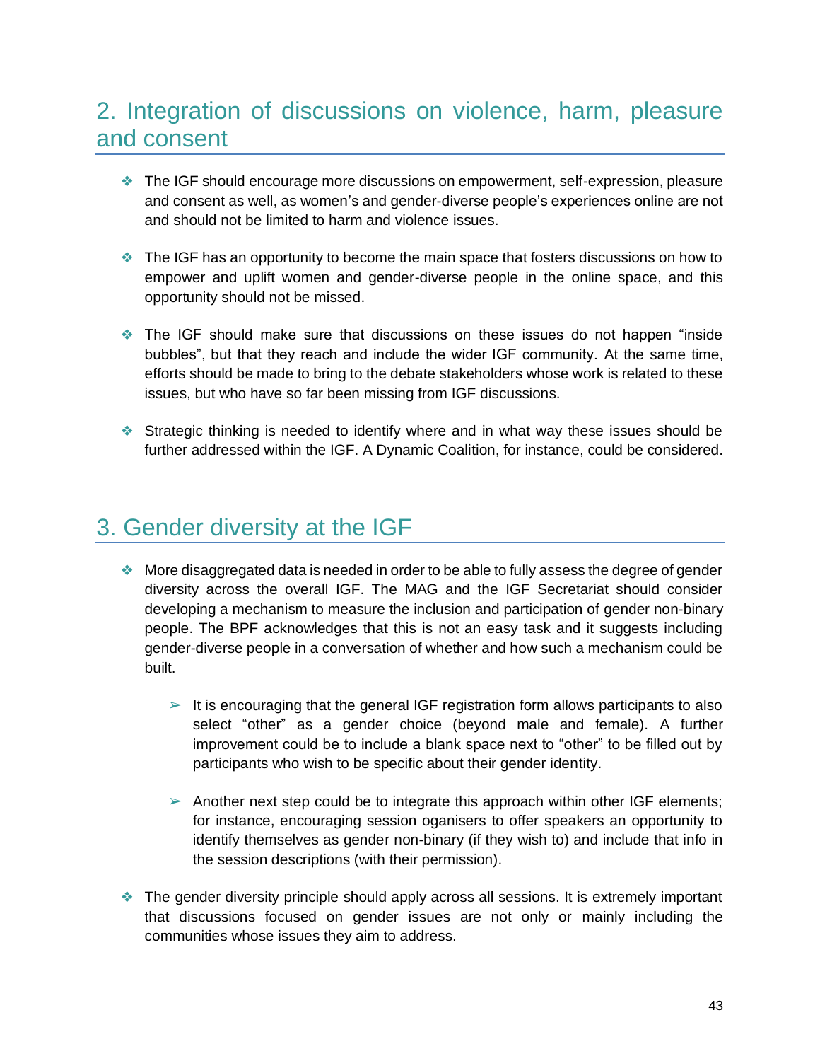## 2. Integration of discussions on violence, harm, pleasure and consent

- The IGF should encourage more discussions on empowerment, self-expression, pleasure and consent as well, as women's and gender-diverse people's experiences online are not and should not be limited to harm and violence issues.
- The IGF has an opportunity to become the main space that fosters discussions on how to empower and uplift women and gender-diverse people in the online space, and this opportunity should not be missed.
- The IGF should make sure that discussions on these issues do not happen "inside bubbles", but that they reach and include the wider IGF community. At the same time, efforts should be made to bring to the debate stakeholders whose work is related to these issues, but who have so far been missing from IGF discussions.
- Strategic thinking is needed to identify where and in what way these issues should be further addressed within the IGF. A Dynamic Coalition, for instance, could be considered.

## 3. Gender diversity at the IGF

- More disaggregated data is needed in order to be able to fully assess the degree of gender diversity across the overall IGF. The MAG and the IGF Secretariat should consider developing a mechanism to measure the inclusion and participation of gender non-binary people. The BPF acknowledges that this is not an easy task and it suggests including gender-diverse people in a conversation of whether and how such a mechanism could be built.
  - It is encouraging that the general IGF registration form allows participants to also select "other" as a gender choice (beyond male and female). A further improvement could be to include a blank space next to "other" to be filled out by participants who wish to be specific about their gender identity.
  - Another next step could be to integrate this approach within other IGF elements; for instance, encouraging session oganisers to offer speakers an opportunity to identify themselves as gender non-binary (if they wish to) and include that info in the session descriptions (with their permission).
- The gender diversity principle should apply across all sessions. It is extremely important that discussions focused on gender issues are not only or mainly including the communities whose issues they aim to address.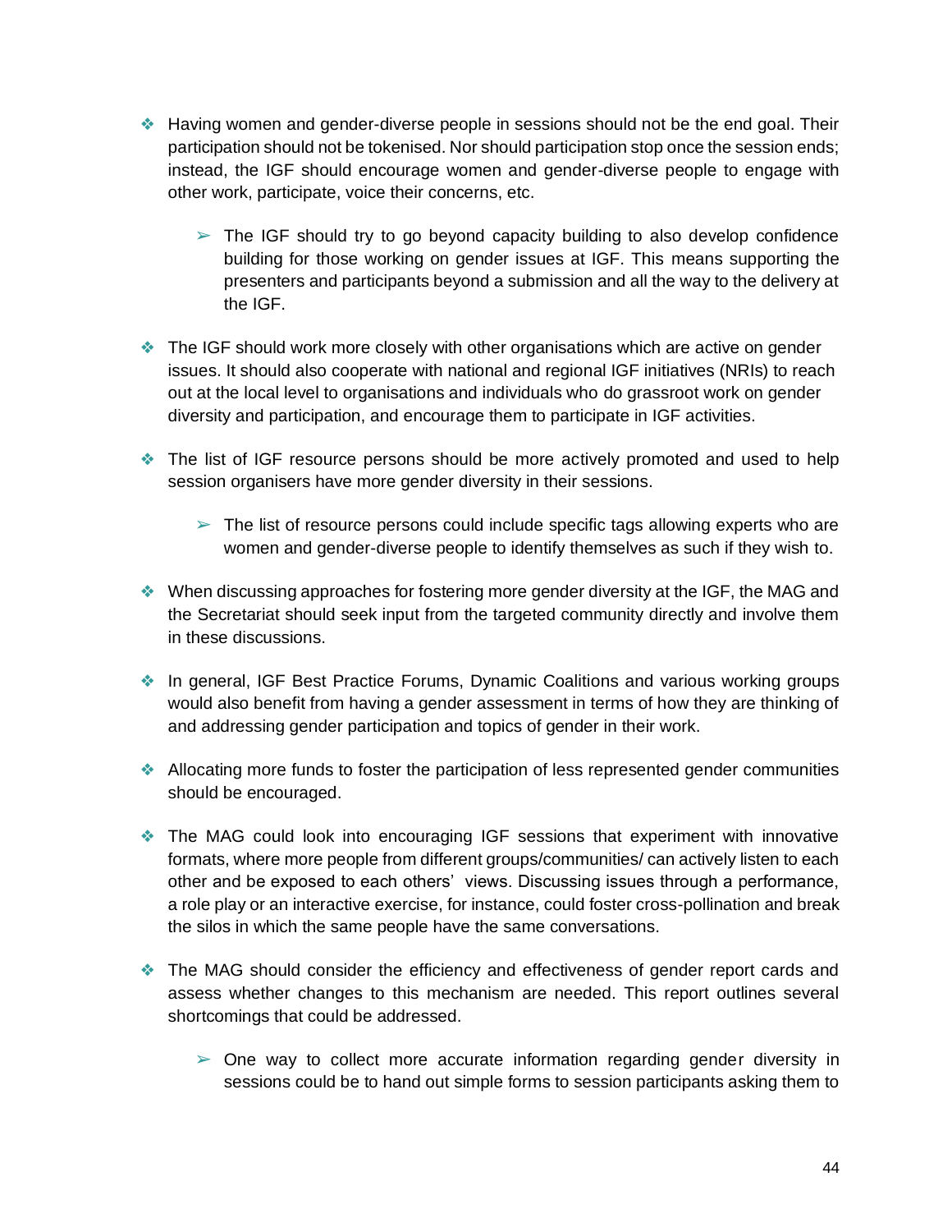- Having women and gender-diverse people in sessions should not be the end goal. Their participation should not be tokenised. Nor should participation stop once the session ends; instead, the IGF should encourage women and gender-diverse people to engage with other work, participate, voice their concerns, etc.
    - The IGF should try to go beyond capacity building to also develop confidence building for those working on gender issues at IGF. This means supporting the presenters and participants beyond a submission and all the way to the delivery at the IGF.
- The IGF should work more closely with other organisations which are active on gender issues. It should also cooperate with national and regional IGF initiatives (NRIs) to reach out at the local level to organisations and individuals who do grassroot work on gender diversity and participation, and encourage them to participate in IGF activities.
- The list of IGF resource persons should be more actively promoted and used to help session organisers have more gender diversity in their sessions.
    - The list of resource persons could include specific tags allowing experts who are women and gender-diverse people to identify themselves as such if they wish to.
- When discussing approaches for fostering more gender diversity at the IGF, the MAG and the Secretariat should seek input from the targeted community directly and involve them in these discussions.
- In general, IGF Best Practice Forums, Dynamic Coalitions and various working groups would also benefit from having a gender assessment in terms of how they are thinking of and addressing gender participation and topics of gender in their work.
- Allocating more funds to foster the participation of less represented gender communities should be encouraged.
- The MAG could look into encouraging IGF sessions that experiment with innovative formats, where more people from different groups/communities/ can actively listen to each other and be exposed to each others' views. Discussing issues through a performance, a role play or an interactive exercise, for instance, could foster cross-pollination and break the silos in which the same people have the same conversations.
- The MAG should consider the efficiency and effectiveness of gender report cards and assess whether changes to this mechanism are needed. This report outlines several shortcomings that could be addressed.
    - One way to collect more accurate information regarding gender diversity in sessions could be to hand out simple forms to session participants asking them to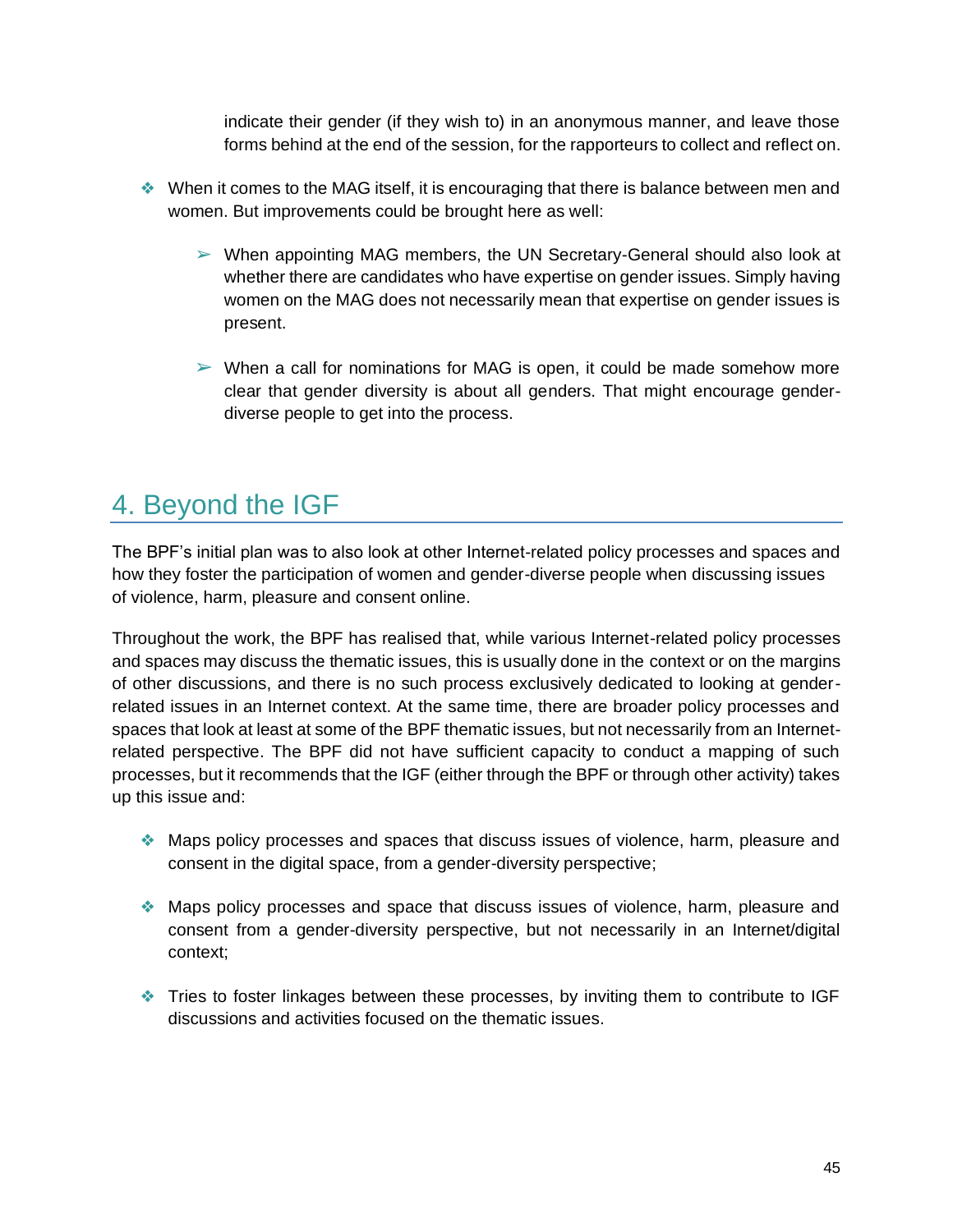indicate their gender (if they wish to) in an anonymous manner, and leave those forms behind at the end of the session, for the rapporteurs to collect and reflect on.

- When it comes to the MAG itself, it is encouraging that there is balance between men and women. But improvements could be brought here as well:
    - When appointing MAG members, the UN Secretary-General should also look at whether there are candidates who have expertise on gender issues. Simply having women on the MAG does not necessarily mean that expertise on gender issues is present.
    - When a call for nominations for MAG is open, it could be made somehow more clear that gender diversity is about all genders. That might encourage gender-diverse people to get into the process.

## 4. Beyond the IGF

The BPF's initial plan was to also look at other Internet-related policy processes and spaces and how they foster the participation of women and gender-diverse people when discussing issues of violence, harm, pleasure and consent online.

Throughout the work, the BPF has realised that, while various Internet-related policy processes and spaces may discuss the thematic issues, this is usually done in the context or on the margins of other discussions, and there is no such process exclusively dedicated to looking at gender-related issues in an Internet context. At the same time, there are broader policy processes and spaces that look at least at some of the BPF thematic issues, but not necessarily from an Internet-related perspective. The BPF did not have sufficient capacity to conduct a mapping of such processes, but it recommends that the IGF (either through the BPF or through other activity) takes up this issue and:

- Maps policy processes and spaces that discuss issues of violence, harm, pleasure and consent in the digital space, from a gender-diversity perspective;
- Maps policy processes and space that discuss issues of violence, harm, pleasure and consent from a gender-diversity perspective, but not necessarily in an Internet/digital context;
- Tries to foster linkages between these processes, by inviting them to contribute to IGF discussions and activities focused on the thematic issues.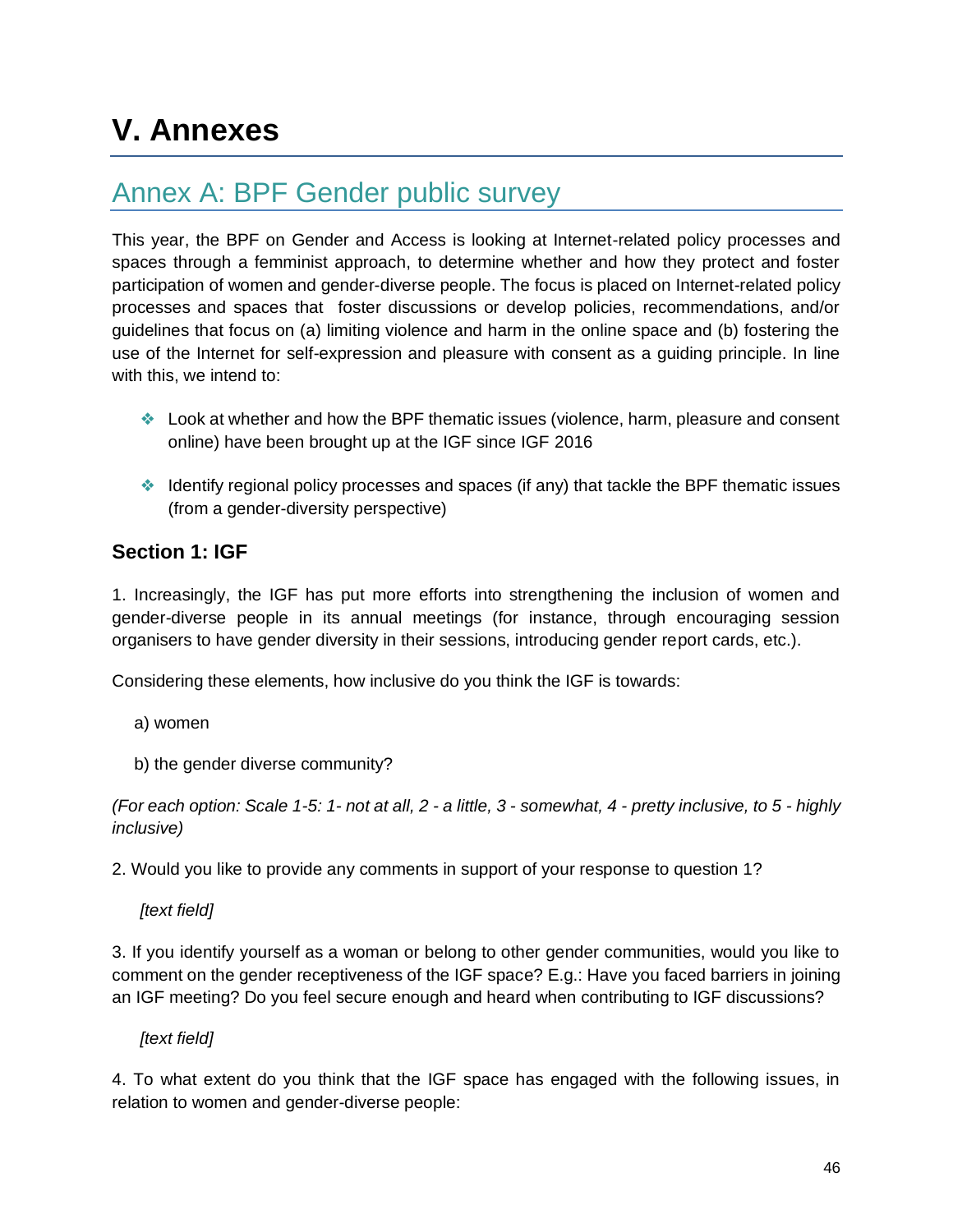# V. Annexes

## Annex A: BPF Gender public survey

This year, the BPF on Gender and Access is looking at Internet-related policy processes and spaces through a femminist approach, to determine whether and how they protect and foster participation of women and gender-diverse people. The focus is placed on Internet-related policy processes and spaces that foster discussions or develop policies, recommendations, and/or guidelines that focus on (a) limiting violence and harm in the online space and (b) fostering the use of the Internet for self-expression and pleasure with consent as a guiding principle. In line with this, we intend to:

- Look at whether and how the BPF thematic issues (violence, harm, pleasure and consent online) have been brought up at the IGF since IGF 2016
- Identify regional policy processes and spaces (if any) that tackle the BPF thematic issues (from a gender-diversity perspective)

### Section 1: IGF

1. Increasingly, the IGF has put more efforts into strengthening the inclusion of women and gender-diverse people in its annual meetings (for instance, through encouraging session organisers to have gender diversity in their sessions, introducing gender report cards, etc.).

Considering these elements, how inclusive do you think the IGF is towards:

a) women

b) the gender diverse community?

*(For each option: Scale 1-5: 1- not at all, 2 - a little, 3 - somewhat, 4 - pretty inclusive, to 5 - highly inclusive)*

2. Would you like to provide any comments in support of your response to question 1?

*[text field]*

3. If you identify yourself as a woman or belong to other gender communities, would you like to comment on the gender receptiveness of the IGF space? E.g.: Have you faced barriers in joining an IGF meeting? Do you feel secure enough and heard when contributing to IGF discussions?

*[text field]*

4. To what extent do you think that the IGF space has engaged with the following issues, in relation to women and gender-diverse people: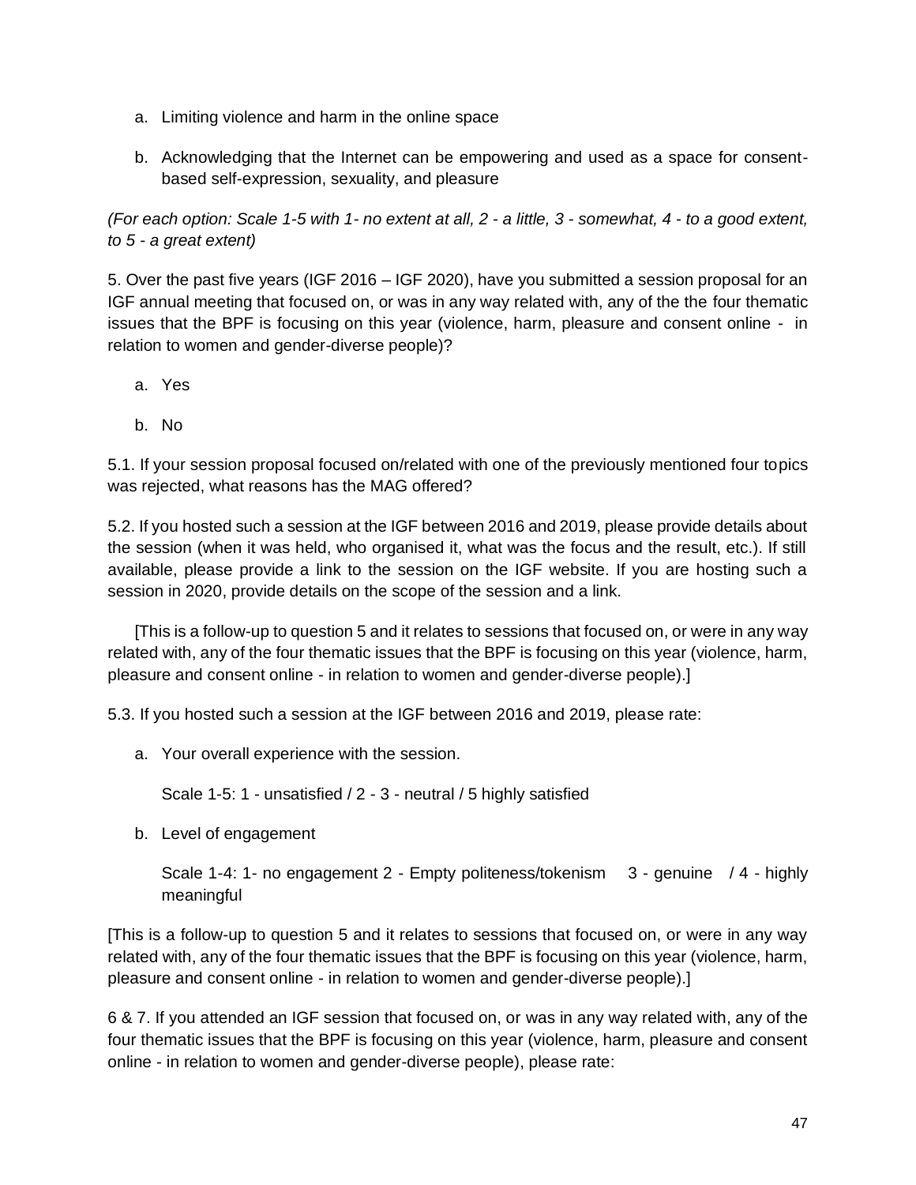a. Limiting violence and harm in the online space

b. Acknowledging that the Internet can be empowering and used as a space for consent-based self-expression, sexuality, and pleasure

*(For each option: Scale 1-5 with 1- no extent at all, 2 - a little, 3 - somewhat, 4 - to a good extent, to 5 - a great extent)*

5. Over the past five years (IGF 2016 – IGF 2020), have you submitted a session proposal for an IGF annual meeting that focused on, or was in any way related with, any of the the four thematic issues that the BPF is focusing on this year (violence, harm, pleasure and consent online - in relation to women and gender-diverse people)?

a. Yes

b. No

5.1. If your session proposal focused on/related with one of the previously mentioned four topics was rejected, what reasons has the MAG offered?

5.2. If you hosted such a session at the IGF between 2016 and 2019, please provide details about the session (when it was held, who organised it, what was the focus and the result, etc.). If still available, please provide a link to the session on the IGF website. If you are hosting such a session in 2020, provide details on the scope of the session and a link.

[This is a follow-up to question 5 and it relates to sessions that focused on, or were in any way related with, any of the four thematic issues that the BPF is focusing on this year (violence, harm, pleasure and consent online - in relation to women and gender-diverse people).]

5.3. If you hosted such a session at the IGF between 2016 and 2019, please rate:

a. Your overall experience with the session.

Scale 1-5: 1 - unsatisfied / 2 - 3 - neutral / 5 highly satisfied

b. Level of engagement

Scale 1-4: 1- no engagement 2 - Empty politeness/tokenism 3 - genuine / 4 - highly meaningful

[This is a follow-up to question 5 and it relates to sessions that focused on, or were in any way related with, any of the four thematic issues that the BPF is focusing on this year (violence, harm, pleasure and consent online - in relation to women and gender-diverse people).]

6 & 7. If you attended an IGF session that focused on, or was in any way related with, any of the four thematic issues that the BPF is focusing on this year (violence, harm, pleasure and consent online - in relation to women and gender-diverse people), please rate: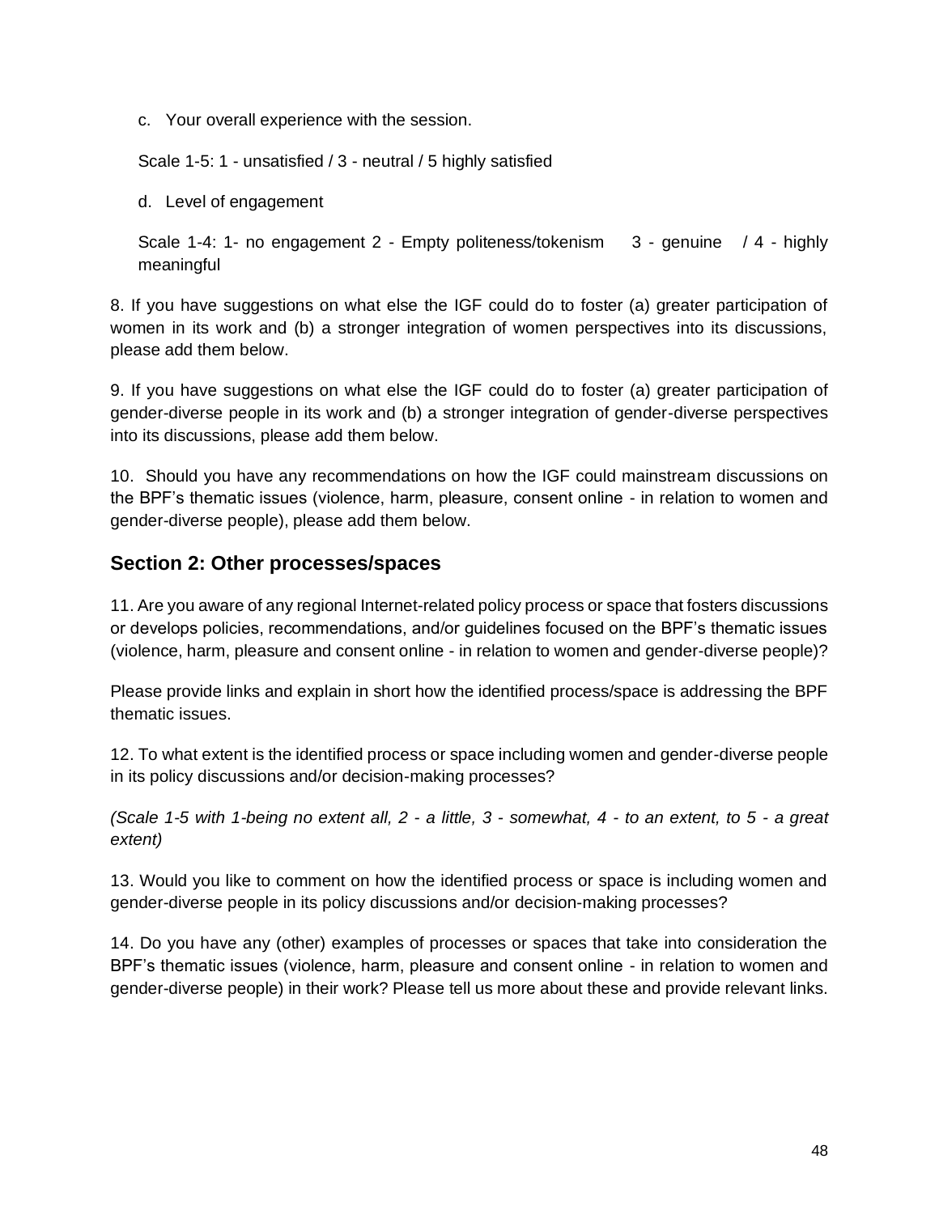c. Your overall experience with the session.

Scale 1-5: 1 - unsatisfied / 3 - neutral / 5 highly satisfied

d. Level of engagement

Scale 1-4: 1- no engagement 2 - Empty politeness/tokenism  3 - genuine  / 4 - highly meaningful

8. If you have suggestions on what else the IGF could do to foster (a) greater participation of women in its work and (b) a stronger integration of women perspectives into its discussions, please add them below.

9. If you have suggestions on what else the IGF could do to foster (a) greater participation of gender-diverse people in its work and (b) a stronger integration of gender-diverse perspectives into its discussions, please add them below.

10. Should you have any recommendations on how the IGF could mainstream discussions on the BPF's thematic issues (violence, harm, pleasure, consent online - in relation to women and gender-diverse people), please add them below.

## Section 2: Other processes/spaces

11. Are you aware of any regional Internet-related policy process or space that fosters discussions or develops policies, recommendations, and/or guidelines focused on the BPF's thematic issues (violence, harm, pleasure and consent online - in relation to women and gender-diverse people)?

Please provide links and explain in short how the identified process/space is addressing the BPF thematic issues.

12. To what extent is the identified process or space including women and gender-diverse people in its policy discussions and/or decision-making processes?

*(Scale 1-5 with 1-being no extent all, 2 - a little, 3 - somewhat, 4 - to an extent, to 5 - a great extent)*

13. Would you like to comment on how the identified process or space is including women and gender-diverse people in its policy discussions and/or decision-making processes?

14. Do you have any (other) examples of processes or spaces that take into consideration the BPF's thematic issues (violence, harm, pleasure and consent online - in relation to women and gender-diverse people) in their work? Please tell us more about these and provide relevant links.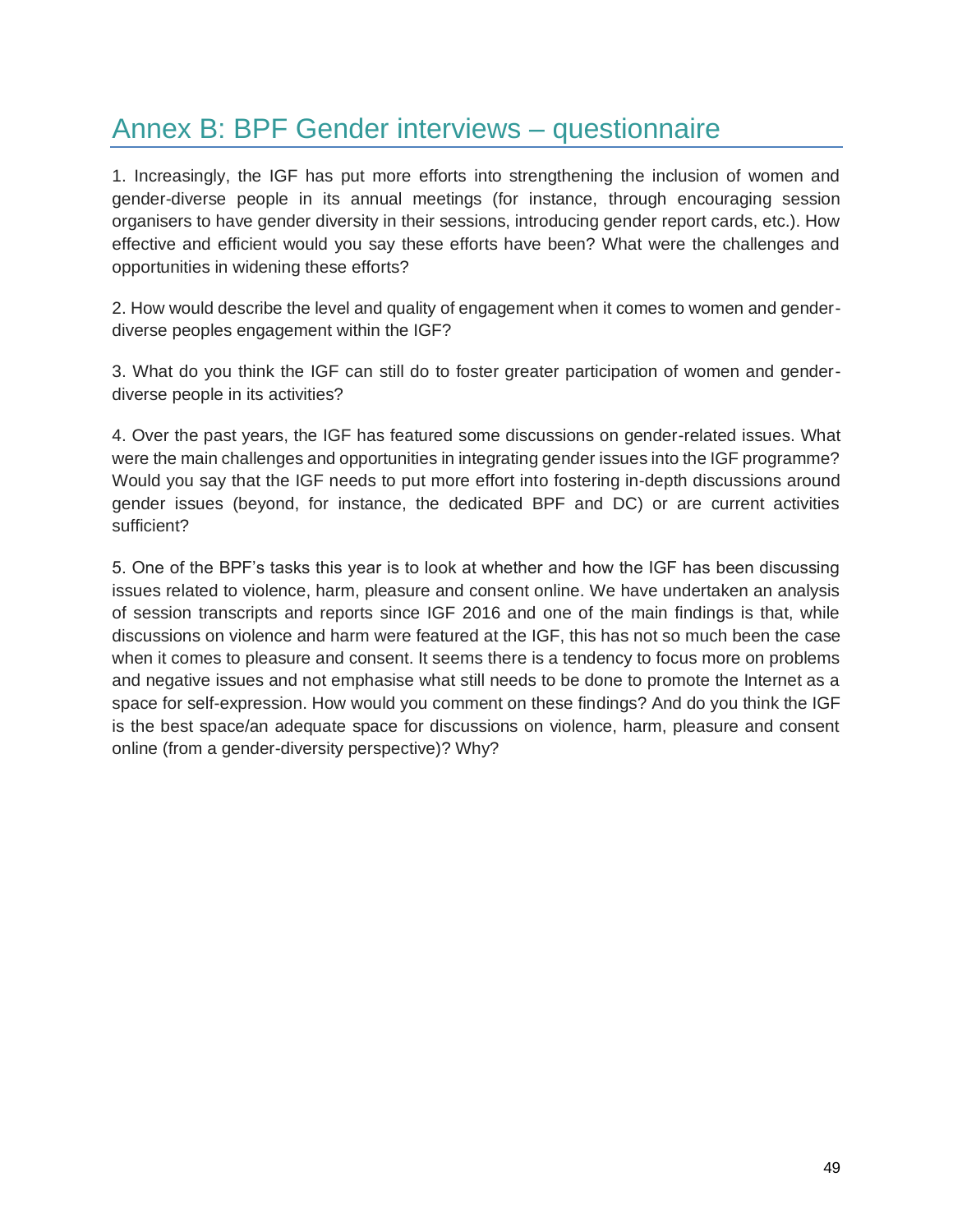# Annex B: BPF Gender interviews – questionnaire

1. Increasingly, the IGF has put more efforts into strengthening the inclusion of women and gender-diverse people in its annual meetings (for instance, through encouraging session organisers to have gender diversity in their sessions, introducing gender report cards, etc.). How effective and efficient would you say these efforts have been? What were the challenges and opportunities in widening these efforts?

2. How would describe the level and quality of engagement when it comes to women and gender-diverse peoples engagement within the IGF?

3. What do you think the IGF can still do to foster greater participation of women and gender-diverse people in its activities?

4. Over the past years, the IGF has featured some discussions on gender-related issues. What were the main challenges and opportunities in integrating gender issues into the IGF programme? Would you say that the IGF needs to put more effort into fostering in-depth discussions around gender issues (beyond, for instance, the dedicated BPF and DC) or are current activities sufficient?

5. One of the BPF's tasks this year is to look at whether and how the IGF has been discussing issues related to violence, harm, pleasure and consent online. We have undertaken an analysis of session transcripts and reports since IGF 2016 and one of the main findings is that, while discussions on violence and harm were featured at the IGF, this has not so much been the case when it comes to pleasure and consent. It seems there is a tendency to focus more on problems and negative issues and not emphasise what still needs to be done to promote the Internet as a space for self-expression. How would you comment on these findings? And do you think the IGF is the best space/an adequate space for discussions on violence, harm, pleasure and consent online (from a gender-diversity perspective)? Why?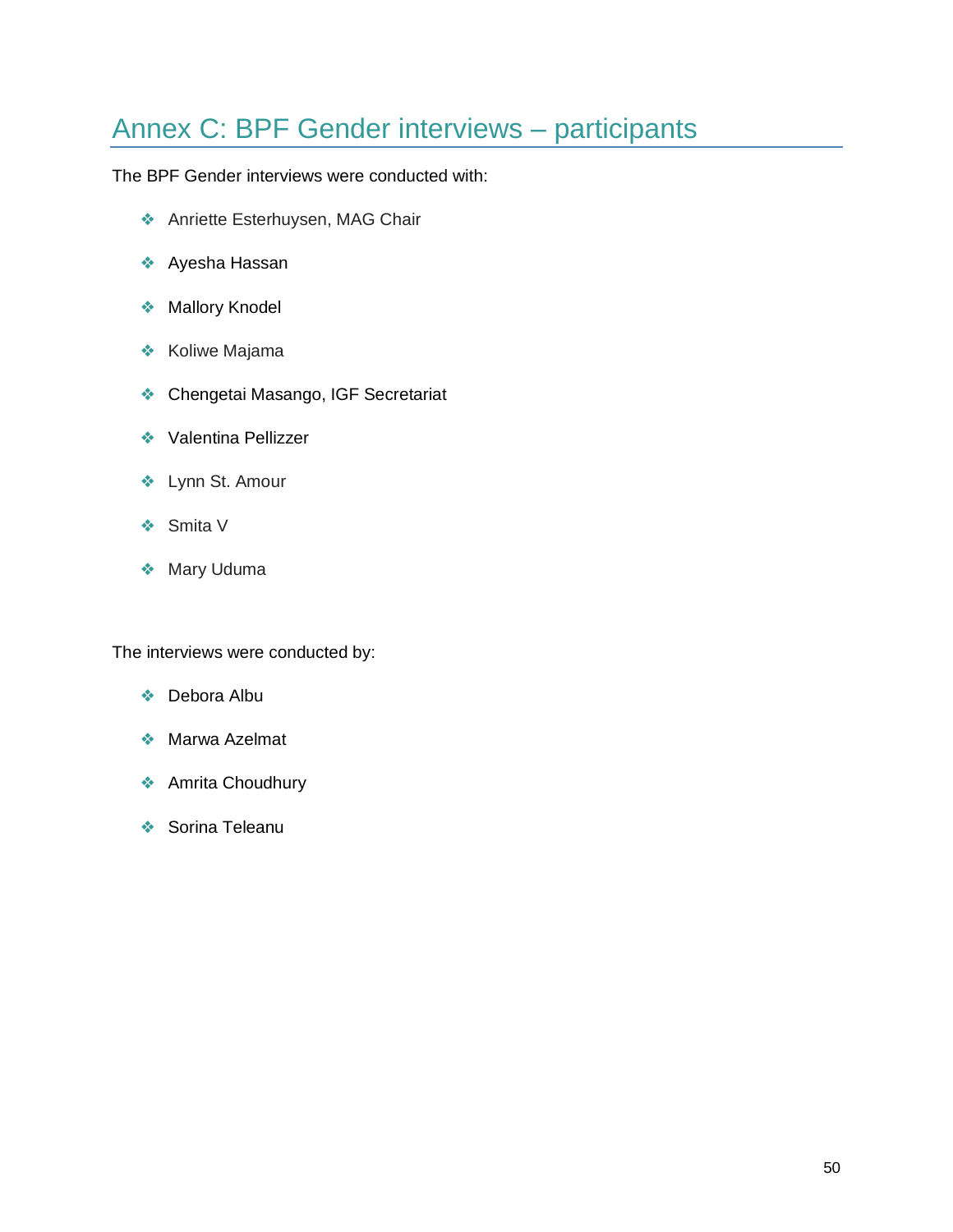# Annex C: BPF Gender interviews – participants

The BPF Gender interviews were conducted with:

- Anriette Esterhuysen, MAG Chair
- Ayesha Hassan
- Mallory Knodel
- Koliwe Majama
- Chengetai Masango, IGF Secretariat
- Valentina Pellizzer
- Lynn St. Amour
- Smita V
- Mary Uduma

The interviews were conducted by:

- Debora Albu
- Marwa Azelmat
- Amrita Choudhury
- Sorina Teleanu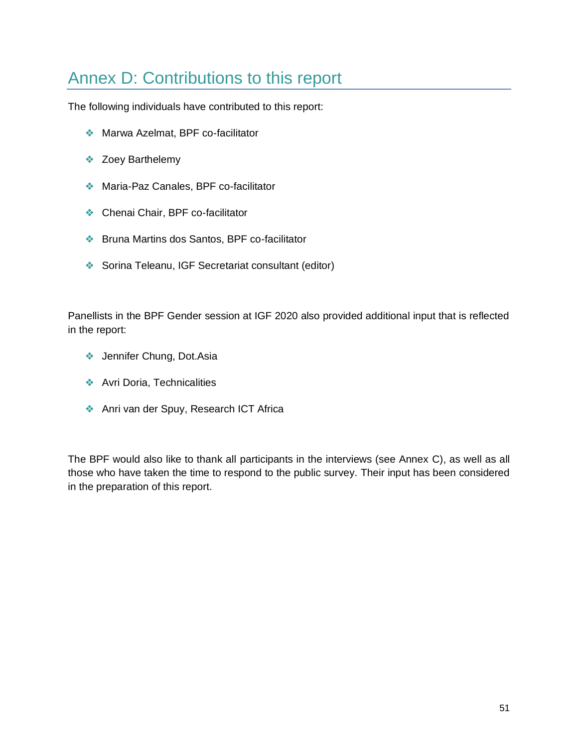# Annex D: Contributions to this report

The following individuals have contributed to this report:

- Marwa Azelmat, BPF co-facilitator
- Zoey Barthelemy
- Maria-Paz Canales, BPF co-facilitator
- Chenai Chair, BPF co-facilitator
- Bruna Martins dos Santos, BPF co-facilitator
- Sorina Teleanu, IGF Secretariat consultant (editor)

Panellists in the BPF Gender session at IGF 2020 also provided additional input that is reflected in the report:

- Jennifer Chung, Dot.Asia
- Avri Doria, Technicalities
- Anri van der Spuy, Research ICT Africa

The BPF would also like to thank all participants in the interviews (see Annex C), as well as all those who have taken the time to respond to the public survey. Their input has been considered in the preparation of this report.